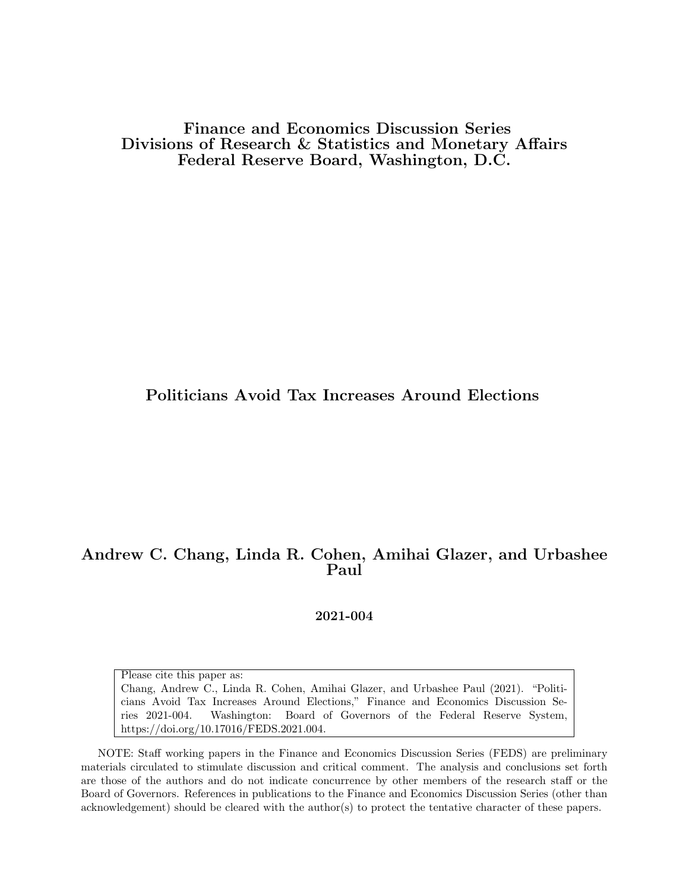**Finance and Economics Discussion Series**
**Divisions of Research & Statistics and Monetary Affairs**
**Federal Reserve Board, Washington, D.C.**

# Politicians Avoid Tax Increases Around Elections

**Andrew C. Chang, Linda R. Cohen, Amihai Glazer, and Urbashee Paul**

**2021-004**

Please cite this paper as:
Chang, Andrew C., Linda R. Cohen, Amihai Glazer, and Urbashee Paul (2021). "Politicians Avoid Tax Increases Around Elections," Finance and Economics Discussion Series 2021-004. Washington: Board of Governors of the Federal Reserve System, https://doi.org/10.17016/FEDS.2021.004.

NOTE: Staff working papers in the Finance and Economics Discussion Series (FEDS) are preliminary materials circulated to stimulate discussion and critical comment. The analysis and conclusions set forth are those of the authors and do not indicate concurrence by other members of the research staff or the Board of Governors. References in publications to the Finance and Economics Discussion Series (other than acknowledgement) should be cleared with the author(s) to protect the tentative character of these papers.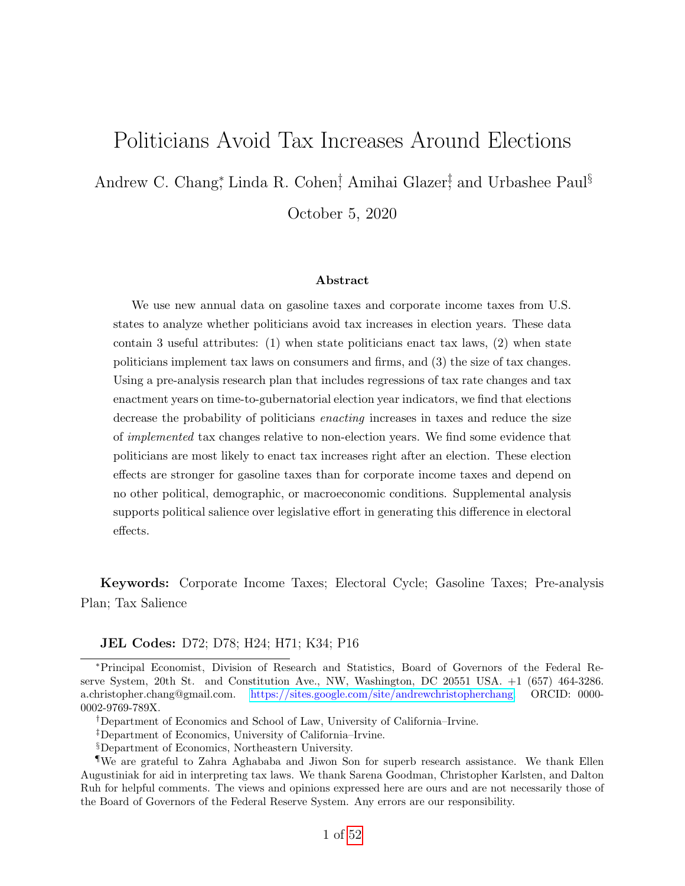# Politicians Avoid Tax Increases Around Elections

Andrew C. Chang[*], Linda R. Cohen[†], Amihai Glazer[‡], and Urbashee Paul[§]

October 5, 2020

### Abstract

We use new annual data on gasoline taxes and corporate income taxes from U.S. states to analyze whether politicians avoid tax increases in election years. These data contain 3 useful attributes: (1) when state politicians enact tax laws, (2) when state politicians implement tax laws on consumers and firms, and (3) the size of tax changes. Using a pre-analysis research plan that includes regressions of tax rate changes and tax enactment years on time-to-gubernatorial election year indicators, we find that elections decrease the probability of politicians *enacting* increases in taxes and reduce the size of *implemented* tax changes relative to non-election years. We find some evidence that politicians are most likely to enact tax increases right after an election. These election effects are stronger for gasoline taxes than for corporate income taxes and depend on no other political, demographic, or macroeconomic conditions. Supplemental analysis supports political salience over legislative effort in generating this difference in electoral effects.

**Keywords:** Corporate Income Taxes; Electoral Cycle; Gasoline Taxes; Pre-analysis Plan; Tax Salience

**JEL Codes:** D72; D78; H24; H71; K34; P16

---

[*] Principal Economist, Division of Research and Statistics, Board of Governors of the Federal Reserve System, 20th St. and Constitution Ave., NW, Washington, DC 20551 USA. +1 (657) 464-3286. a.christopher.chang@gmail.com. https://sites.google.com/site/andrewchristopherchang ORCID: 0000-0002-9769-789X.

[†] Department of Economics and School of Law, University of California–Irvine.

[‡] Department of Economics, University of California–Irvine.

[§] Department of Economics, Northeastern University.

[¶] We are grateful to Zahra Aghababa and Jiwon Son for superb research assistance. We thank Ellen Augustiniak for aid in interpreting tax laws. We thank Sarena Goodman, Christopher Karlsten, and Dalton Ruh for helpful comments. The views and opinions expressed here are ours and are not necessarily those of the Board of Governors of the Federal Reserve System. Any errors are our responsibility.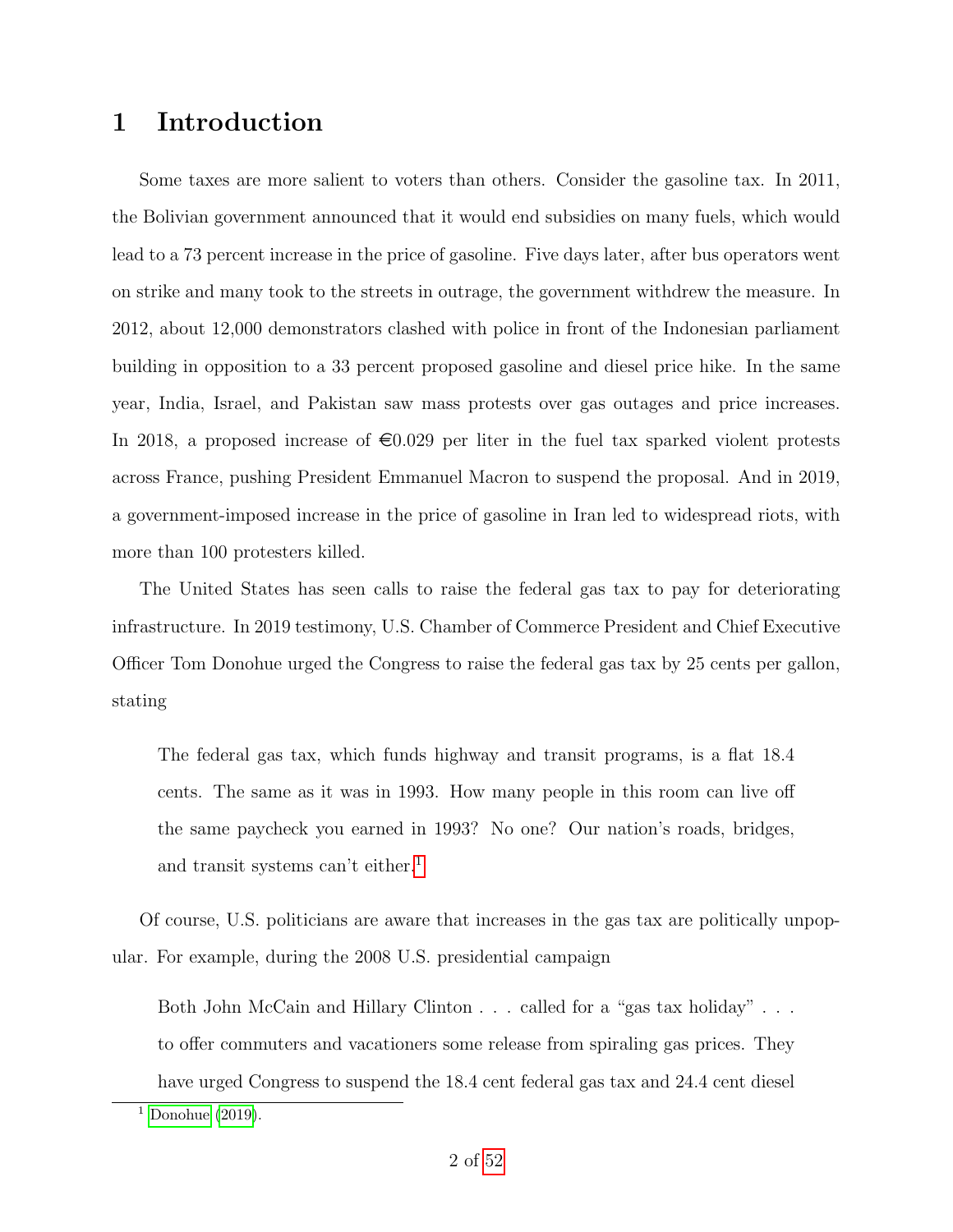# 1 Introduction

Some taxes are more salient to voters than others. Consider the gasoline tax. In 2011, the Bolivian government announced that it would end subsidies on many fuels, which would lead to a 73 percent increase in the price of gasoline. Five days later, after bus operators went on strike and many took to the streets in outrage, the government withdrew the measure. In 2012, about 12,000 demonstrators clashed with police in front of the Indonesian parliament building in opposition to a 33 percent proposed gasoline and diesel price hike. In the same year, India, Israel, and Pakistan saw mass protests over gas outages and price increases. In 2018, a proposed increase of €0.029 per liter in the fuel tax sparked violent protests across France, pushing President Emmanuel Macron to suspend the proposal. And in 2019, a government-imposed increase in the price of gasoline in Iran led to widespread riots, with more than 100 protesters killed.

The United States has seen calls to raise the federal gas tax to pay for deteriorating infrastructure. In 2019 testimony, U.S. Chamber of Commerce President and Chief Executive Officer Tom Donohue urged the Congress to raise the federal gas tax by 25 cents per gallon, stating

> The federal gas tax, which funds highway and transit programs, is a flat 18.4 cents. The same as it was in 1993. How many people in this room can live off the same paycheck you earned in 1993? No one? Our nation's roads, bridges, and transit systems can't either.[1]

Of course, U.S. politicians are aware that increases in the gas tax are politically unpopular. For example, during the 2008 U.S. presidential campaign

> Both John McCain and Hillary Clinton . . . called for a "gas tax holiday" . . . to offer commuters and vacationers some release from spiraling gas prices. They have urged Congress to suspend the 18.4 cent federal gas tax and 24.4 cent diesel

[1] Donohue (2019).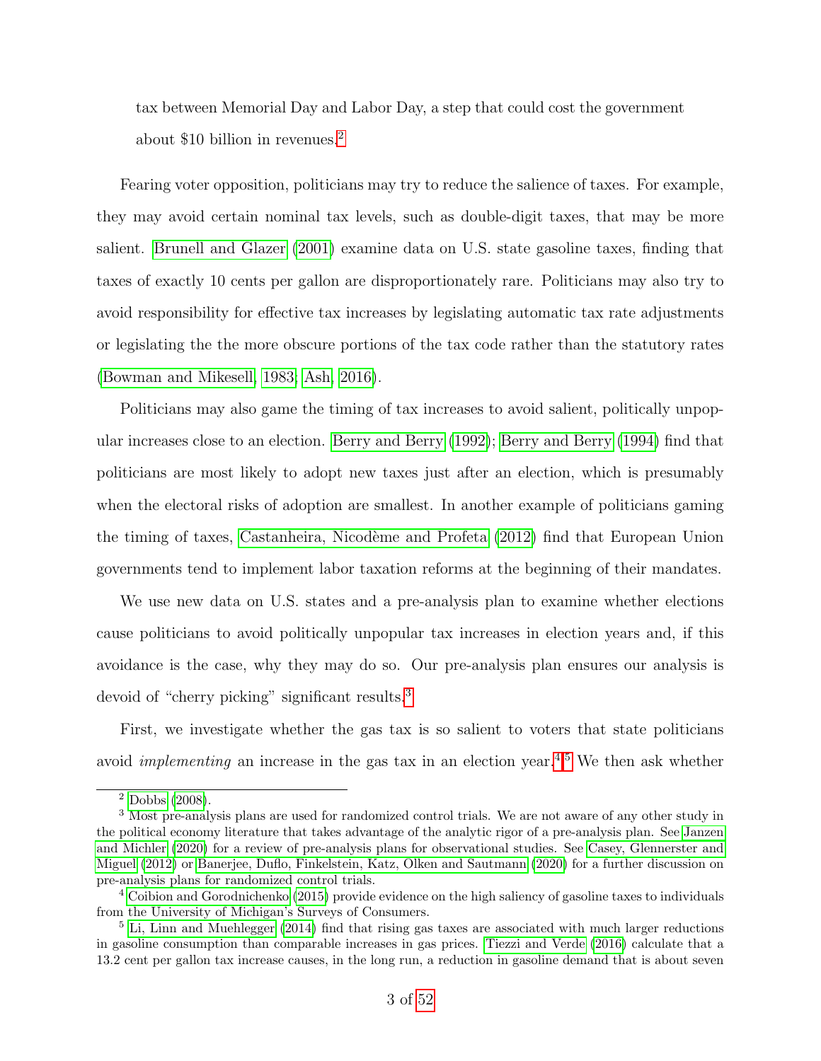tax between Memorial Day and Labor Day, a step that could cost the government about $10 billion in revenues.[2]

Fearing voter opposition, politicians may try to reduce the salience of taxes. For example, they may avoid certain nominal tax levels, such as double-digit taxes, that may be more salient. Brunell and Glazer (2001) examine data on U.S. state gasoline taxes, finding that taxes of exactly 10 cents per gallon are disproportionately rare. Politicians may also try to avoid responsibility for effective tax increases by legislating automatic tax rate adjustments or legislating the the more obscure portions of the tax code rather than the statutory rates (Bowman and Mikesell, 1983; Ash, 2016).

Politicians may also game the timing of tax increases to avoid salient, politically unpopular increases close to an election. Berry and Berry (1992); Berry and Berry (1994) find that politicians are most likely to adopt new taxes just after an election, which is presumably when the electoral risks of adoption are smallest. In another example of politicians gaming the timing of taxes, Castanheira, Nicodème and Profeta (2012) find that European Union governments tend to implement labor taxation reforms at the beginning of their mandates.

We use new data on U.S. states and a pre-analysis plan to examine whether elections cause politicians to avoid politically unpopular tax increases in election years and, if this avoidance is the case, why they may do so. Our pre-analysis plan ensures our analysis is devoid of "cherry picking" significant results.[3]

First, we investigate whether the gas tax is so salient to voters that state politicians avoid *implementing* an increase in the gas tax in an election year.[4,5] We then ask whether

[2] Dobbs (2008).

[3] Most pre-analysis plans are used for randomized control trials. We are not aware of any other study in the political economy literature that takes advantage of the analytic rigor of a pre-analysis plan. See Janzen and Michler (2020) for a review of pre-analysis plans for observational studies. See Casey, Glennerster and Miguel (2012) or Banerjee, Duflo, Finkelstein, Katz, Olken and Sautmann (2020) for a further discussion on pre-analysis plans for randomized control trials.

[4] Coibion and Gorodnichenko (2015) provide evidence on the high saliency of gasoline taxes to individuals from the University of Michigan's Surveys of Consumers.

[5] Li, Linn and Muehlegger (2014) find that rising gas taxes are associated with much larger reductions in gasoline consumption than comparable increases in gas prices. Tiezzi and Verde (2016) calculate that a 13.2 cent per gallon tax increase causes, in the long run, a reduction in gasoline demand that is about seven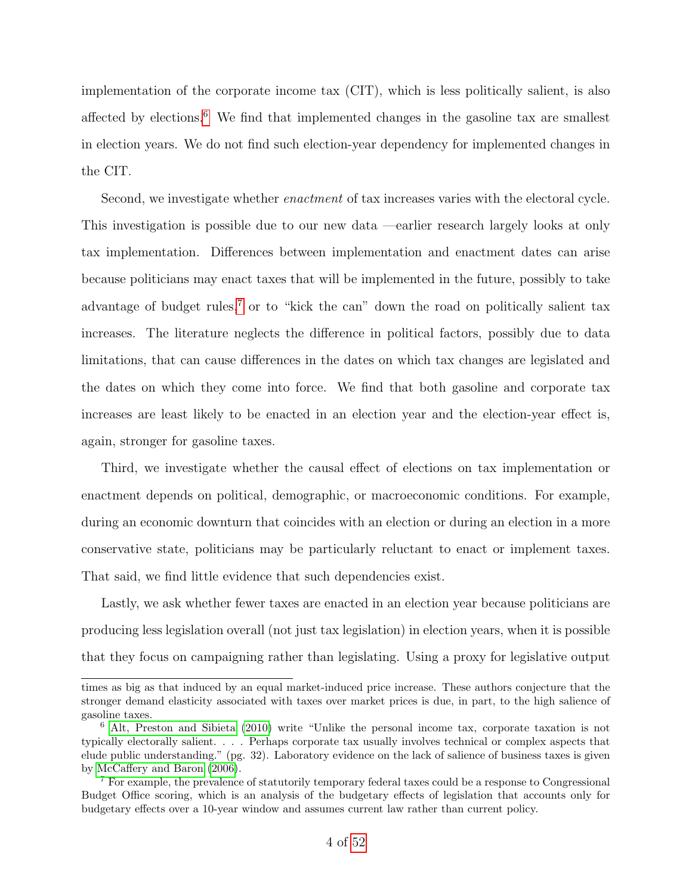implementation of the corporate income tax (CIT), which is less politically salient, is also affected by elections.[6] We find that implemented changes in the gasoline tax are smallest in election years. We do not find such election-year dependency for implemented changes in the CIT.

Second, we investigate whether *enactment* of tax increases varies with the electoral cycle. This investigation is possible due to our new data —earlier research largely looks at only tax implementation. Differences between implementation and enactment dates can arise because politicians may enact taxes that will be implemented in the future, possibly to take advantage of budget rules,[7] or to "kick the can" down the road on politically salient tax increases. The literature neglects the difference in political factors, possibly due to data limitations, that can cause differences in the dates on which tax changes are legislated and the dates on which they come into force. We find that both gasoline and corporate tax increases are least likely to be enacted in an election year and the election-year effect is, again, stronger for gasoline taxes.

Third, we investigate whether the causal effect of elections on tax implementation or enactment depends on political, demographic, or macroeconomic conditions. For example, during an economic downturn that coincides with an election or during an election in a more conservative state, politicians may be particularly reluctant to enact or implement taxes. That said, we find little evidence that such dependencies exist.

Lastly, we ask whether fewer taxes are enacted in an election year because politicians are producing less legislation overall (not just tax legislation) in election years, when it is possible that they focus on campaigning rather than legislating. Using a proxy for legislative output

---

times as big as that induced by an equal market-induced price increase. These authors conjecture that the stronger demand elasticity associated with taxes over market prices is due, in part, to the high salience of gasoline taxes.

[6] Alt, Preston and Sibieta (2010) write "Unlike the personal income tax, corporate taxation is not typically electorally salient. . . . Perhaps corporate tax usually involves technical or complex aspects that elude public understanding." (pg. 32). Laboratory evidence on the lack of salience of business taxes is given by McCaffery and Baron (2006).

[7] For example, the prevalence of statutorily temporary federal taxes could be a response to Congressional Budget Office scoring, which is an analysis of the budgetary effects of legislation that accounts only for budgetary effects over a 10-year window and assumes current law rather than current policy.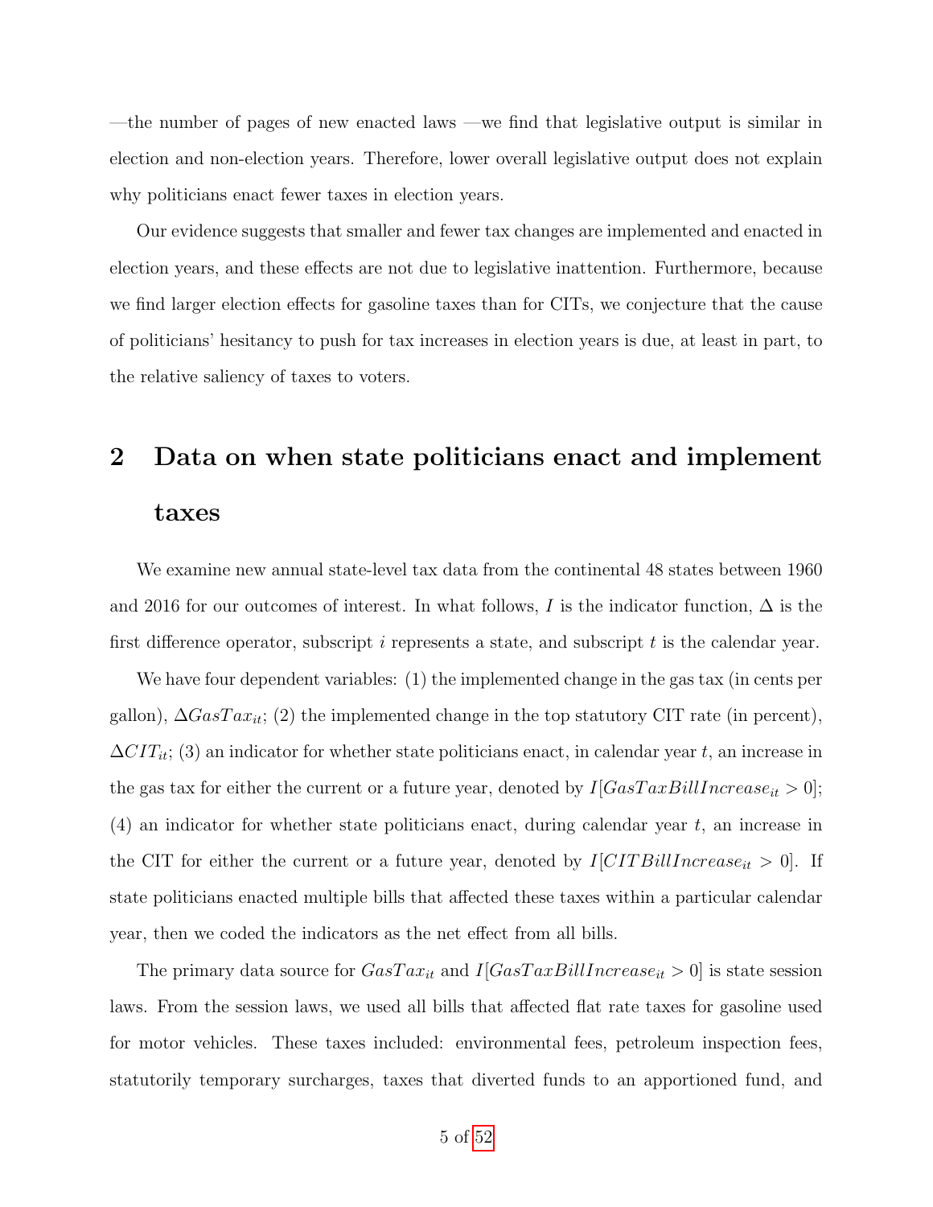—the number of pages of new enacted laws —we find that legislative output is similar in election and non-election years. Therefore, lower overall legislative output does not explain why politicians enact fewer taxes in election years.

Our evidence suggests that smaller and fewer tax changes are implemented and enacted in election years, and these effects are not due to legislative inattention. Furthermore, because we find larger election effects for gasoline taxes than for CITs, we conjecture that the cause of politicians' hesitancy to push for tax increases in election years is due, at least in part, to the relative saliency of taxes to voters.

## 2 Data on when state politicians enact and implement taxes

We examine new annual state-level tax data from the continental 48 states between 1960 and 2016 for our outcomes of interest. In what follows, $I$ is the indicator function, $\Delta$ is the first difference operator, subscript $i$ represents a state, and subscript $t$ is the calendar year.

We have four dependent variables: (1) the implemented change in the gas tax (in cents per gallon), $\Delta GasTax_{it}$; (2) the implemented change in the top statutory CIT rate (in percent), $\Delta CIT_{it}$; (3) an indicator for whether state politicians enact, in calendar year $t$, an increase in the gas tax for either the current or a future year, denoted by $I[GasTaxBillIncrease_{it} > 0]$; (4) an indicator for whether state politicians enact, during calendar year $t$, an increase in the CIT for either the current or a future year, denoted by $I[CITBillIncrease_{it} > 0]$. If state politicians enacted multiple bills that affected these taxes within a particular calendar year, then we coded the indicators as the net effect from all bills.

The primary data source for $GasTax_{it}$ and $I[GasTaxBillIncrease_{it} > 0]$ is state session laws. From the session laws, we used all bills that affected flat rate taxes for gasoline used for motor vehicles. These taxes included: environmental fees, petroleum inspection fees, statutorily temporary surcharges, taxes that diverted funds to an apportioned fund, and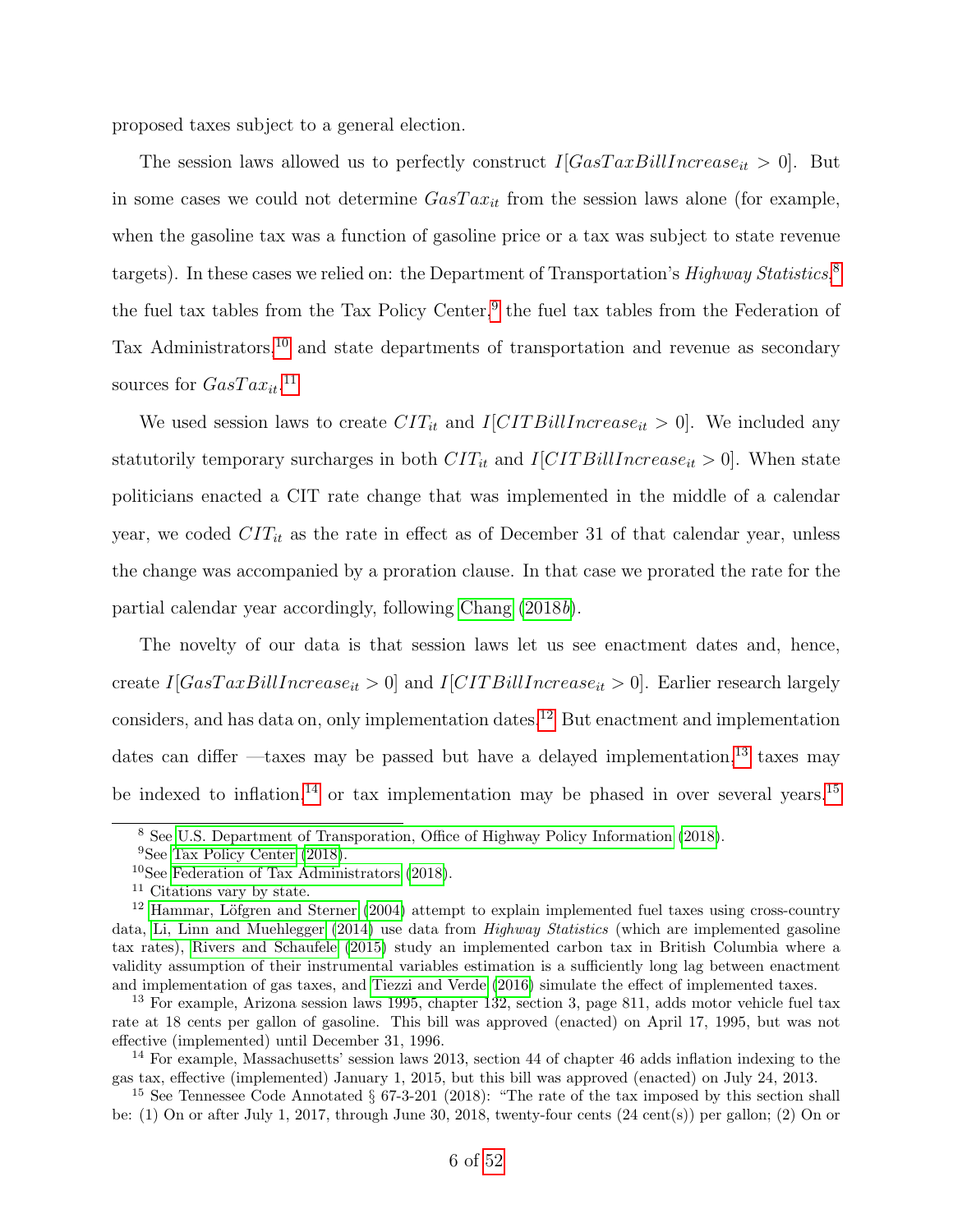proposed taxes subject to a general election.

The session laws allowed us to perfectly construct $I[GasTaxBillIncrease_{it} > 0]$. But in some cases we could not determine $GasTax_{it}$ from the session laws alone (for example, when the gasoline tax was a function of gasoline price or a tax was subject to state revenue targets). In these cases we relied on: the Department of Transportation's *Highway Statistics*,[8] the fuel tax tables from the Tax Policy Center,[9] the fuel tax tables from the Federation of Tax Administrators,[10] and state departments of transportation and revenue as secondary sources for $GasTax_{it}$.[11]

We used session laws to create $CIT_{it}$ and $I[CITBillIncrease_{it} > 0]$. We included any statutorily temporary surcharges in both $CIT_{it}$ and $I[CITBillIncrease_{it} > 0]$. When state politicians enacted a CIT rate change that was implemented in the middle of a calendar year, we coded $CIT_{it}$ as the rate in effect as of December 31 of that calendar year, unless the change was accompanied by a proration clause. In that case we prorated the rate for the partial calendar year accordingly, following Chang (2018*b*).

The novelty of our data is that session laws let us see enactment dates and, hence, create $I[GasTaxBillIncrease_{it} > 0]$ and $I[CITBillIncrease_{it} > 0]$. Earlier research largely considers, and has data on, only implementation dates.[12] But enactment and implementation dates can differ —taxes may be passed but have a delayed implementation,[13] taxes may be indexed to inflation,[14] or tax implementation may be phased in over several years.[15]

[8] See U.S. Department of Transporation, Office of Highway Policy Information (2018).

[9] See Tax Policy Center (2018).

[10] See Federation of Tax Administrators (2018).

[11] Citations vary by state.

[12] Hammar, Löfgren and Sterner (2004) attempt to explain implemented fuel taxes using cross-country data, Li, Linn and Muehlegger (2014) use data from *Highway Statistics* (which are implemented gasoline tax rates), Rivers and Schaufele (2015) study an implemented carbon tax in British Columbia where a validity assumption of their instrumental variables estimation is a sufficiently long lag between enactment and implementation of gas taxes, and Tiezzi and Verde (2016) simulate the effect of implemented taxes.

[13] For example, Arizona session laws 1995, chapter 132, section 3, page 811, adds motor vehicle fuel tax rate at 18 cents per gallon of gasoline. This bill was approved (enacted) on April 17, 1995, but was not effective (implemented) until December 31, 1996.

[14] For example, Massachusetts' session laws 2013, section 44 of chapter 46 adds inflation indexing to the gas tax, effective (implemented) January 1, 2015, but this bill was approved (enacted) on July 24, 2013.

[15] See Tennessee Code Annotated § 67-3-201 (2018): "The rate of the tax imposed by this section shall be: (1) On or after July 1, 2017, through June 30, 2018, twenty-four cents (24 cent(s)) per gallon; (2) On or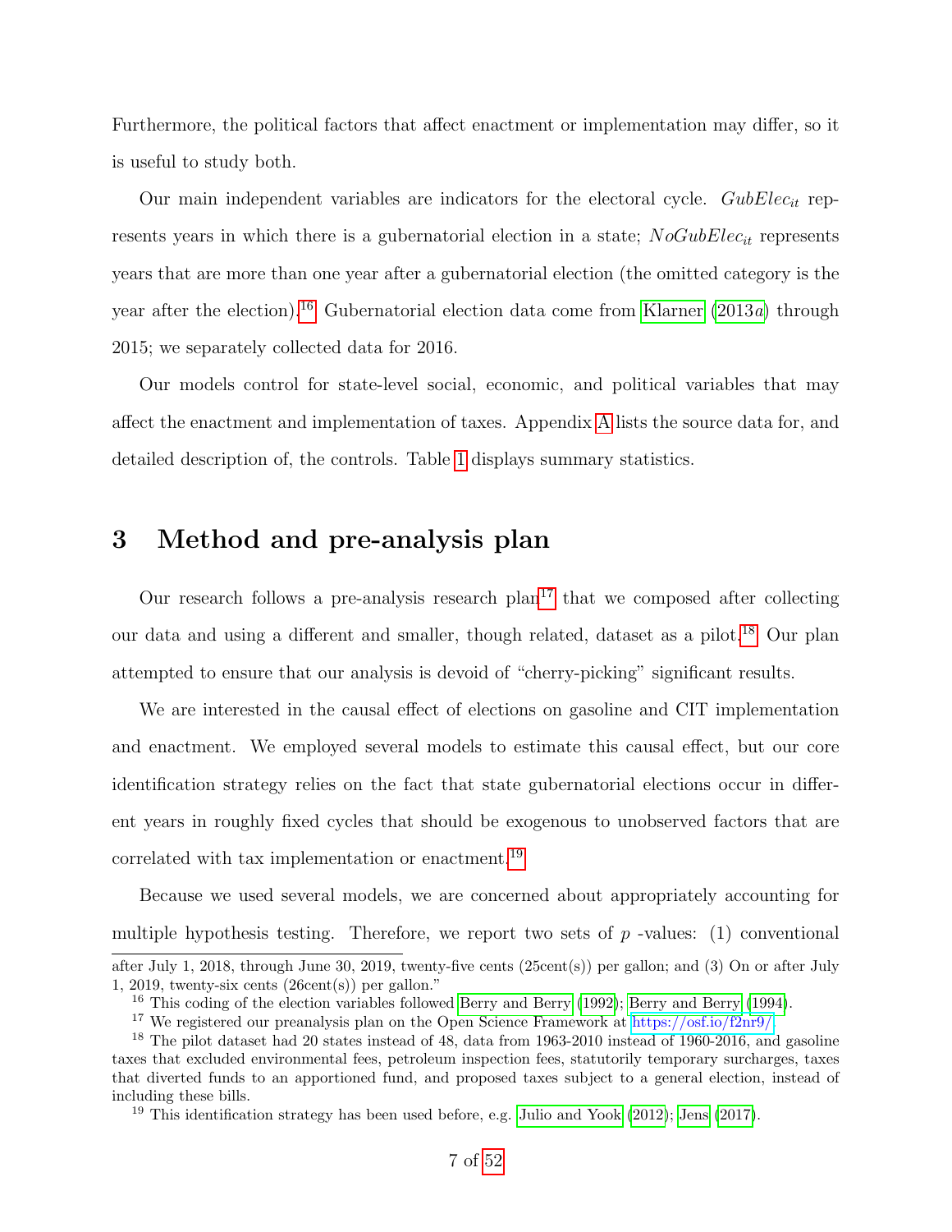Furthermore, the political factors that affect enactment or implementation may differ, so it is useful to study both.

Our main independent variables are indicators for the electoral cycle. $GubElec_{it}$ represents years in which there is a gubernatorial election in a state; $NoGubElec_{it}$ represents years that are more than one year after a gubernatorial election (the omitted category is the year after the election).[16] Gubernatorial election data come from Klarner (2013*a*) through 2015; we separately collected data for 2016.

Our models control for state-level social, economic, and political variables that may affect the enactment and implementation of taxes. Appendix A lists the source data for, and detailed description of, the controls. Table 1 displays summary statistics.

## 3 Method and pre-analysis plan

Our research follows a pre-analysis research plan[17] that we composed after collecting our data and using a different and smaller, though related, dataset as a pilot.[18] Our plan attempted to ensure that our analysis is devoid of "cherry-picking" significant results.

We are interested in the causal effect of elections on gasoline and CIT implementation and enactment. We employed several models to estimate this causal effect, but our core identification strategy relies on the fact that state gubernatorial elections occur in different years in roughly fixed cycles that should be exogenous to unobserved factors that are correlated with tax implementation or enactment.[19]

Because we used several models, we are concerned about appropriately accounting for multiple hypothesis testing. Therefore, we report two sets of $p$ -values: (1) conventional

after July 1, 2018, through June 30, 2019, twenty-five cents (25cent(s)) per gallon; and (3) On or after July 1, 2019, twenty-six cents (26cent(s)) per gallon."

[16] This coding of the election variables followed Berry and Berry (1992); Berry and Berry (1994).

[17] We registered our preanalysis plan on the Open Science Framework at https://osf.io/f2nr9/.

[18] The pilot dataset had 20 states instead of 48, data from 1963-2010 instead of 1960-2016, and gasoline taxes that excluded environmental fees, petroleum inspection fees, statutorily temporary surcharges, taxes that diverted funds to an apportioned fund, and proposed taxes subject to a general election, instead of including these bills.

[19] This identification strategy has been used before, e.g. Julio and Yook (2012); Jens (2017).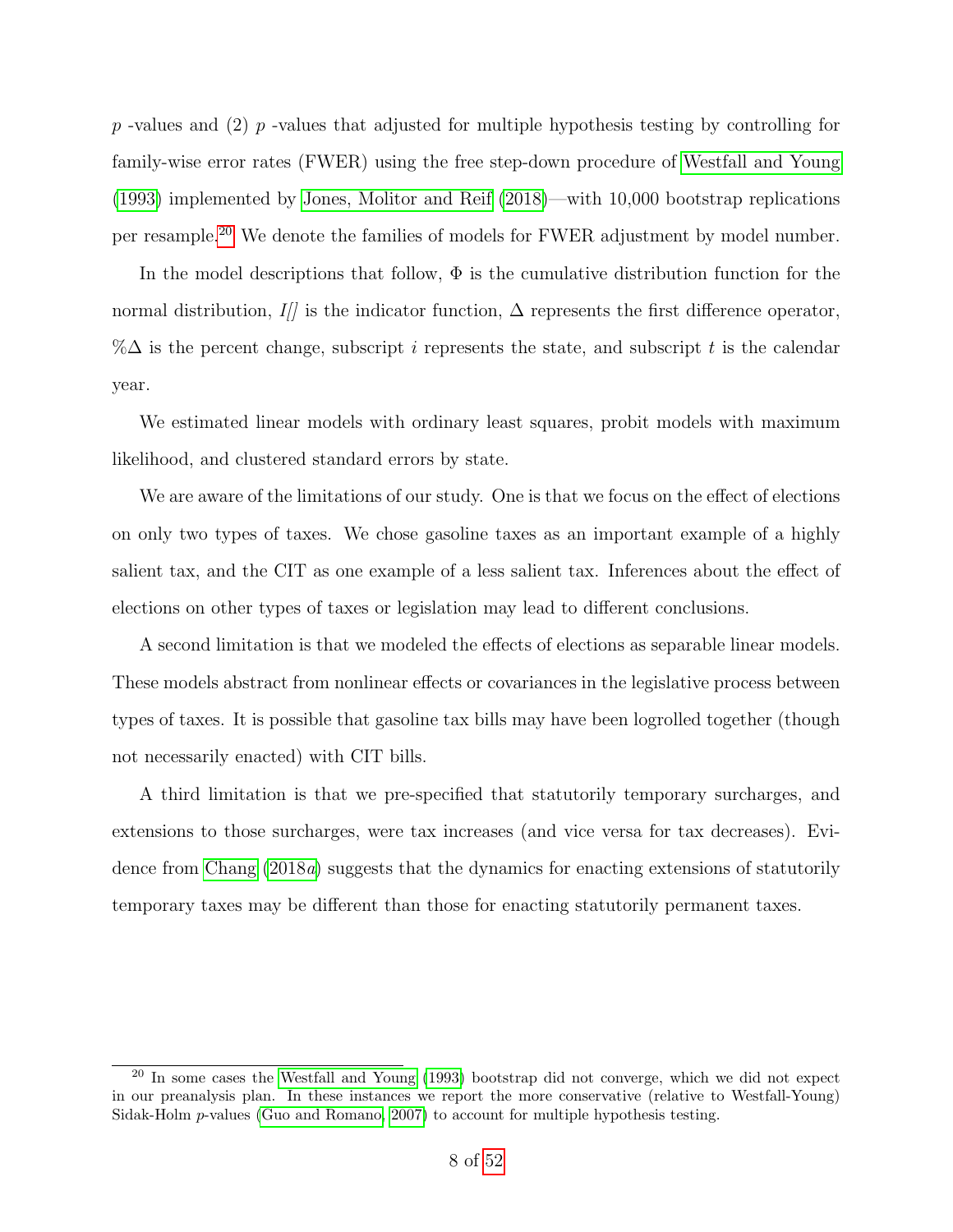$p$ -values and (2) $p$ -values that adjusted for multiple hypothesis testing by controlling for family-wise error rates (FWER) using the free step-down procedure of Westfall and Young (1993) implemented by Jones, Molitor and Reif (2018)—with 10,000 bootstrap replications per resample.[20] We denote the families of models for FWER adjustment by model number.

In the model descriptions that follow, $\Phi$ is the cumulative distribution function for the normal distribution, $I[]$ is the indicator function, $\Delta$ represents the first difference operator, $\%\Delta$ is the percent change, subscript $i$ represents the state, and subscript $t$ is the calendar year.

We estimated linear models with ordinary least squares, probit models with maximum likelihood, and clustered standard errors by state.

We are aware of the limitations of our study. One is that we focus on the effect of elections on only two types of taxes. We chose gasoline taxes as an important example of a highly salient tax, and the CIT as one example of a less salient tax. Inferences about the effect of elections on other types of taxes or legislation may lead to different conclusions.

A second limitation is that we modeled the effects of elections as separable linear models. These models abstract from nonlinear effects or covariances in the legislative process between types of taxes. It is possible that gasoline tax bills may have been logrolled together (though not necessarily enacted) with CIT bills.

A third limitation is that we pre-specified that statutorily temporary surcharges, and extensions to those surcharges, were tax increases (and vice versa for tax decreases). Evidence from Chang (2018*a*) suggests that the dynamics for enacting extensions of statutorily temporary taxes may be different than those for enacting statutorily permanent taxes.

[20] In some cases the Westfall and Young (1993) bootstrap did not converge, which we did not expect in our preanalysis plan. In these instances we report the more conservative (relative to Westfall-Young) Sidak-Holm $p$-values (Guo and Romano, 2007) to account for multiple hypothesis testing.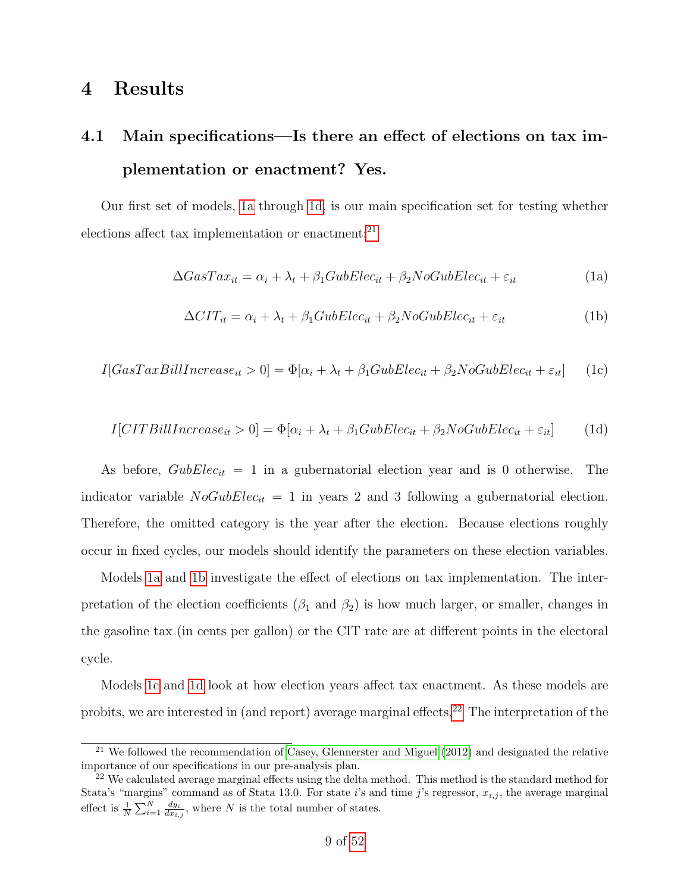# 4 Results

## 4.1 Main specifications—Is there an effect of elections on tax implementation or enactment? Yes.

Our first set of models, 1a through 1d, is our main specification set for testing whether elections affect tax implementation or enactment:[21]

$$\Delta GasTax_{it} = \alpha_i + \lambda_t + \beta_1 GubElec_{it} + \beta_2 NoGubElec_{it} + \varepsilon_{it} \tag{1a}$$

$$\Delta CIT_{it} = \alpha_i + \lambda_t + \beta_1 GubElec_{it} + \beta_2 NoGubElec_{it} + \varepsilon_{it} \tag{1b}$$

$$I[GasTaxBillIncrease_{it} > 0] = \Phi[\alpha_i + \lambda_t + \beta_1 GubElec_{it} + \beta_2 NoGubElec_{it} + \varepsilon_{it}] \tag{1c}$$

$$I[CITBillIncrease_{it} > 0] = \Phi[\alpha_i + \lambda_t + \beta_1 GubElec_{it} + \beta_2 NoGubElec_{it} + \varepsilon_{it}] \tag{1d}$$

As before, $GubElec_{it} = 1$ in a gubernatorial election year and is 0 otherwise. The indicator variable $NoGubElec_{it} = 1$ in years 2 and 3 following a gubernatorial election. Therefore, the omitted category is the year after the election. Because elections roughly occur in fixed cycles, our models should identify the parameters on these election variables.

Models 1a and 1b investigate the effect of elections on tax implementation. The interpretation of the election coefficients ($\beta_1$ and $\beta_2$) is how much larger, or smaller, changes in the gasoline tax (in cents per gallon) or the CIT rate are at different points in the electoral cycle.

Models 1c and 1d look at how election years affect tax enactment. As these models are probits, we are interested in (and report) average marginal effects.[22] The interpretation of the

---

[21] We followed the recommendation of Casey, Glennerster and Miguel (2012) and designated the relative importance of our specifications in our pre-analysis plan.

[22] We calculated average marginal effects using the delta method. This method is the standard method for Stata's "margins" command as of Stata 13.0. For state $i$'s and time $j$'s regressor, $x_{i,j}$, the average marginal effect is $\frac{1}{N}\sum_{i=1}^{N}\frac{dy_i}{dx_{i,j}}$, where $N$ is the total number of states.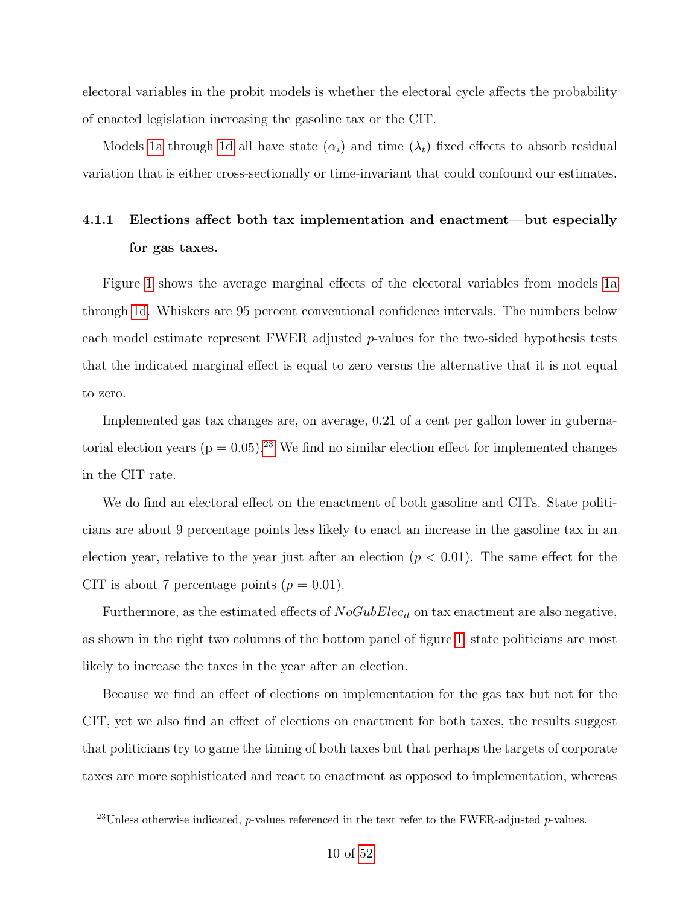electoral variables in the probit models is whether the electoral cycle affects the probability of enacted legislation increasing the gasoline tax or the CIT.

Models 1a through 1d all have state ($\alpha_i$) and time ($\lambda_t$) fixed effects to absorb residual variation that is either cross-sectionally or time-invariant that could confound our estimates.

#### 4.1.1 Elections affect both tax implementation and enactment—but especially for gas taxes.

Figure 1 shows the average marginal effects of the electoral variables from models 1a through 1d. Whiskers are 95 percent conventional confidence intervals. The numbers below each model estimate represent FWER adjusted $p$-values for the two-sided hypothesis tests that the indicated marginal effect is equal to zero versus the alternative that it is not equal to zero.

Implemented gas tax changes are, on average, 0.21 of a cent per gallon lower in gubernatorial election years (p = 0.05).[23] We find no similar election effect for implemented changes in the CIT rate.

We do find an electoral effect on the enactment of both gasoline and CITs. State politicians are about 9 percentage points less likely to enact an increase in the gasoline tax in an election year, relative to the year just after an election ($p < 0.01$). The same effect for the CIT is about 7 percentage points ($p = 0.01$).

Furthermore, as the estimated effects of $NoGubElec_{it}$ on tax enactment are also negative, as shown in the right two columns of the bottom panel of figure 1, state politicians are most likely to increase the taxes in the year after an election.

Because we find an effect of elections on implementation for the gas tax but not for the CIT, yet we also find an effect of elections on enactment for both taxes, the results suggest that politicians try to game the timing of both taxes but that perhaps the targets of corporate taxes are more sophisticated and react to enactment as opposed to implementation, whereas

[23] Unless otherwise indicated, $p$-values referenced in the text refer to the FWER-adjusted $p$-values.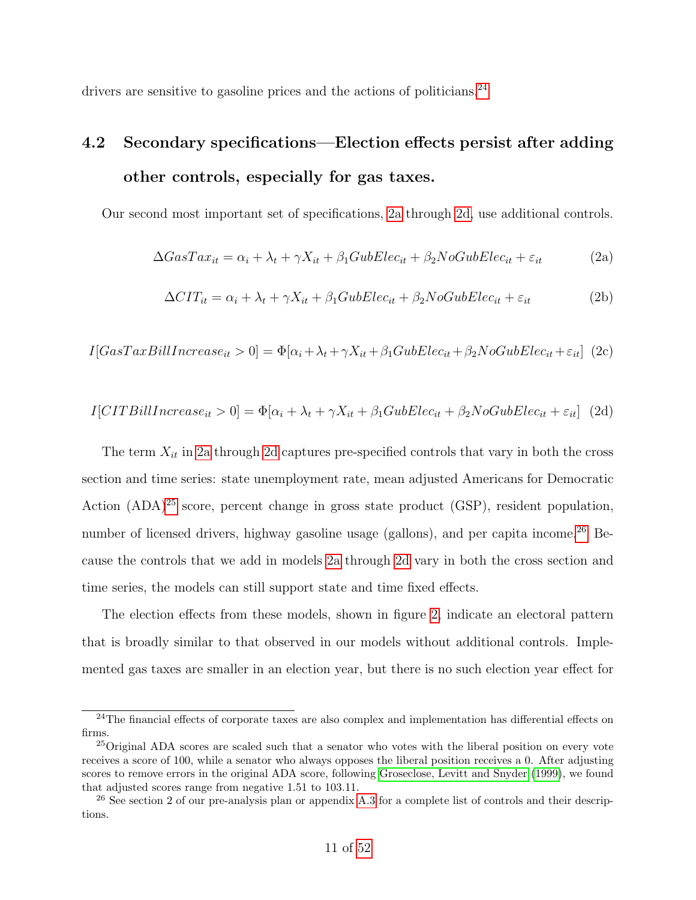drivers are sensitive to gasoline prices and the actions of politicians.[24]

## 4.2 Secondary specifications—Election effects persist after adding other controls, especially for gas taxes.

Our second most important set of specifications, 2a through 2d, use additional controls.

$$\Delta GasTax_{it} = \alpha_i + \lambda_t + \gamma X_{it} + \beta_1 GubElec_{it} + \beta_2 NoGubElec_{it} + \varepsilon_{it} \tag{2a}$$

$$\Delta CIT_{it} = \alpha_i + \lambda_t + \gamma X_{it} + \beta_1 GubElec_{it} + \beta_2 NoGubElec_{it} + \varepsilon_{it} \tag{2b}$$

$$I[GasTaxBillIncrease_{it} > 0] = \Phi[\alpha_i + \lambda_t + \gamma X_{it} + \beta_1 GubElec_{it} + \beta_2 NoGubElec_{it} + \varepsilon_{it}] \tag{2c}$$

$$I[CITBillIncrease_{it} > 0] = \Phi[\alpha_i + \lambda_t + \gamma X_{it} + \beta_1 GubElec_{it} + \beta_2 NoGubElec_{it} + \varepsilon_{it}] \tag{2d}$$

The term $X_{it}$ in 2a through 2d captures pre-specified controls that vary in both the cross section and time series: state unemployment rate, mean adjusted Americans for Democratic Action (ADA)[25] score, percent change in gross state product (GSP), resident population, number of licensed drivers, highway gasoline usage (gallons), and per capita income.[26] Because the controls that we add in models 2a through 2d vary in both the cross section and time series, the models can still support state and time fixed effects.

The election effects from these models, shown in figure 2, indicate an electoral pattern that is broadly similar to that observed in our models without additional controls. Implemented gas taxes are smaller in an election year, but there is no such election year effect for

[24] The financial effects of corporate taxes are also complex and implementation has differential effects on firms.

[25] Original ADA scores are scaled such that a senator who votes with the liberal position on every vote receives a score of 100, while a senator who always opposes the liberal position receives a 0. After adjusting scores to remove errors in the original ADA score, following Groseclose, Levitt and Snyder (1999), we found that adjusted scores range from negative 1.51 to 103.11.

[26] See section 2 of our pre-analysis plan or appendix A.3 for a complete list of controls and their descriptions.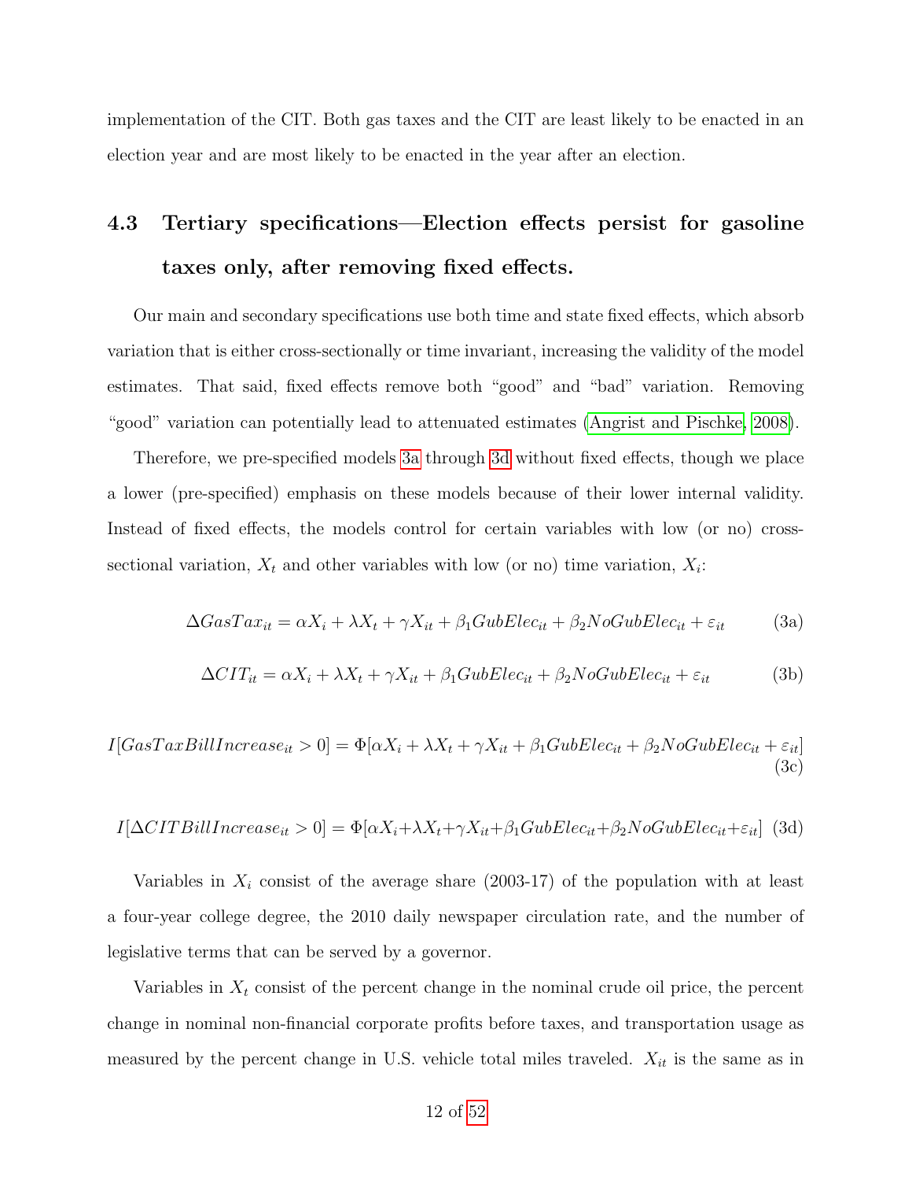implementation of the CIT. Both gas taxes and the CIT are least likely to be enacted in an election year and are most likely to be enacted in the year after an election.

### 4.3 Tertiary specifications—Election effects persist for gasoline taxes only, after removing fixed effects.

Our main and secondary specifications use both time and state fixed effects, which absorb variation that is either cross-sectionally or time invariant, increasing the validity of the model estimates. That said, fixed effects remove both "good" and "bad" variation. Removing "good" variation can potentially lead to attenuated estimates (Angrist and Pischke, 2008).

Therefore, we pre-specified models 3a through 3d without fixed effects, though we place a lower (pre-specified) emphasis on these models because of their lower internal validity. Instead of fixed effects, the models control for certain variables with low (or no) cross-sectional variation, $X_t$ and other variables with low (or no) time variation, $X_i$:

$$\Delta GasTax_{it} = \alpha X_i + \lambda X_t + \gamma X_{it} + \beta_1 GubElec_{it} + \beta_2 NoGubElec_{it} + \varepsilon_{it} \tag{3a}$$

$$\Delta CIT_{it} = \alpha X_i + \lambda X_t + \gamma X_{it} + \beta_1 GubElec_{it} + \beta_2 NoGubElec_{it} + \varepsilon_{it} \tag{3b}$$

$$I[GasTaxBillIncrease_{it} > 0] = \Phi[\alpha X_i + \lambda X_t + \gamma X_{it} + \beta_1 GubElec_{it} + \beta_2 NoGubElec_{it} + \varepsilon_{it}] \tag{3c}$$

$$I[\Delta CITBillIncrease_{it} > 0] = \Phi[\alpha X_i + \lambda X_t + \gamma X_{it} + \beta_1 GubElec_{it} + \beta_2 NoGubElec_{it} + \varepsilon_{it}] \tag{3d}$$

Variables in $X_i$ consist of the average share (2003-17) of the population with at least a four-year college degree, the 2010 daily newspaper circulation rate, and the number of legislative terms that can be served by a governor.

Variables in $X_t$ consist of the percent change in the nominal crude oil price, the percent change in nominal non-financial corporate profits before taxes, and transportation usage as measured by the percent change in U.S. vehicle total miles traveled. $X_{it}$ is the same as in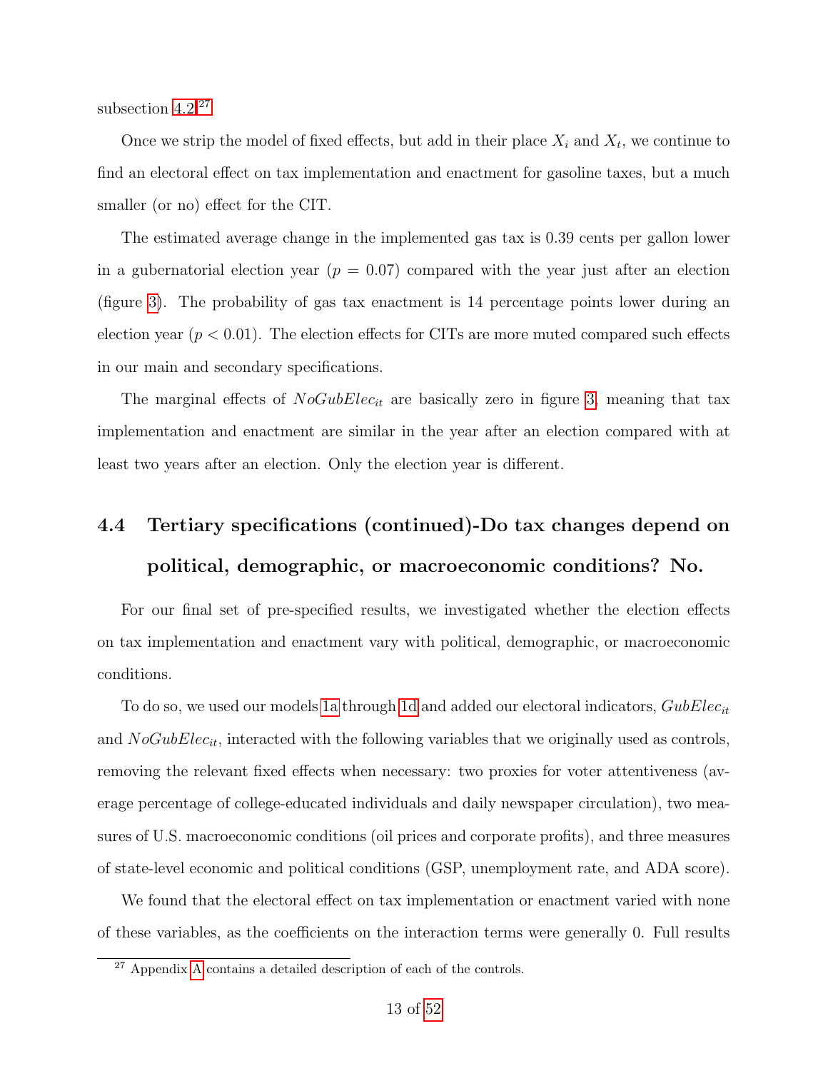subsection 4.2.[27]

Once we strip the model of fixed effects, but add in their place $X_i$ and $X_t$, we continue to find an electoral effect on tax implementation and enactment for gasoline taxes, but a much smaller (or no) effect for the CIT.

The estimated average change in the implemented gas tax is 0.39 cents per gallon lower in a gubernatorial election year ($p = 0.07$) compared with the year just after an election (figure 3). The probability of gas tax enactment is 14 percentage points lower during an election year ($p < 0.01$). The election effects for CITs are more muted compared such effects in our main and secondary specifications.

The marginal effects of $NoGubElec_{it}$ are basically zero in figure 3, meaning that tax implementation and enactment are similar in the year after an election compared with at least two years after an election. Only the election year is different.

### 4.4 Tertiary specifications (continued)-Do tax changes depend on political, demographic, or macroeconomic conditions? No.

For our final set of pre-specified results, we investigated whether the election effects on tax implementation and enactment vary with political, demographic, or macroeconomic conditions.

To do so, we used our models 1a through 1d and added our electoral indicators, $GubElec_{it}$ and $NoGubElec_{it}$, interacted with the following variables that we originally used as controls, removing the relevant fixed effects when necessary: two proxies for voter attentiveness (average percentage of college-educated individuals and daily newspaper circulation), two measures of U.S. macroeconomic conditions (oil prices and corporate profits), and three measures of state-level economic and political conditions (GSP, unemployment rate, and ADA score).

We found that the electoral effect on tax implementation or enactment varied with none of these variables, as the coefficients on the interaction terms were generally 0. Full results

[27] Appendix A contains a detailed description of each of the controls.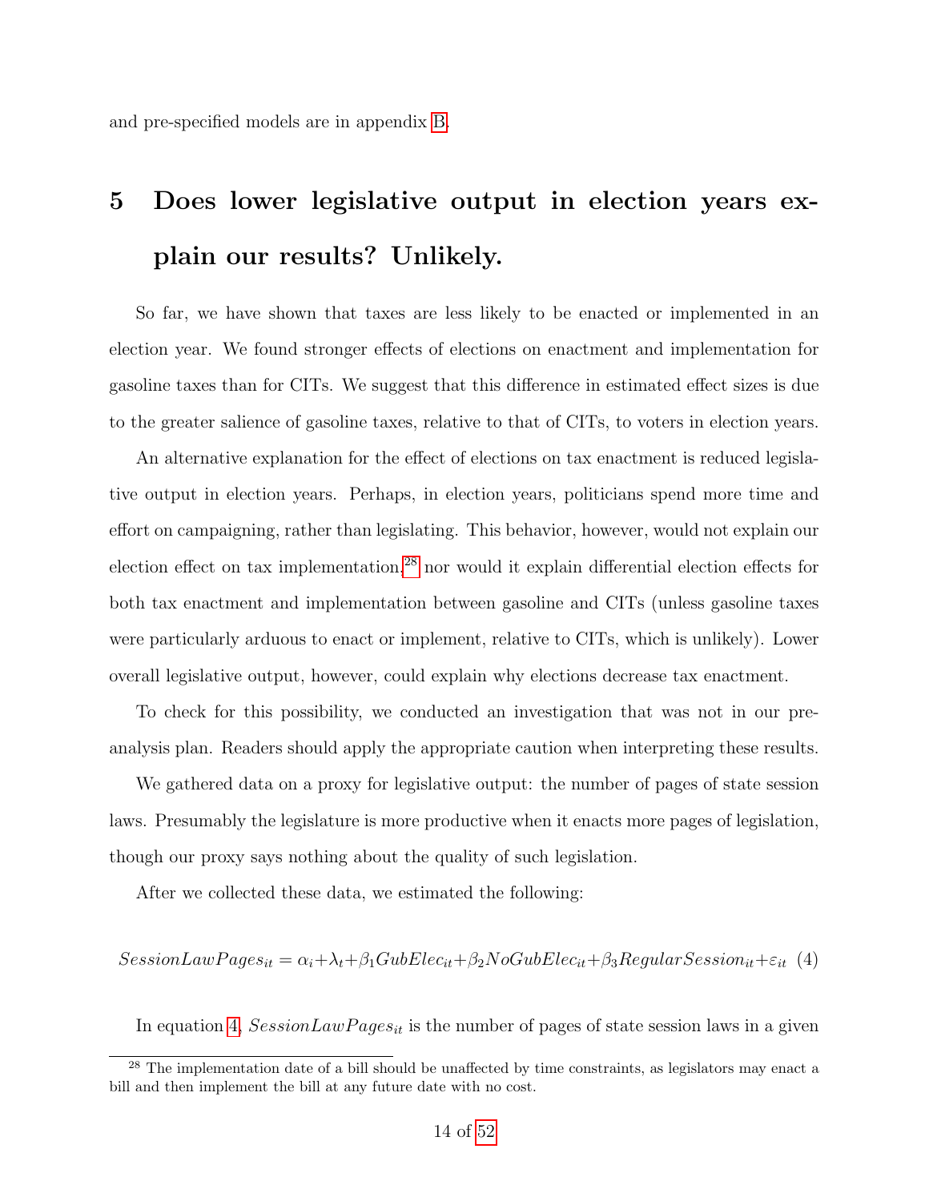and pre-specified models are in appendix B.

# 5 Does lower legislative output in election years explain our results? Unlikely.

So far, we have shown that taxes are less likely to be enacted or implemented in an election year. We found stronger effects of elections on enactment and implementation for gasoline taxes than for CITs. We suggest that this difference in estimated effect sizes is due to the greater salience of gasoline taxes, relative to that of CITs, to voters in election years.

An alternative explanation for the effect of elections on tax enactment is reduced legislative output in election years. Perhaps, in election years, politicians spend more time and effort on campaigning, rather than legislating. This behavior, however, would not explain our election effect on tax implementation,[28] nor would it explain differential election effects for both tax enactment and implementation between gasoline and CITs (unless gasoline taxes were particularly arduous to enact or implement, relative to CITs, which is unlikely). Lower overall legislative output, however, could explain why elections decrease tax enactment.

To check for this possibility, we conducted an investigation that was not in our pre-analysis plan. Readers should apply the appropriate caution when interpreting these results.

We gathered data on a proxy for legislative output: the number of pages of state session laws. Presumably the legislature is more productive when it enacts more pages of legislation, though our proxy says nothing about the quality of such legislation.

After we collected these data, we estimated the following:

$$SessionLawPages_{it} = \alpha_i + \lambda_t + \beta_1 GubElec_{it} + \beta_2 NoGubElec_{it} + \beta_3 RegularSession_{it} + \varepsilon_{it} \quad (4)$$

In equation 4, $SessionLawPages_{it}$ is the number of pages of state session laws in a given

[28] The implementation date of a bill should be unaffected by time constraints, as legislators may enact a bill and then implement the bill at any future date with no cost.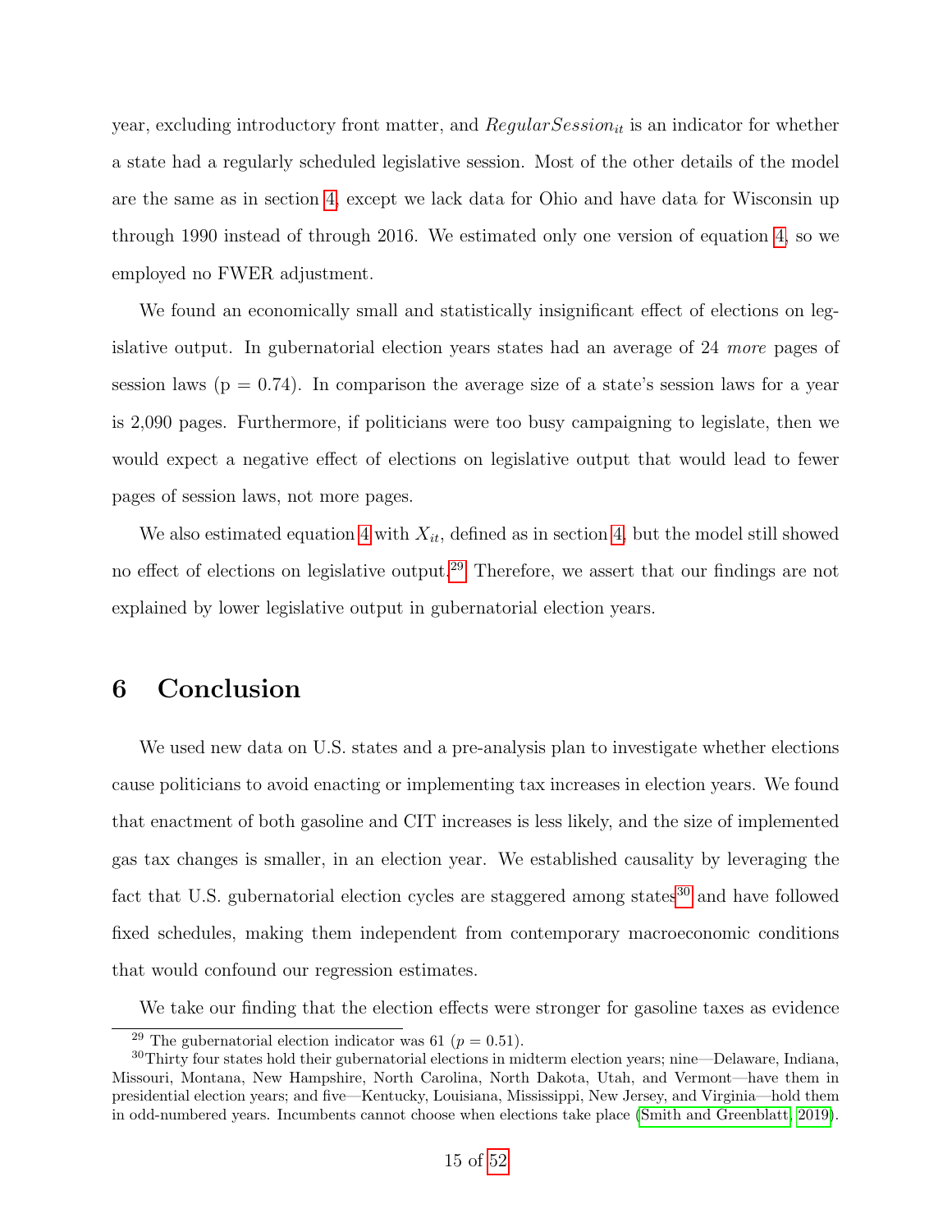year, excluding introductory front matter, and $RegularSession_{it}$ is an indicator for whether a state had a regularly scheduled legislative session. Most of the other details of the model are the same as in section 4, except we lack data for Ohio and have data for Wisconsin up through 1990 instead of through 2016. We estimated only one version of equation 4, so we employed no FWER adjustment.

We found an economically small and statistically insignificant effect of elections on legislative output. In gubernatorial election years states had an average of 24 *more* pages of session laws (p = 0.74). In comparison the average size of a state's session laws for a year is 2,090 pages. Furthermore, if politicians were too busy campaigning to legislate, then we would expect a negative effect of elections on legislative output that would lead to fewer pages of session laws, not more pages.

We also estimated equation 4 with $X_{it}$, defined as in section 4, but the model still showed no effect of elections on legislative output.[29] Therefore, we assert that our findings are not explained by lower legislative output in gubernatorial election years.

# 6 Conclusion

We used new data on U.S. states and a pre-analysis plan to investigate whether elections cause politicians to avoid enacting or implementing tax increases in election years. We found that enactment of both gasoline and CIT increases is less likely, and the size of implemented gas tax changes is smaller, in an election year. We established causality by leveraging the fact that U.S. gubernatorial election cycles are staggered among states[30] and have followed fixed schedules, making them independent from contemporary macroeconomic conditions that would confound our regression estimates.

We take our finding that the election effects were stronger for gasoline taxes as evidence

---

[29] The gubernatorial election indicator was 61 ($p = 0.51$).

[30] Thirty four states hold their gubernatorial elections in midterm election years; nine—Delaware, Indiana, Missouri, Montana, New Hampshire, North Carolina, North Dakota, Utah, and Vermont—have them in presidential election years; and five—Kentucky, Louisiana, Mississippi, New Jersey, and Virginia—hold them in odd-numbered years. Incumbents cannot choose when elections take place (Smith and Greenblatt, 2019).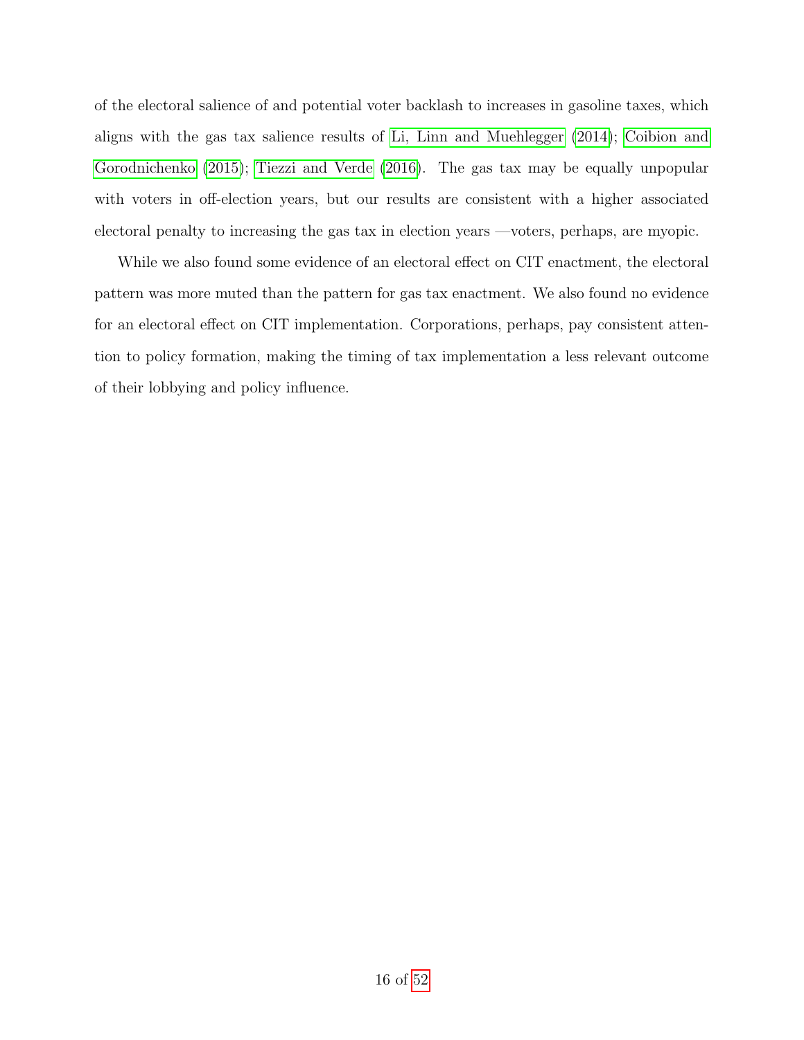of the electoral salience of and potential voter backlash to increases in gasoline taxes, which aligns with the gas tax salience results of Li, Linn and Muehlegger (2014); Coibion and Gorodnichenko (2015); Tiezzi and Verde (2016). The gas tax may be equally unpopular with voters in off-election years, but our results are consistent with a higher associated electoral penalty to increasing the gas tax in election years —voters, perhaps, are myopic.

While we also found some evidence of an electoral effect on CIT enactment, the electoral pattern was more muted than the pattern for gas tax enactment. We also found no evidence for an electoral effect on CIT implementation. Corporations, perhaps, pay consistent attention to policy formation, making the timing of tax implementation a less relevant outcome of their lobbying and policy influence.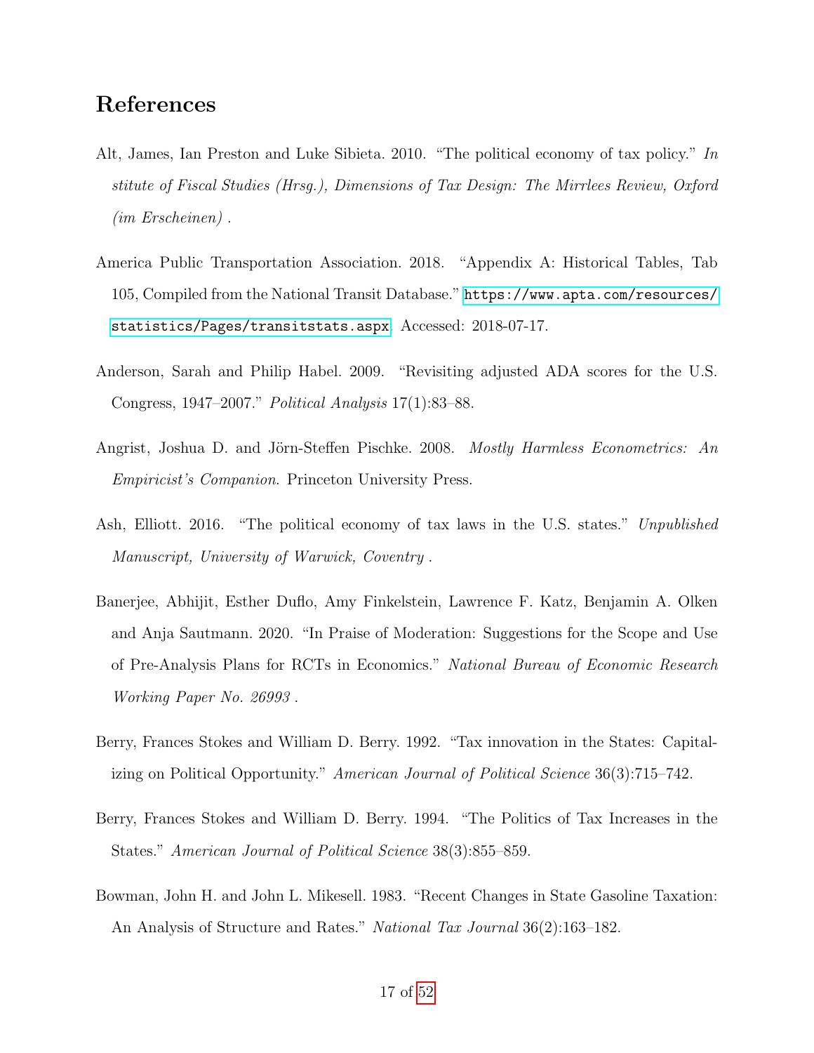# References

Alt, James, Ian Preston and Luke Sibieta. 2010. "The political economy of tax policy." *Institute of Fiscal Studies (Hrsg.), Dimensions of Tax Design: The Mirrlees Review, Oxford (im Erscheinen)* .

America Public Transportation Association. 2018. "Appendix A: Historical Tables, Tab 105, Compiled from the National Transit Database." https://www.apta.com/resources/statistics/Pages/transitstats.aspx. Accessed: 2018-07-17.

Anderson, Sarah and Philip Habel. 2009. "Revisiting adjusted ADA scores for the U.S. Congress, 1947–2007." *Political Analysis* 17(1):83–88.

Angrist, Joshua D. and Jörn-Steffen Pischke. 2008. *Mostly Harmless Econometrics: An Empiricist's Companion*. Princeton University Press.

Ash, Elliott. 2016. "The political economy of tax laws in the U.S. states." *Unpublished Manuscript, University of Warwick, Coventry* .

Banerjee, Abhijit, Esther Duflo, Amy Finkelstein, Lawrence F. Katz, Benjamin A. Olken and Anja Sautmann. 2020. "In Praise of Moderation: Suggestions for the Scope and Use of Pre-Analysis Plans for RCTs in Economics." *National Bureau of Economic Research Working Paper No. 26993* .

Berry, Frances Stokes and William D. Berry. 1992. "Tax innovation in the States: Capitalizing on Political Opportunity." *American Journal of Political Science* 36(3):715–742.

Berry, Frances Stokes and William D. Berry. 1994. "The Politics of Tax Increases in the States." *American Journal of Political Science* 38(3):855–859.

Bowman, John H. and John L. Mikesell. 1983. "Recent Changes in State Gasoline Taxation: An Analysis of Structure and Rates." *National Tax Journal* 36(2):163–182.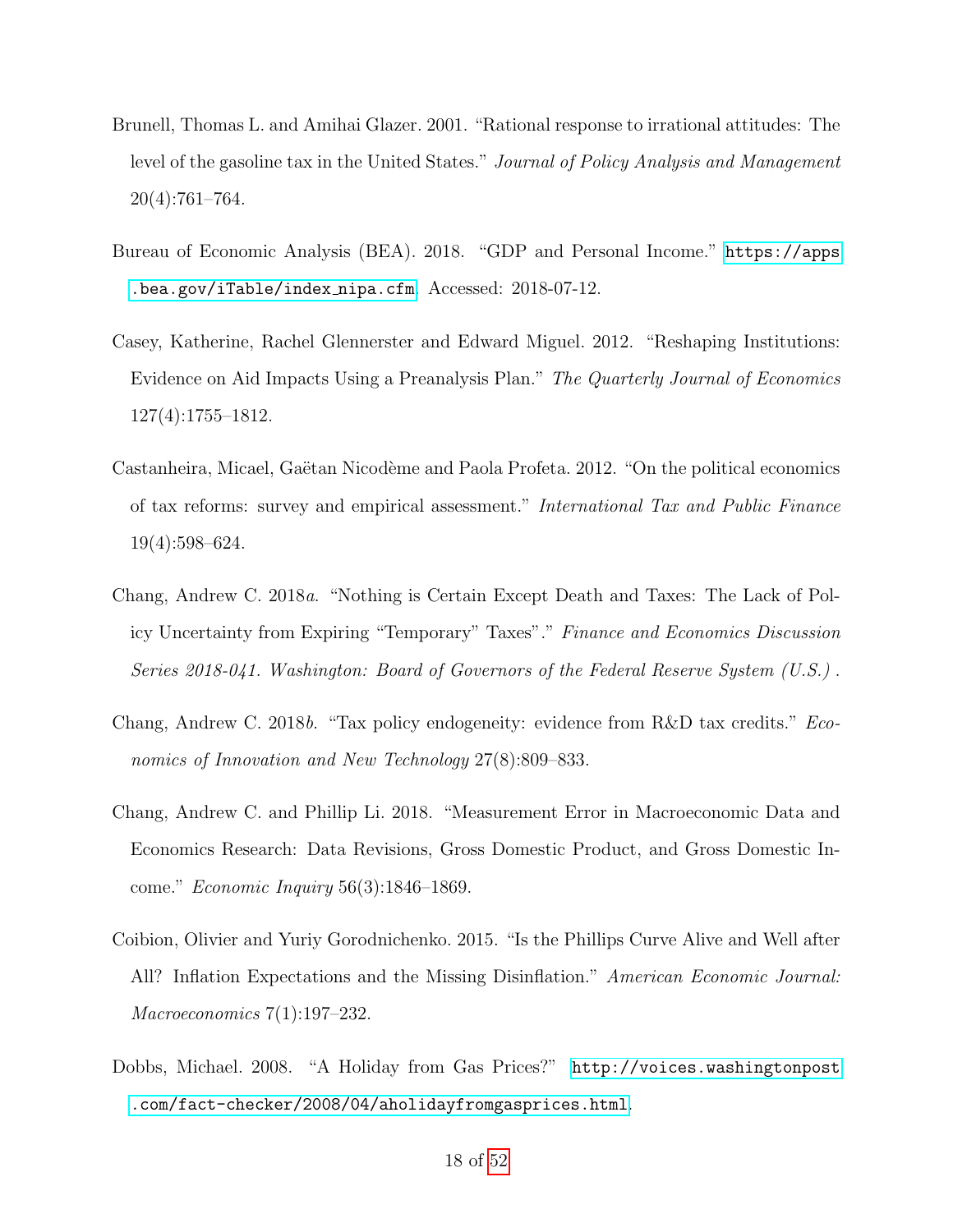Brunell, Thomas L. and Amihai Glazer. 2001. "Rational response to irrational attitudes: The level of the gasoline tax in the United States." *Journal of Policy Analysis and Management* 20(4):761–764.

Bureau of Economic Analysis (BEA). 2018. "GDP and Personal Income." https://apps.bea.gov/iTable/index_nipa.cfm. Accessed: 2018-07-12.

Casey, Katherine, Rachel Glennerster and Edward Miguel. 2012. "Reshaping Institutions: Evidence on Aid Impacts Using a Preanalysis Plan." *The Quarterly Journal of Economics* 127(4):1755–1812.

Castanheira, Micael, Gaëtan Nicodème and Paola Profeta. 2012. "On the political economics of tax reforms: survey and empirical assessment." *International Tax and Public Finance* 19(4):598–624.

Chang, Andrew C. 2018*a*. "Nothing is Certain Except Death and Taxes: The Lack of Policy Uncertainty from Expiring "Temporary" Taxes"." *Finance and Economics Discussion Series 2018-041. Washington: Board of Governors of the Federal Reserve System (U.S.)* .

Chang, Andrew C. 2018*b*. "Tax policy endogeneity: evidence from R&D tax credits." *Economics of Innovation and New Technology* 27(8):809–833.

Chang, Andrew C. and Phillip Li. 2018. "Measurement Error in Macroeconomic Data and Economics Research: Data Revisions, Gross Domestic Product, and Gross Domestic Income." *Economic Inquiry* 56(3):1846–1869.

Coibion, Olivier and Yuriy Gorodnichenko. 2015. "Is the Phillips Curve Alive and Well after All? Inflation Expectations and the Missing Disinflation." *American Economic Journal: Macroeconomics* 7(1):197–232.

Dobbs, Michael. 2008. "A Holiday from Gas Prices?" http://voices.washingtonpost.com/fact-checker/2008/04/aholidayfromgasprices.html.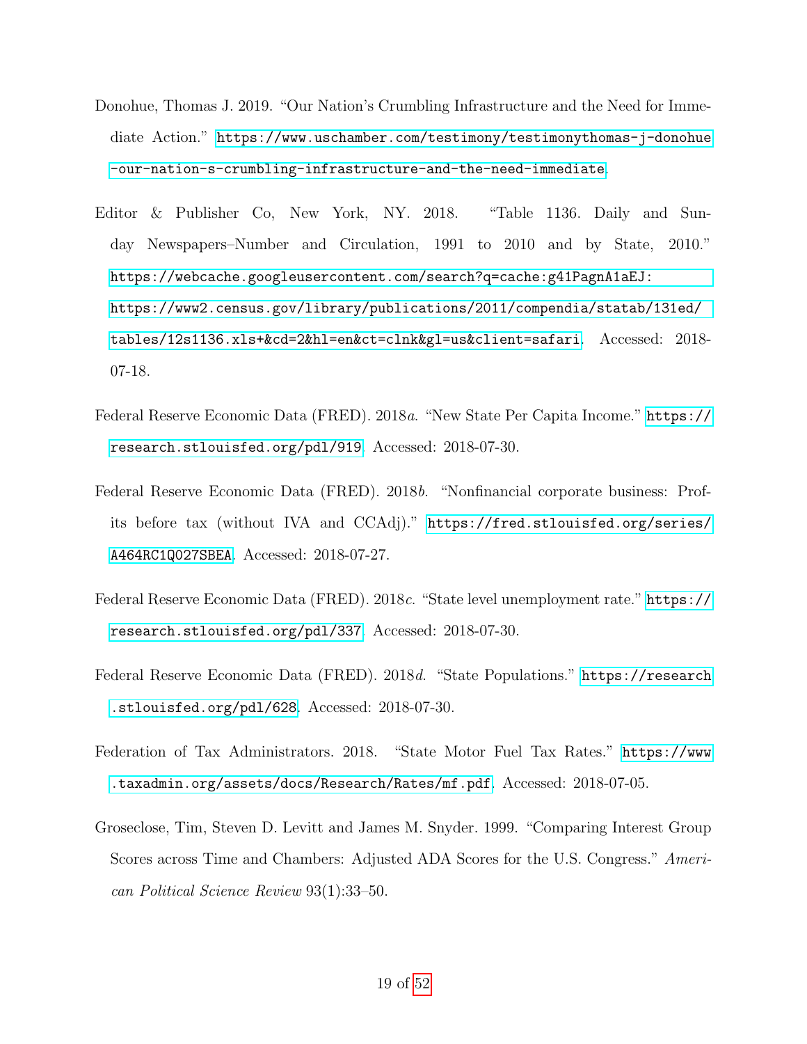Donohue, Thomas J. 2019. "Our Nation's Crumbling Infrastructure and the Need for Immediate Action." https://www.uschamber.com/testimony/testimonythomas-j-donohue-our-nation-s-crumbling-infrastructure-and-the-need-immediate.

Editor & Publisher Co, New York, NY. 2018. "Table 1136. Daily and Sunday Newspapers–Number and Circulation, 1991 to 2010 and by State, 2010." https://webcache.googleusercontent.com/search?q=cache:g41PagnA1aEJ:https://www2.census.gov/library/publications/2011/compendia/statab/131ed/tables/12s1136.xls+&cd=2&hl=en&ct=clnk&gl=us&client=safari. Accessed: 2018-07-18.

Federal Reserve Economic Data (FRED). 2018*a*. "New State Per Capita Income." https://research.stlouisfed.org/pdl/919. Accessed: 2018-07-30.

Federal Reserve Economic Data (FRED). 2018*b*. "Nonfinancial corporate business: Profits before tax (without IVA and CCAdj)." https://fred.stlouisfed.org/series/A464RC1Q027SBEA. Accessed: 2018-07-27.

Federal Reserve Economic Data (FRED). 2018*c*. "State level unemployment rate." https://research.stlouisfed.org/pdl/337. Accessed: 2018-07-30.

Federal Reserve Economic Data (FRED). 2018*d*. "State Populations." https://research.stlouisfed.org/pdl/628. Accessed: 2018-07-30.

Federation of Tax Administrators. 2018. "State Motor Fuel Tax Rates." https://www.taxadmin.org/assets/docs/Research/Rates/mf.pdf. Accessed: 2018-07-05.

Groseclose, Tim, Steven D. Levitt and James M. Snyder. 1999. "Comparing Interest Group Scores across Time and Chambers: Adjusted ADA Scores for the U.S. Congress." *American Political Science Review* 93(1):33–50.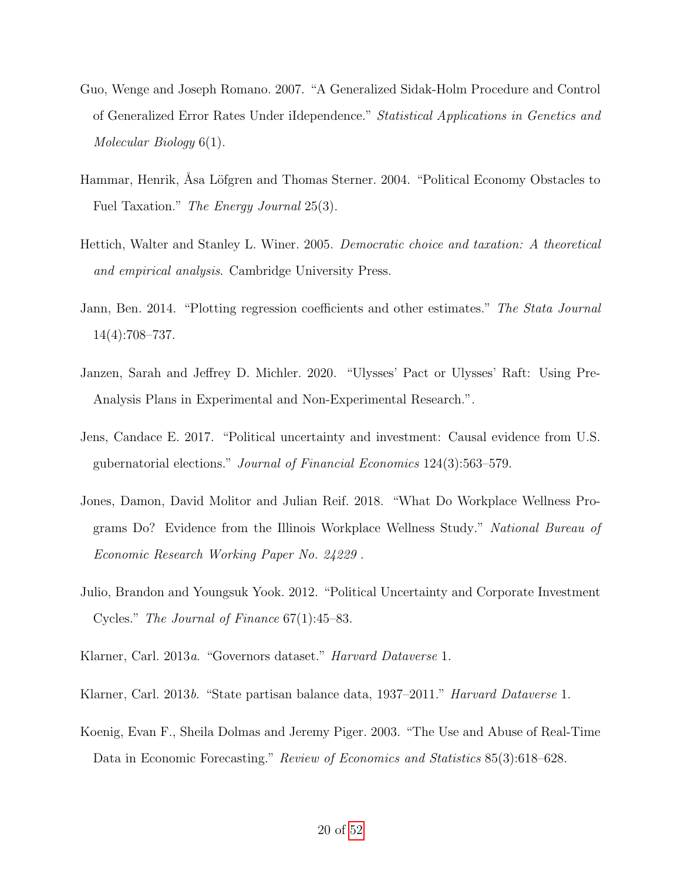Guo, Wenge and Joseph Romano. 2007. "A Generalized Sidak-Holm Procedure and Control of Generalized Error Rates Under iIdependence." *Statistical Applications in Genetics and Molecular Biology* 6(1).

Hammar, Henrik, Åsa Löfgren and Thomas Sterner. 2004. "Political Economy Obstacles to Fuel Taxation." *The Energy Journal* 25(3).

Hettich, Walter and Stanley L. Winer. 2005. *Democratic choice and taxation: A theoretical and empirical analysis*. Cambridge University Press.

Jann, Ben. 2014. "Plotting regression coefficients and other estimates." *The Stata Journal* 14(4):708–737.

Janzen, Sarah and Jeffrey D. Michler. 2020. "Ulysses' Pact or Ulysses' Raft: Using Pre-Analysis Plans in Experimental and Non-Experimental Research.".

Jens, Candace E. 2017. "Political uncertainty and investment: Causal evidence from U.S. gubernatorial elections." *Journal of Financial Economics* 124(3):563–579.

Jones, Damon, David Molitor and Julian Reif. 2018. "What Do Workplace Wellness Programs Do? Evidence from the Illinois Workplace Wellness Study." *National Bureau of Economic Research Working Paper No. 24229* .

Julio, Brandon and Youngsuk Yook. 2012. "Political Uncertainty and Corporate Investment Cycles." *The Journal of Finance* 67(1):45–83.

Klarner, Carl. 2013*a*. "Governors dataset." *Harvard Dataverse* 1.

Klarner, Carl. 2013*b*. "State partisan balance data, 1937–2011." *Harvard Dataverse* 1.

Koenig, Evan F., Sheila Dolmas and Jeremy Piger. 2003. "The Use and Abuse of Real-Time Data in Economic Forecasting." *Review of Economics and Statistics* 85(3):618–628.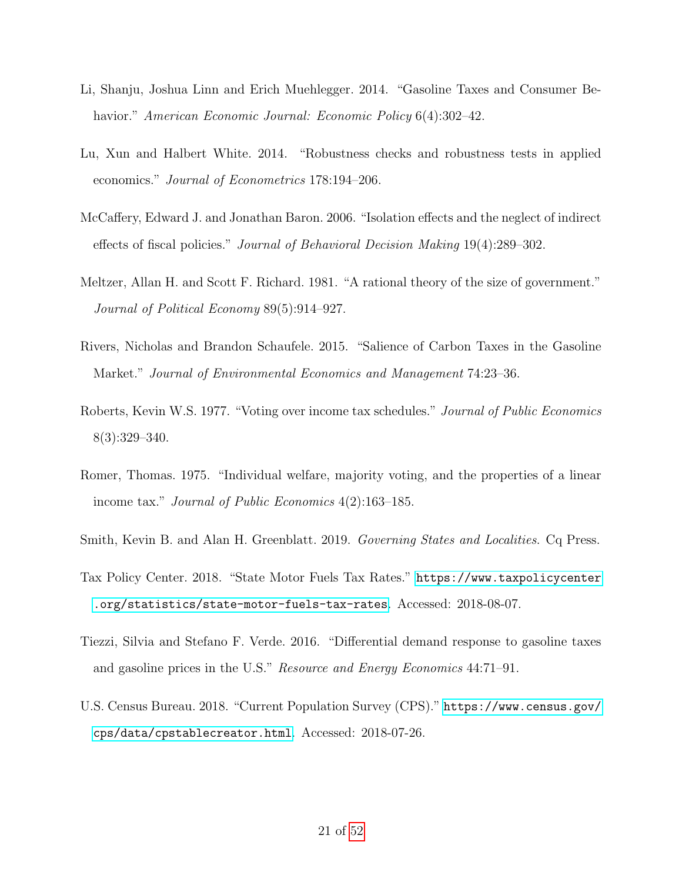Li, Shanju, Joshua Linn and Erich Muehlegger. 2014. "Gasoline Taxes and Consumer Behavior." *American Economic Journal: Economic Policy* 6(4):302–42.

Lu, Xun and Halbert White. 2014. "Robustness checks and robustness tests in applied economics." *Journal of Econometrics* 178:194–206.

McCaffery, Edward J. and Jonathan Baron. 2006. "Isolation effects and the neglect of indirect effects of fiscal policies." *Journal of Behavioral Decision Making* 19(4):289–302.

Meltzer, Allan H. and Scott F. Richard. 1981. "A rational theory of the size of government." *Journal of Political Economy* 89(5):914–927.

Rivers, Nicholas and Brandon Schaufele. 2015. "Salience of Carbon Taxes in the Gasoline Market." *Journal of Environmental Economics and Management* 74:23–36.

Roberts, Kevin W.S. 1977. "Voting over income tax schedules." *Journal of Public Economics* 8(3):329–340.

Romer, Thomas. 1975. "Individual welfare, majority voting, and the properties of a linear income tax." *Journal of Public Economics* 4(2):163–185.

Smith, Kevin B. and Alan H. Greenblatt. 2019. *Governing States and Localities*. Cq Press.

Tax Policy Center. 2018. "State Motor Fuels Tax Rates." `https://www.taxpolicycenter.org/statistics/state-motor-fuels-tax-rates`. Accessed: 2018-08-07.

Tiezzi, Silvia and Stefano F. Verde. 2016. "Differential demand response to gasoline taxes and gasoline prices in the U.S." *Resource and Energy Economics* 44:71–91.

U.S. Census Bureau. 2018. "Current Population Survey (CPS)." `https://www.census.gov/cps/data/cpstablecreator.html`. Accessed: 2018-07-26.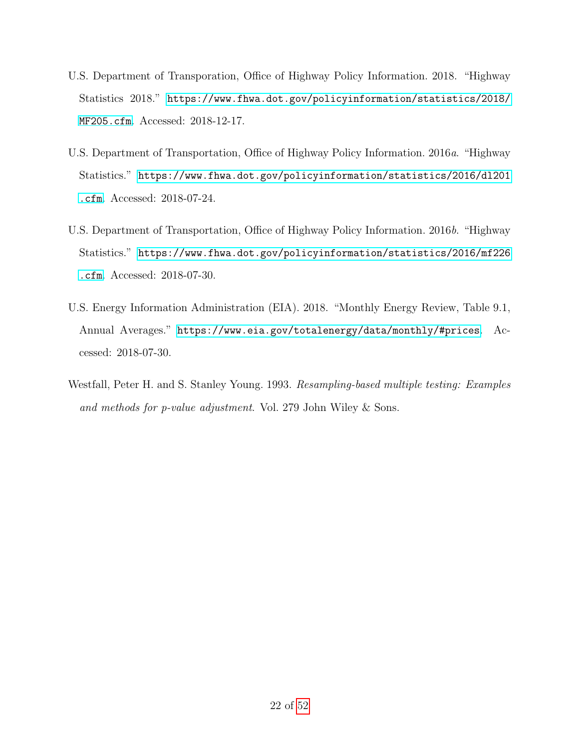U.S. Department of Transporation, Office of Highway Policy Information. 2018. "Highway Statistics 2018." https://www.fhwa.dot.gov/policyinformation/statistics/2018/MF205.cfm. Accessed: 2018-12-17.

U.S. Department of Transportation, Office of Highway Policy Information. 2016*a*. "Highway Statistics." https://www.fhwa.dot.gov/policyinformation/statistics/2016/dl201.cfm. Accessed: 2018-07-24.

U.S. Department of Transportation, Office of Highway Policy Information. 2016*b*. "Highway Statistics." https://www.fhwa.dot.gov/policyinformation/statistics/2016/mf226.cfm. Accessed: 2018-07-30.

U.S. Energy Information Administration (EIA). 2018. "Monthly Energy Review, Table 9.1, Annual Averages." https://www.eia.gov/totalenergy/data/monthly/#prices. Accessed: 2018-07-30.

Westfall, Peter H. and S. Stanley Young. 1993. *Resampling-based multiple testing: Examples and methods for p-value adjustment*. Vol. 279 John Wiley & Sons.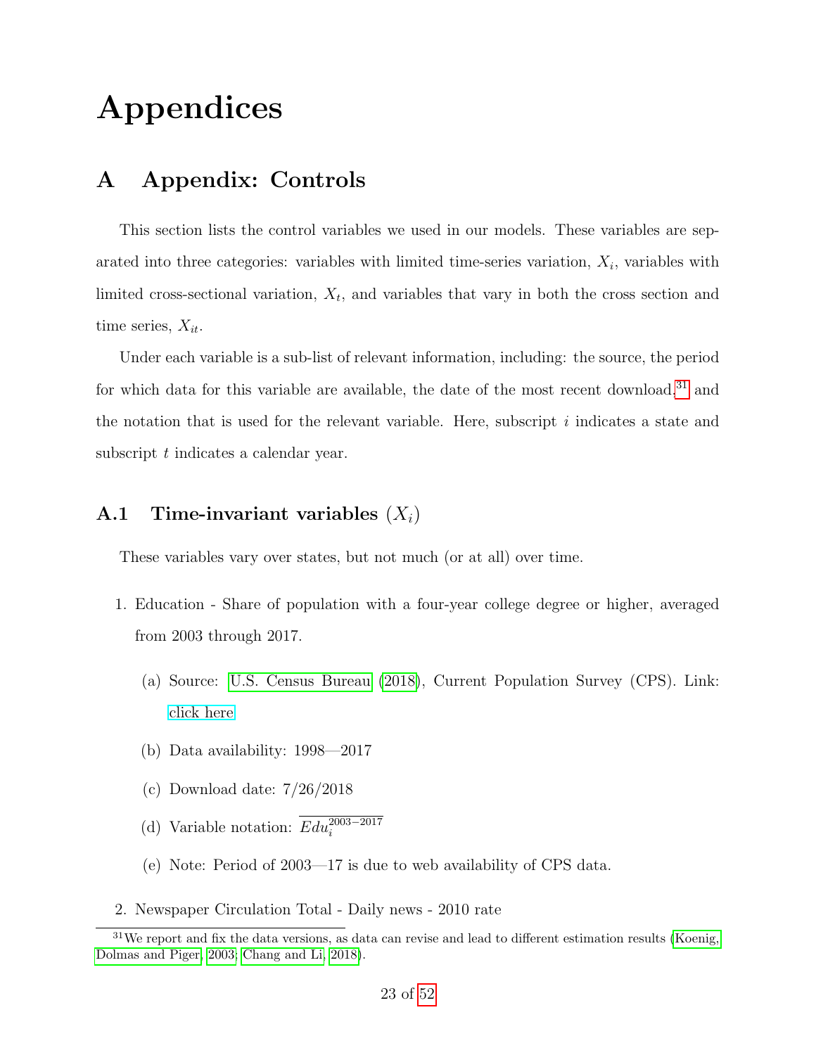# Appendices

## A Appendix: Controls

This section lists the control variables we used in our models. These variables are separated into three categories: variables with limited time-series variation, $X_i$, variables with limited cross-sectional variation, $X_t$, and variables that vary in both the cross section and time series, $X_{it}$.

Under each variable is a sub-list of relevant information, including: the source, the period for which data for this variable are available, the date of the most recent download,[31] and the notation that is used for the relevant variable. Here, subscript $i$ indicates a state and subscript $t$ indicates a calendar year.

### A.1 Time-invariant variables ($X_i$)

These variables vary over states, but not much (or at all) over time.

1. Education - Share of population with a four-year college degree or higher, averaged from 2003 through 2017.
   (a) Source: U.S. Census Bureau (2018), Current Population Survey (CPS). Link: click here
   (b) Data availability: 1998—2017
   (c) Download date: 7/26/2018
   (d) Variable notation: $\overline{Edu_i^{2003-2017}}$
   (e) Note: Period of 2003—17 is due to web availability of CPS data.
2. Newspaper Circulation Total - Daily news - 2010 rate

[31] We report and fix the data versions, as data can revise and lead to different estimation results (Koenig, Dolmas and Piger, 2003; Chang and Li, 2018).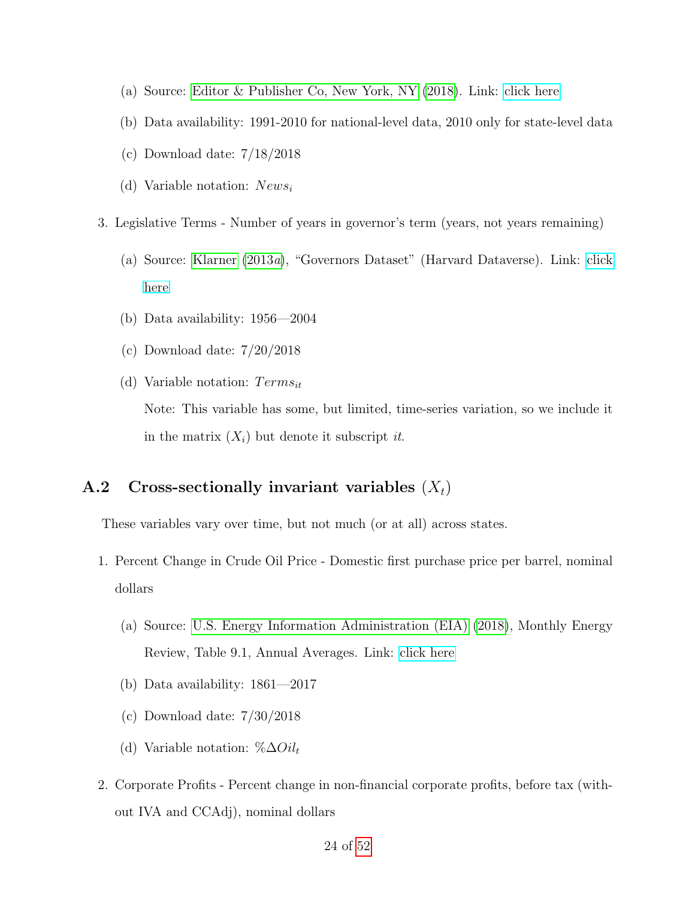(a) Source: Editor & Publisher Co, New York, NY (2018). Link: click here

(b) Data availability: 1991-2010 for national-level data, 2010 only for state-level data

(c) Download date: 7/18/2018

(d) Variable notation: $News_i$

3. Legislative Terms - Number of years in governor's term (years, not years remaining)

   (a) Source: Klarner (2013a), "Governors Dataset" (Harvard Dataverse). Link: click here

   (b) Data availability: 1956—2004

   (c) Download date: 7/20/2018

   (d) Variable notation: $Terms_{it}$

   Note: This variable has some, but limited, time-series variation, so we include it in the matrix ($X_i$) but denote it subscript *it*.

## A.2 Cross-sectionally invariant variables ($X_t$)

These variables vary over time, but not much (or at all) across states.

1. Percent Change in Crude Oil Price - Domestic first purchase price per barrel, nominal dollars

   (a) Source: U.S. Energy Information Administration (EIA) (2018), Monthly Energy Review, Table 9.1, Annual Averages. Link: click here

   (b) Data availability: 1861—2017

   (c) Download date: 7/30/2018

   (d) Variable notation: $\%\Delta Oil_t$

2. Corporate Profits - Percent change in non-financial corporate profits, before tax (without IVA and CCAdj), nominal dollars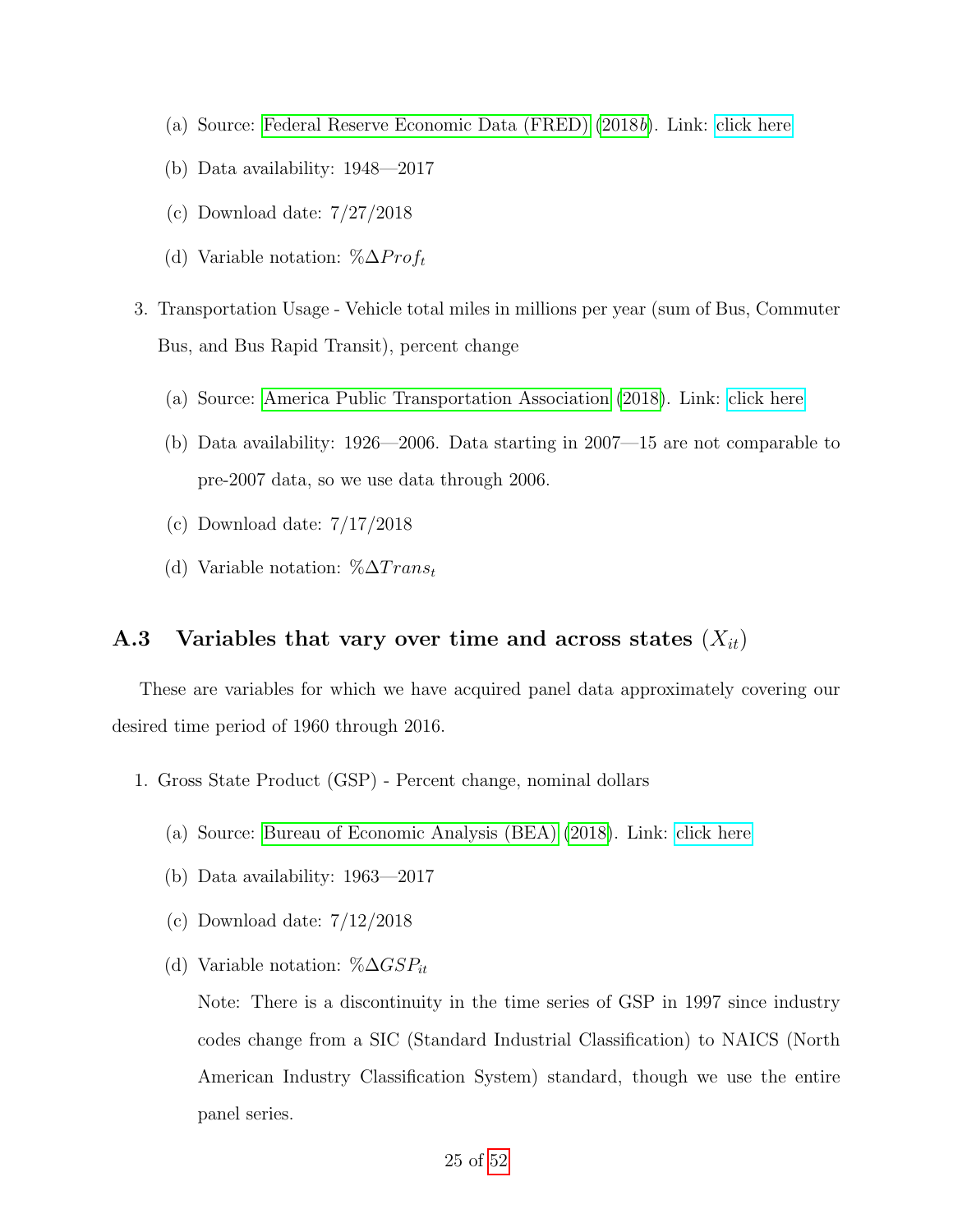(a) Source: Federal Reserve Economic Data (FRED) (2018*b*). Link: click here

(b) Data availability: 1948—2017

(c) Download date: 7/27/2018

(d) Variable notation: $\%\Delta Prof_t$

3. Transportation Usage - Vehicle total miles in millions per year (sum of Bus, Commuter Bus, and Bus Rapid Transit), percent change

   (a) Source: America Public Transportation Association (2018). Link: click here

   (b) Data availability: 1926—2006. Data starting in 2007—15 are not comparable to pre-2007 data, so we use data through 2006.

   (c) Download date: 7/17/2018

   (d) Variable notation: $\%\Delta Trans_t$

### A.3 Variables that vary over time and across states ($X_{it}$)

These are variables for which we have acquired panel data approximately covering our desired time period of 1960 through 2016.

1. Gross State Product (GSP) - Percent change, nominal dollars

   (a) Source: Bureau of Economic Analysis (BEA) (2018). Link: click here

   (b) Data availability: 1963—2017

   (c) Download date: 7/12/2018

   (d) Variable notation: $\%\Delta GSP_{it}$

   Note: There is a discontinuity in the time series of GSP in 1997 since industry codes change from a SIC (Standard Industrial Classification) to NAICS (North American Industry Classification System) standard, though we use the entire panel series.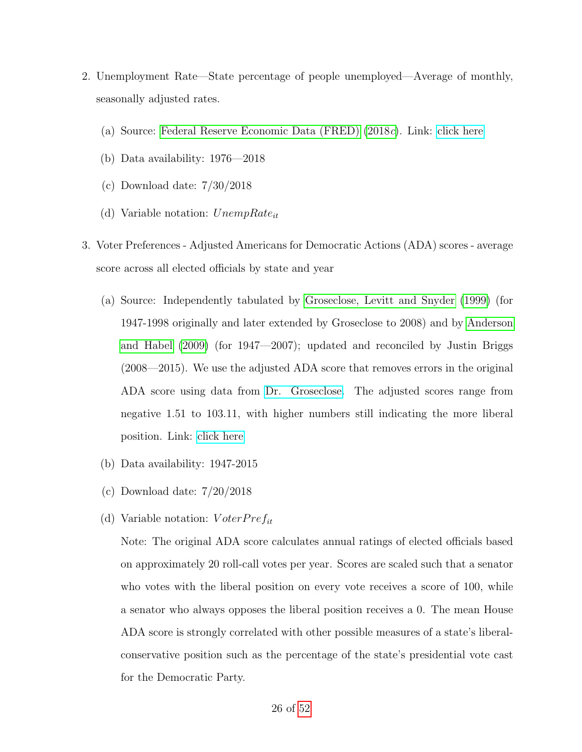2. Unemployment Rate—State percentage of people unemployed—Average of monthly, seasonally adjusted rates.

    (a) Source: Federal Reserve Economic Data (FRED) (2018*c*). Link: click here

    (b) Data availability: 1976—2018

    (c) Download date: 7/30/2018

    (d) Variable notation: $UnempRate_{it}$

3. Voter Preferences - Adjusted Americans for Democratic Actions (ADA) scores - average score across all elected officials by state and year

    (a) Source: Independently tabulated by Groseclose, Levitt and Snyder (1999) (for 1947-1998 originally and later extended by Groseclose to 2008) and by Anderson and Habel (2009) (for 1947—2007); updated and reconciled by Justin Briggs (2008—2015). We use the adjusted ADA score that removes errors in the original ADA score using data from Dr. Groseclose. The adjusted scores range from negative 1.51 to 103.11, with higher numbers still indicating the more liberal position. Link: click here

    (b) Data availability: 1947-2015

    (c) Download date: 7/20/2018

    (d) Variable notation: $VoterPref_{it}$

        Note: The original ADA score calculates annual ratings of elected officials based on approximately 20 roll-call votes per year. Scores are scaled such that a senator who votes with the liberal position on every vote receives a score of 100, while a senator who always opposes the liberal position receives a 0. The mean House ADA score is strongly correlated with other possible measures of a state's liberal-conservative position such as the percentage of the state's presidential vote cast for the Democratic Party.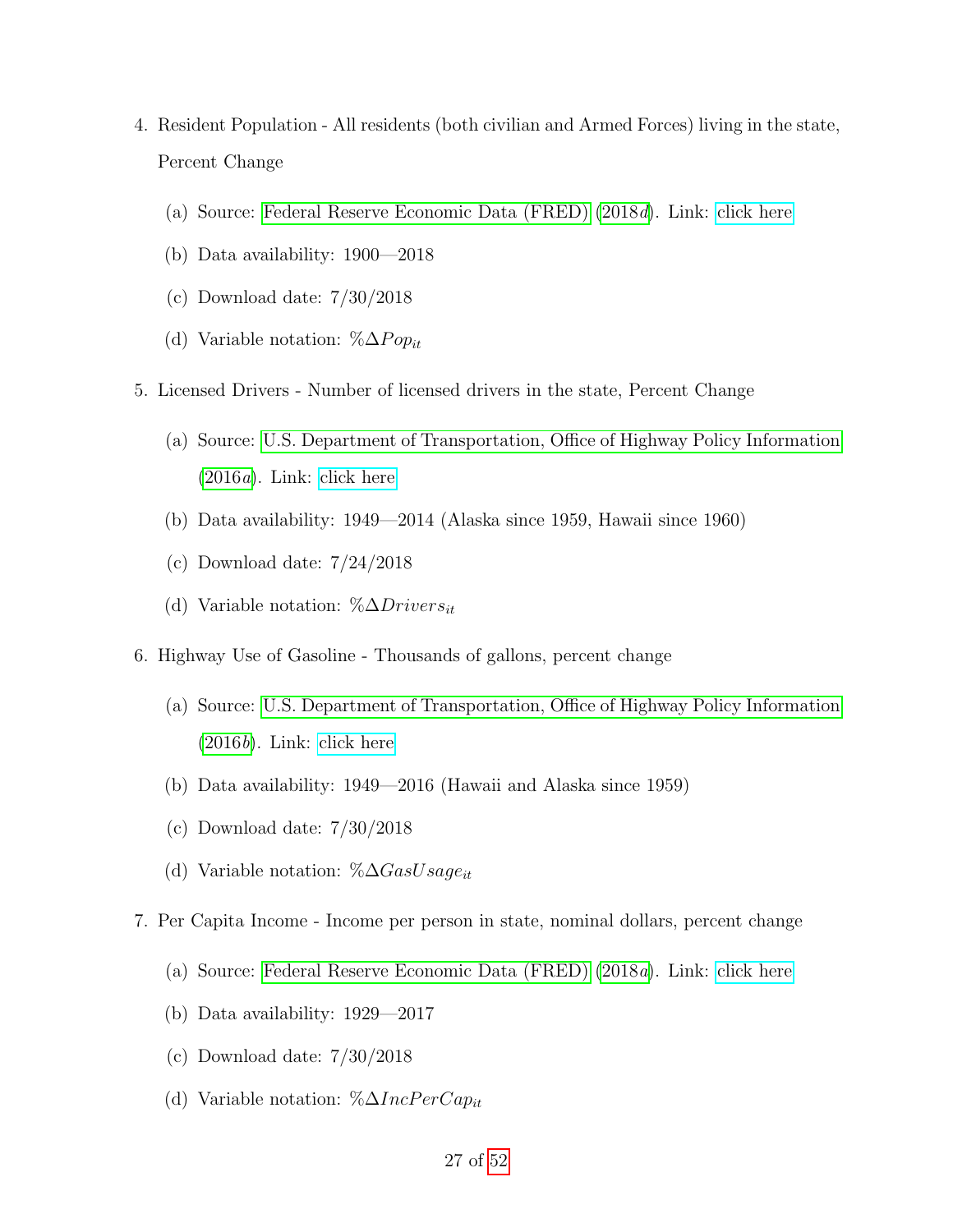4. Resident Population - All residents (both civilian and Armed Forces) living in the state, Percent Change
   (a) Source: Federal Reserve Economic Data (FRED) (2018*d*). Link: click here
   (b) Data availability: 1900—2018
   (c) Download date: 7/30/2018
   (d) Variable notation: $\%\Delta Pop_{it}$

5. Licensed Drivers - Number of licensed drivers in the state, Percent Change
   (a) Source: U.S. Department of Transportation, Office of Highway Policy Information (2016*a*). Link: click here
   (b) Data availability: 1949—2014 (Alaska since 1959, Hawaii since 1960)
   (c) Download date: 7/24/2018
   (d) Variable notation: $\%\Delta Drivers_{it}$

6. Highway Use of Gasoline - Thousands of gallons, percent change
   (a) Source: U.S. Department of Transportation, Office of Highway Policy Information (2016*b*). Link: click here
   (b) Data availability: 1949—2016 (Hawaii and Alaska since 1959)
   (c) Download date: 7/30/2018
   (d) Variable notation: $\%\Delta GasUsage_{it}$

7. Per Capita Income - Income per person in state, nominal dollars, percent change
   (a) Source: Federal Reserve Economic Data (FRED) (2018*a*). Link: click here
   (b) Data availability: 1929—2017
   (c) Download date: 7/30/2018
   (d) Variable notation: $\%\Delta IncPerCap_{it}$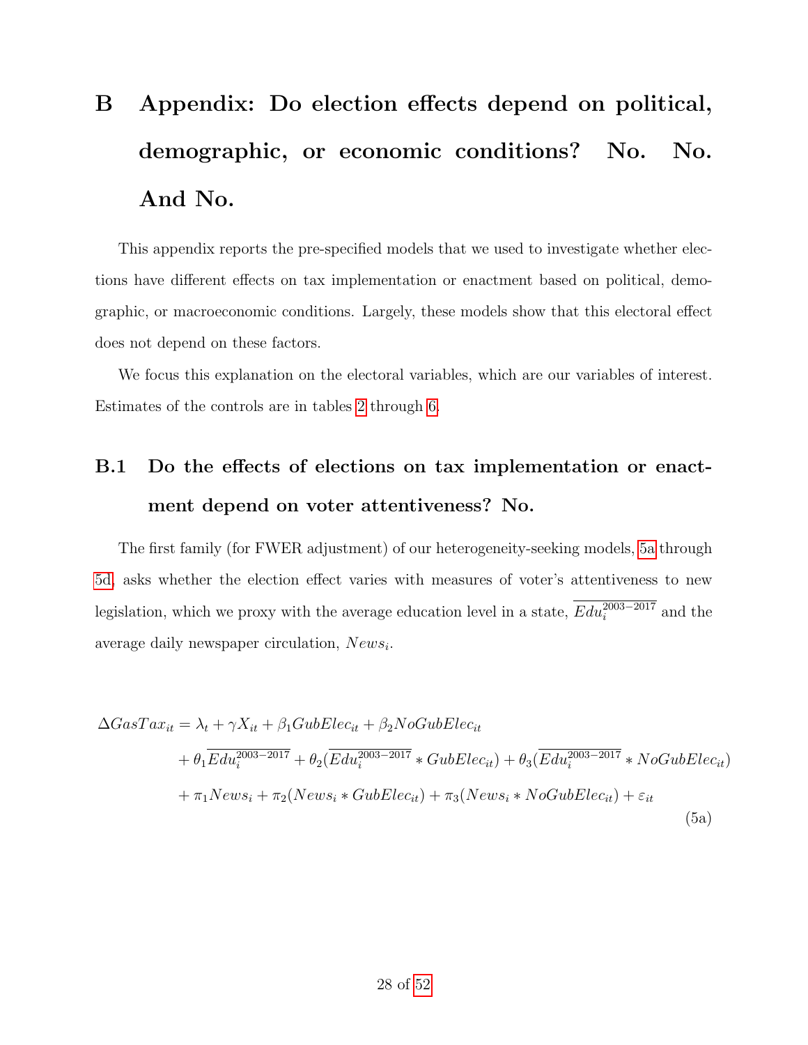# B Appendix: Do election effects depend on political, demographic, or economic conditions? No. No. And No.

This appendix reports the pre-specified models that we used to investigate whether elections have different effects on tax implementation or enactment based on political, demographic, or macroeconomic conditions. Largely, these models show that this electoral effect does not depend on these factors.

We focus this explanation on the electoral variables, which are our variables of interest. Estimates of the controls are in tables 2 through 6.

## B.1 Do the effects of elections on tax implementation or enactment depend on voter attentiveness? No.

The first family (for FWER adjustment) of our heterogeneity-seeking models, 5a through 5d, asks whether the election effect varies with measures of voter's attentiveness to new legislation, which we proxy with the average education level in a state, $\overline{Edu}_i^{2003-2017}$ and the average daily newspaper circulation, $News_i$.

$$\begin{aligned}
\Delta GasTax_{it} = \lambda_t &+ \gamma X_{it} + \beta_1 GubElec_{it} + \beta_2 NoGubElec_{it} \\
&+ \theta_1 \overline{Edu}_i^{2003-2017} + \theta_2(\overline{Edu}_i^{2003-2017} * GubElec_{it}) + \theta_3(\overline{Edu}_i^{2003-2017} * NoGubElec_{it}) \\
&+ \pi_1 News_i + \pi_2(News_i * GubElec_{it}) + \pi_3(News_i * NoGubElec_{it}) + \varepsilon_{it}
\end{aligned} \tag{5a}$$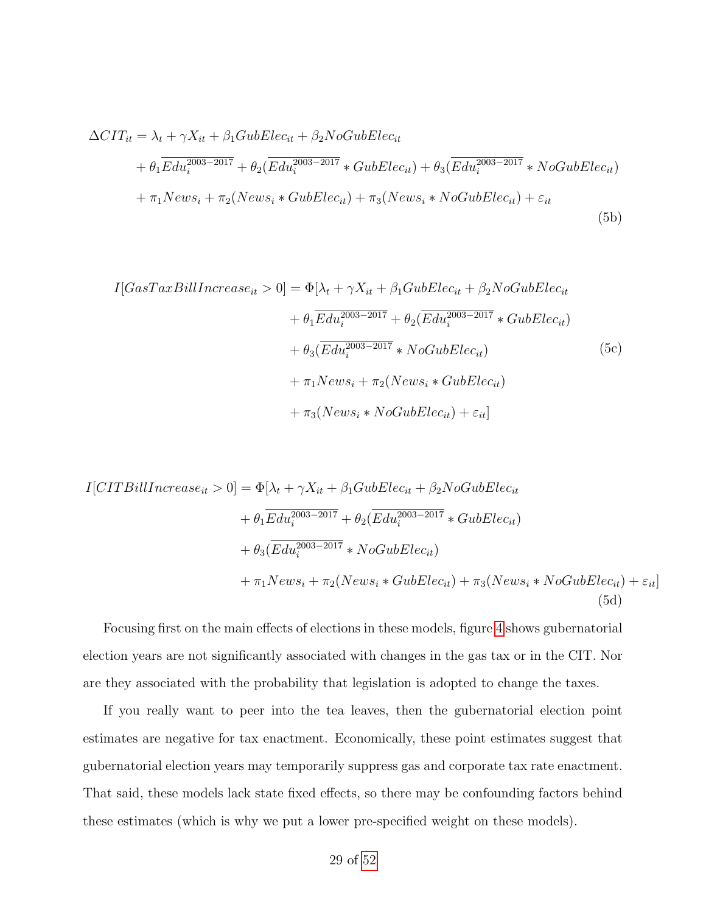$$
\begin{aligned}
\Delta CIT_{it} = \lambda_t &+ \gamma X_{it} + \beta_1 GubElec_{it} + \beta_2 NoGubElec_{it} \\
&+ \theta_1 \overline{Edu_i^{2003-2017}} + \theta_2 (\overline{Edu_i^{2003-2017}} * GubElec_{it}) + \theta_3 (\overline{Edu_i^{2003-2017}} * NoGubElec_{it}) \\
&+ \pi_1 News_i + \pi_2 (News_i * GubElec_{it}) + \pi_3 (News_i * NoGubElec_{it}) + \varepsilon_{it}
\end{aligned} \tag{5b}
$$

$$
\begin{aligned}
I[GasTaxBillIncrease_{it} > 0] = \Phi[\lambda_t &+ \gamma X_{it} + \beta_1 GubElec_{it} + \beta_2 NoGubElec_{it} \\
&+ \theta_1 \overline{Edu_i^{2003-2017}} + \theta_2 (\overline{Edu_i^{2003-2017}} * GubElec_{it}) \\
&+ \theta_3 (\overline{Edu_i^{2003-2017}} * NoGubElec_{it}) \\
&+ \pi_1 News_i + \pi_2 (News_i * GubElec_{it}) \\
&+ \pi_3 (News_i * NoGubElec_{it}) + \varepsilon_{it}]
\end{aligned} \tag{5c}
$$

$$
\begin{aligned}
I[CITBillIncrease_{it} > 0] = \Phi[\lambda_t &+ \gamma X_{it} + \beta_1 GubElec_{it} + \beta_2 NoGubElec_{it} \\
&+ \theta_1 \overline{Edu_i^{2003-2017}} + \theta_2 (\overline{Edu_i^{2003-2017}} * GubElec_{it}) \\
&+ \theta_3 (\overline{Edu_i^{2003-2017}} * NoGubElec_{it}) \\
&+ \pi_1 News_i + \pi_2 (News_i * GubElec_{it}) + \pi_3 (News_i * NoGubElec_{it}) + \varepsilon_{it}]
\end{aligned} \tag{5d}
$$

Focusing first on the main effects of elections in these models, figure 4 shows gubernatorial election years are not significantly associated with changes in the gas tax or in the CIT. Nor are they associated with the probability that legislation is adopted to change the taxes.

If you really want to peer into the tea leaves, then the gubernatorial election point estimates are negative for tax enactment. Economically, these point estimates suggest that gubernatorial election years may temporarily suppress gas and corporate tax rate enactment. That said, these models lack state fixed effects, so there may be confounding factors behind these estimates (which is why we put a lower pre-specified weight on these models).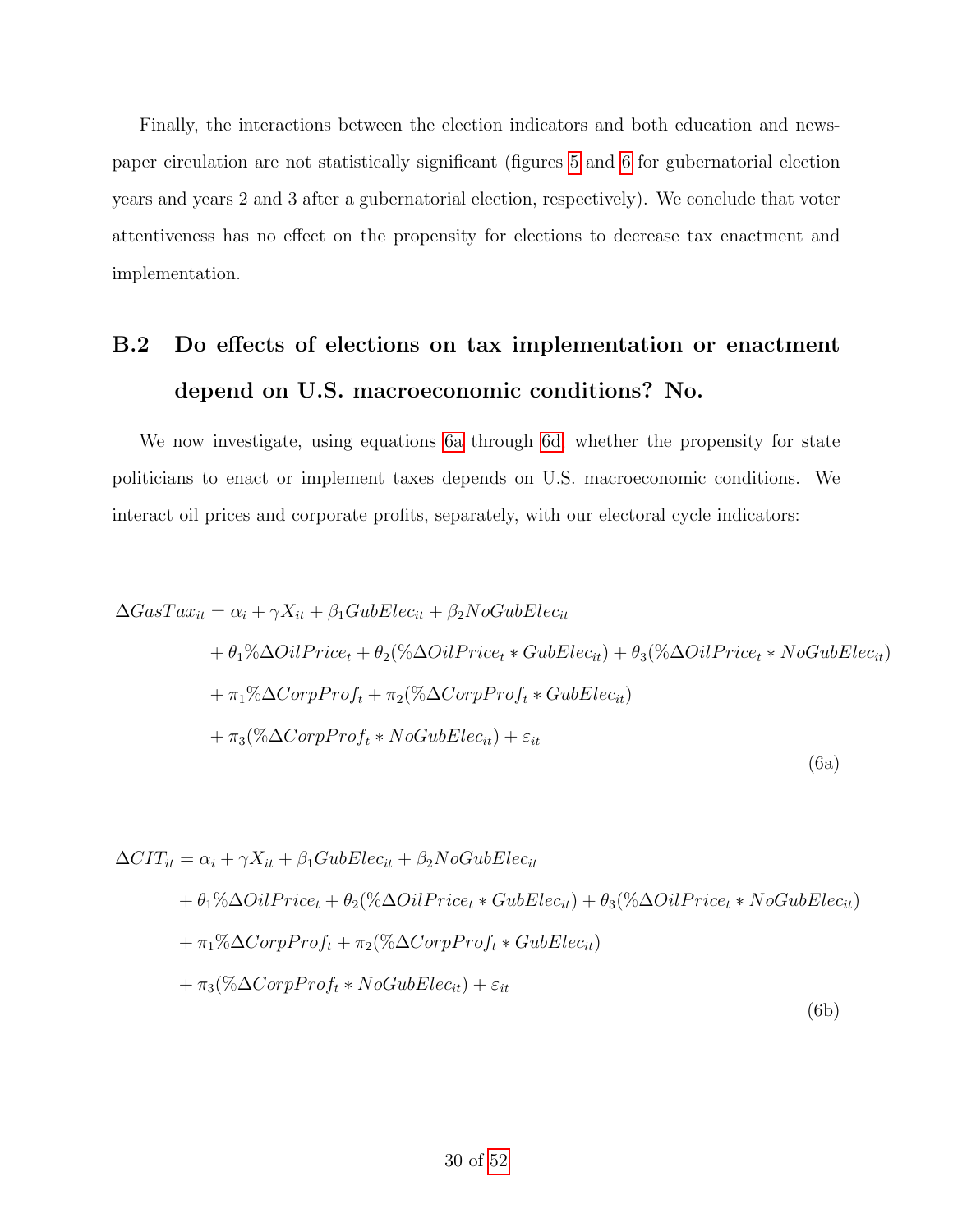Finally, the interactions between the election indicators and both education and newspaper circulation are not statistically significant (figures 5 and 6 for gubernatorial election years and years 2 and 3 after a gubernatorial election, respectively). We conclude that voter attentiveness has no effect on the propensity for elections to decrease tax enactment and implementation.

## B.2 Do effects of elections on tax implementation or enactment depend on U.S. macroeconomic conditions? No.

We now investigate, using equations 6a through 6d, whether the propensity for state politicians to enact or implement taxes depends on U.S. macroeconomic conditions. We interact oil prices and corporate profits, separately, with our electoral cycle indicators:

$$
\begin{aligned}
\Delta GasTax_{it} = {} & \alpha_i + \gamma X_{it} + \beta_1 GubElec_{it} + \beta_2 NoGubElec_{it} \\
& + \theta_1 \%\Delta OilPrice_t + \theta_2(\%\Delta OilPrice_t * GubElec_{it}) + \theta_3(\%\Delta OilPrice_t * NoGubElec_{it}) \\
& + \pi_1 \%\Delta CorpProf_t + \pi_2(\%\Delta CorpProf_t * GubElec_{it}) \\
& + \pi_3(\%\Delta CorpProf_t * NoGubElec_{it}) + \varepsilon_{it}
\end{aligned}
\tag{6a}
$$

$$
\begin{aligned}
\Delta CIT_{it} = {} & \alpha_i + \gamma X_{it} + \beta_1 GubElec_{it} + \beta_2 NoGubElec_{it} \\
& + \theta_1 \%\Delta OilPrice_t + \theta_2(\%\Delta OilPrice_t * GubElec_{it}) + \theta_3(\%\Delta OilPrice_t * NoGubElec_{it}) \\
& + \pi_1 \%\Delta CorpProf_t + \pi_2(\%\Delta CorpProf_t * GubElec_{it}) \\
& + \pi_3(\%\Delta CorpProf_t * NoGubElec_{it}) + \varepsilon_{it}
\end{aligned}
\tag{6b}
$$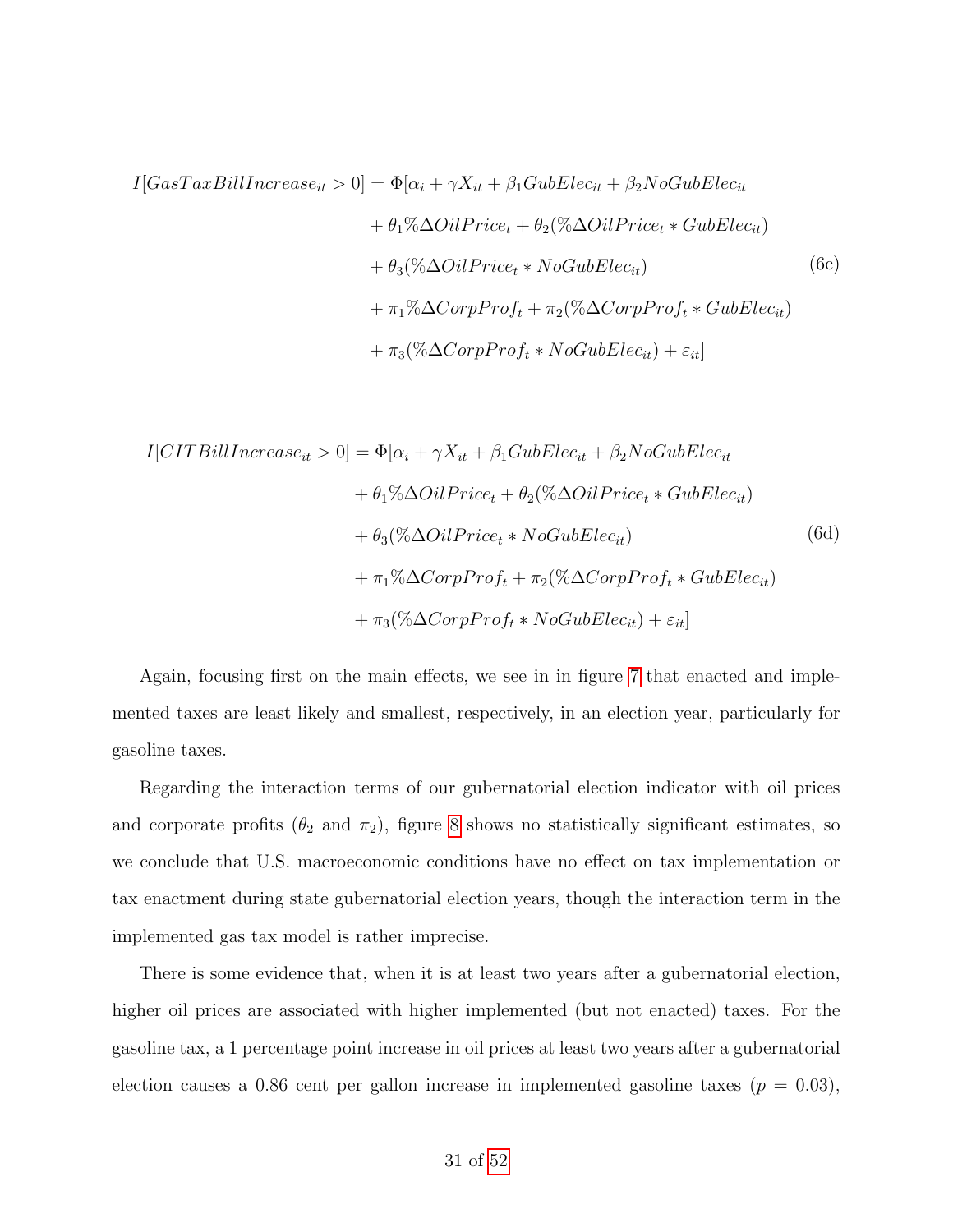$$
\begin{aligned}
I[GasTaxBillIncrease_{it} > 0] = \Phi[&\alpha_i + \gamma X_{it} + \beta_1 GubElec_{it} + \beta_2 NoGubElec_{it} \\
&+ \theta_1 \%\Delta OilPrice_t + \theta_2 (\%\Delta OilPrice_t * GubElec_{it}) \\
&+ \theta_3 (\%\Delta OilPrice_t * NoGubElec_{it}) \\
&+ \pi_1 \%\Delta CorpProf_t + \pi_2 (\%\Delta CorpProf_t * GubElec_{it}) \\
&+ \pi_3 (\%\Delta CorpProf_t * NoGubElec_{it}) + \varepsilon_{it}]
\end{aligned} \tag{6c}
$$

$$
\begin{aligned}
I[CITBillIncrease_{it} > 0] = \Phi[&\alpha_i + \gamma X_{it} + \beta_1 GubElec_{it} + \beta_2 NoGubElec_{it} \\
&+ \theta_1 \%\Delta OilPrice_t + \theta_2 (\%\Delta OilPrice_t * GubElec_{it}) \\
&+ \theta_3 (\%\Delta OilPrice_t * NoGubElec_{it}) \\
&+ \pi_1 \%\Delta CorpProf_t + \pi_2 (\%\Delta CorpProf_t * GubElec_{it}) \\
&+ \pi_3 (\%\Delta CorpProf_t * NoGubElec_{it}) + \varepsilon_{it}]
\end{aligned} \tag{6d}
$$

Again, focusing first on the main effects, we see in in figure 7 that enacted and implemented taxes are least likely and smallest, respectively, in an election year, particularly for gasoline taxes.

Regarding the interaction terms of our gubernatorial election indicator with oil prices and corporate profits ($\theta_2$ and $\pi_2$), figure 8 shows no statistically significant estimates, so we conclude that U.S. macroeconomic conditions have no effect on tax implementation or tax enactment during state gubernatorial election years, though the interaction term in the implemented gas tax model is rather imprecise.

There is some evidence that, when it is at least two years after a gubernatorial election, higher oil prices are associated with higher implemented (but not enacted) taxes. For the gasoline tax, a 1 percentage point increase in oil prices at least two years after a gubernatorial election causes a 0.86 cent per gallon increase in implemented gasoline taxes ($p = 0.03$),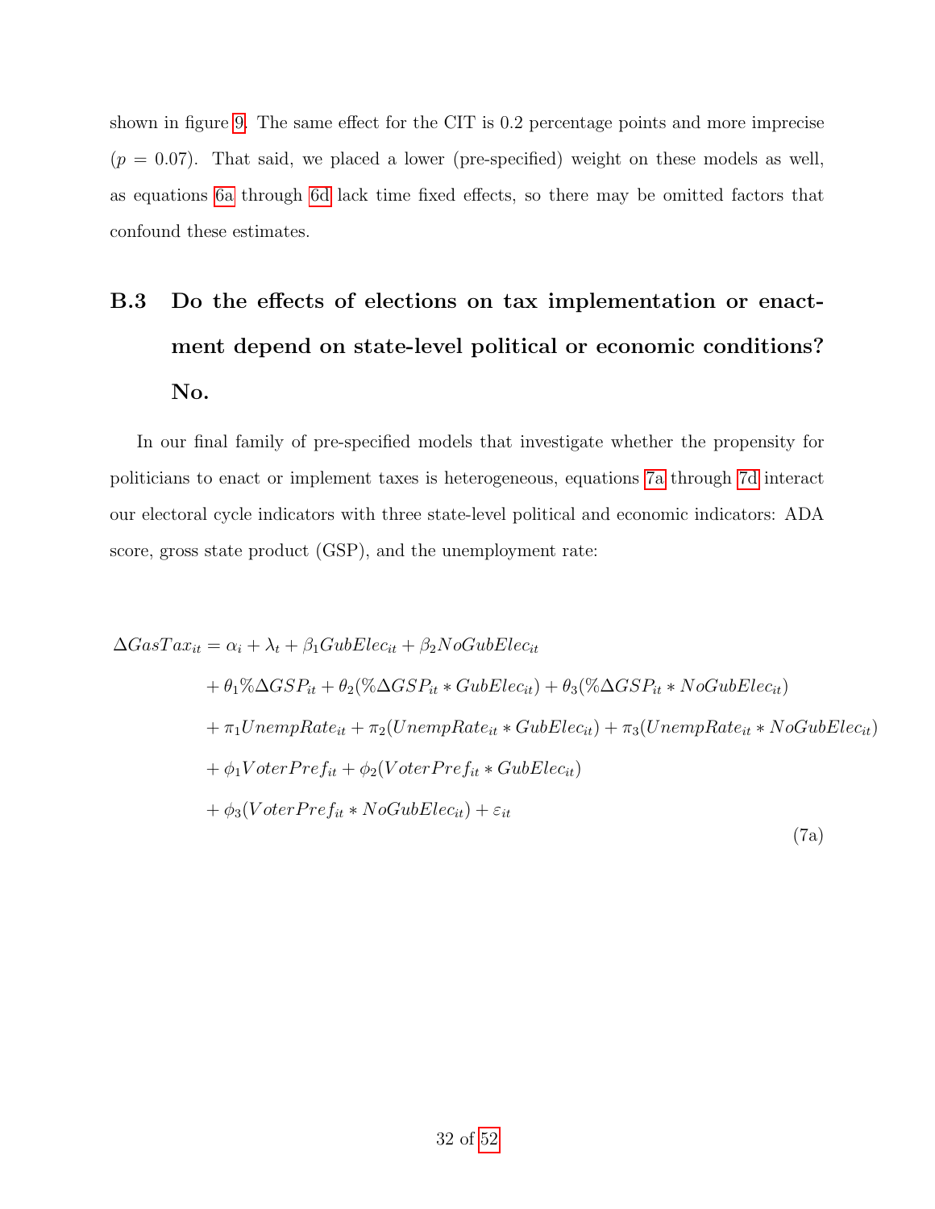shown in figure 9. The same effect for the CIT is 0.2 percentage points and more imprecise ($p = 0.07$). That said, we placed a lower (pre-specified) weight on these models as well, as equations 6a through 6d lack time fixed effects, so there may be omitted factors that confound these estimates.

### B.3 Do the effects of elections on tax implementation or enactment depend on state-level political or economic conditions? No.

In our final family of pre-specified models that investigate whether the propensity for politicians to enact or implement taxes is heterogeneous, equations 7a through 7d interact our electoral cycle indicators with three state-level political and economic indicators: ADA score, gross state product (GSP), and the unemployment rate:

$$
\begin{aligned}
\Delta GasTax_{it} = & \alpha_i + \lambda_t + \beta_1 GubElec_{it} + \beta_2 NoGubElec_{it} \\
& + \theta_1 \%\Delta GSP_{it} + \theta_2(\%\Delta GSP_{it} * GubElec_{it}) + \theta_3(\%\Delta GSP_{it} * NoGubElec_{it}) \\
& + \pi_1 UnempRate_{it} + \pi_2(UnempRate_{it} * GubElec_{it}) + \pi_3(UnempRate_{it} * NoGubElec_{it}) \\
& + \phi_1 VoterPref_{it} + \phi_2(VoterPref_{it} * GubElec_{it}) \\
& + \phi_3(VoterPref_{it} * NoGubElec_{it}) + \varepsilon_{it}
\end{aligned}
\tag{7a}
$$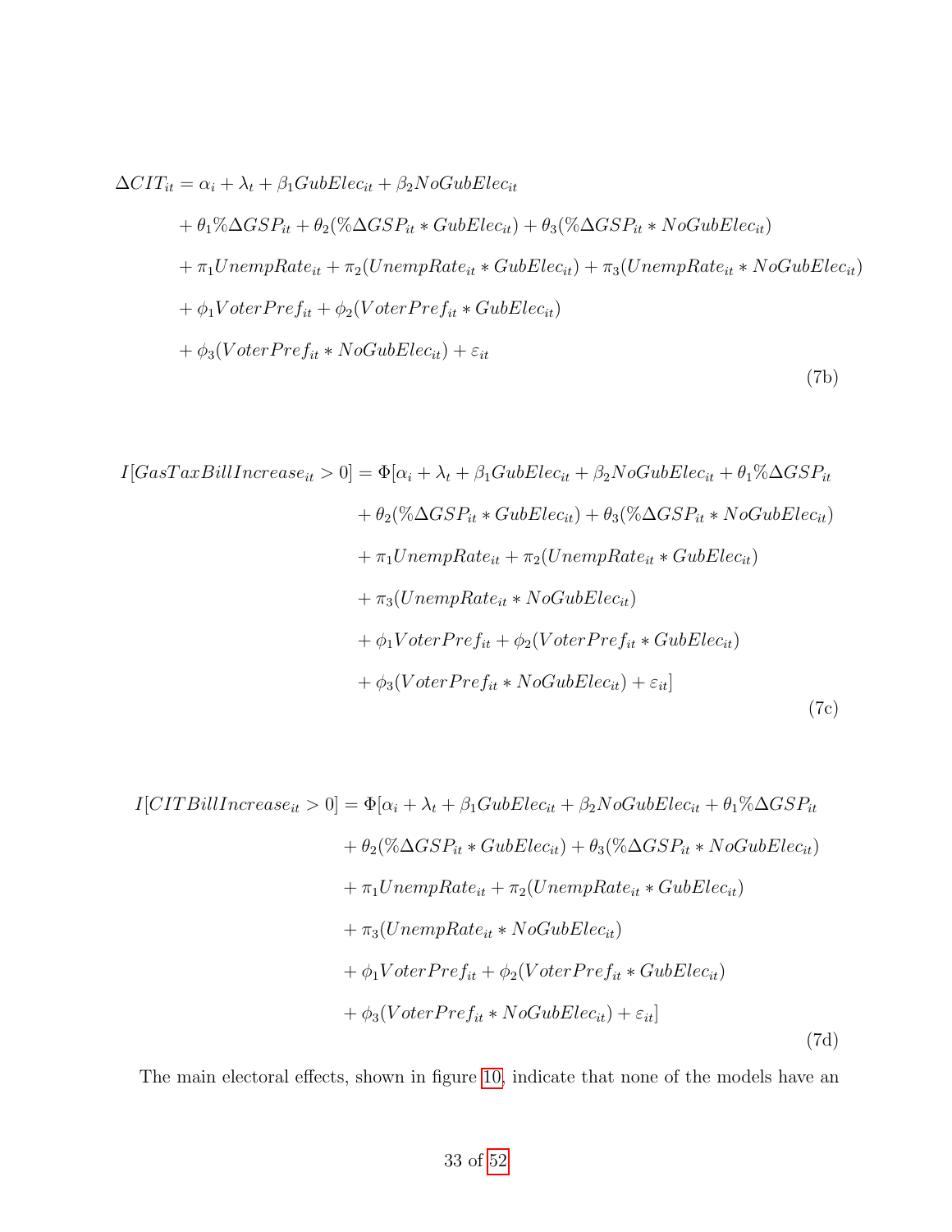$$
\begin{aligned}
\Delta CIT_{it} = {} & \alpha_i + \lambda_t + \beta_1 GubElec_{it} + \beta_2 NoGubElec_{it} \\
& + \theta_1 \%\Delta GSP_{it} + \theta_2(\%\Delta GSP_{it} * GubElec_{it}) + \theta_3(\%\Delta GSP_{it} * NoGubElec_{it}) \\
& + \pi_1 UnempRate_{it} + \pi_2(UnempRate_{it} * GubElec_{it}) + \pi_3(UnempRate_{it} * NoGubElec_{it}) \\
& + \phi_1 VoterPref_{it} + \phi_2(VoterPref_{it} * GubElec_{it}) \\
& + \phi_3(VoterPref_{it} * NoGubElec_{it}) + \varepsilon_{it}
\end{aligned} \tag{7b}
$$

$$
\begin{aligned}
I[GasTaxBillIncrease_{it} > 0] = \Phi[ & \alpha_i + \lambda_t + \beta_1 GubElec_{it} + \beta_2 NoGubElec_{it} + \theta_1 \%\Delta GSP_{it} \\
& + \theta_2(\%\Delta GSP_{it} * GubElec_{it}) + \theta_3(\%\Delta GSP_{it} * NoGubElec_{it}) \\
& + \pi_1 UnempRate_{it} + \pi_2(UnempRate_{it} * GubElec_{it}) \\
& + \pi_3(UnempRate_{it} * NoGubElec_{it}) \\
& + \phi_1 VoterPref_{it} + \phi_2(VoterPref_{it} * GubElec_{it}) \\
& + \phi_3(VoterPref_{it} * NoGubElec_{it}) + \varepsilon_{it}]
\end{aligned} \tag{7c}
$$

$$
\begin{aligned}
I[CITBillIncrease_{it} > 0] = \Phi[ & \alpha_i + \lambda_t + \beta_1 GubElec_{it} + \beta_2 NoGubElec_{it} + \theta_1 \%\Delta GSP_{it} \\
& + \theta_2(\%\Delta GSP_{it} * GubElec_{it}) + \theta_3(\%\Delta GSP_{it} * NoGubElec_{it}) \\
& + \pi_1 UnempRate_{it} + \pi_2(UnempRate_{it} * GubElec_{it}) \\
& + \pi_3(UnempRate_{it} * NoGubElec_{it}) \\
& + \phi_1 VoterPref_{it} + \phi_2(VoterPref_{it} * GubElec_{it}) \\
& + \phi_3(VoterPref_{it} * NoGubElec_{it}) + \varepsilon_{it}]
\end{aligned} \tag{7d}
$$

The main electoral effects, shown in figure 10, indicate that none of the models have an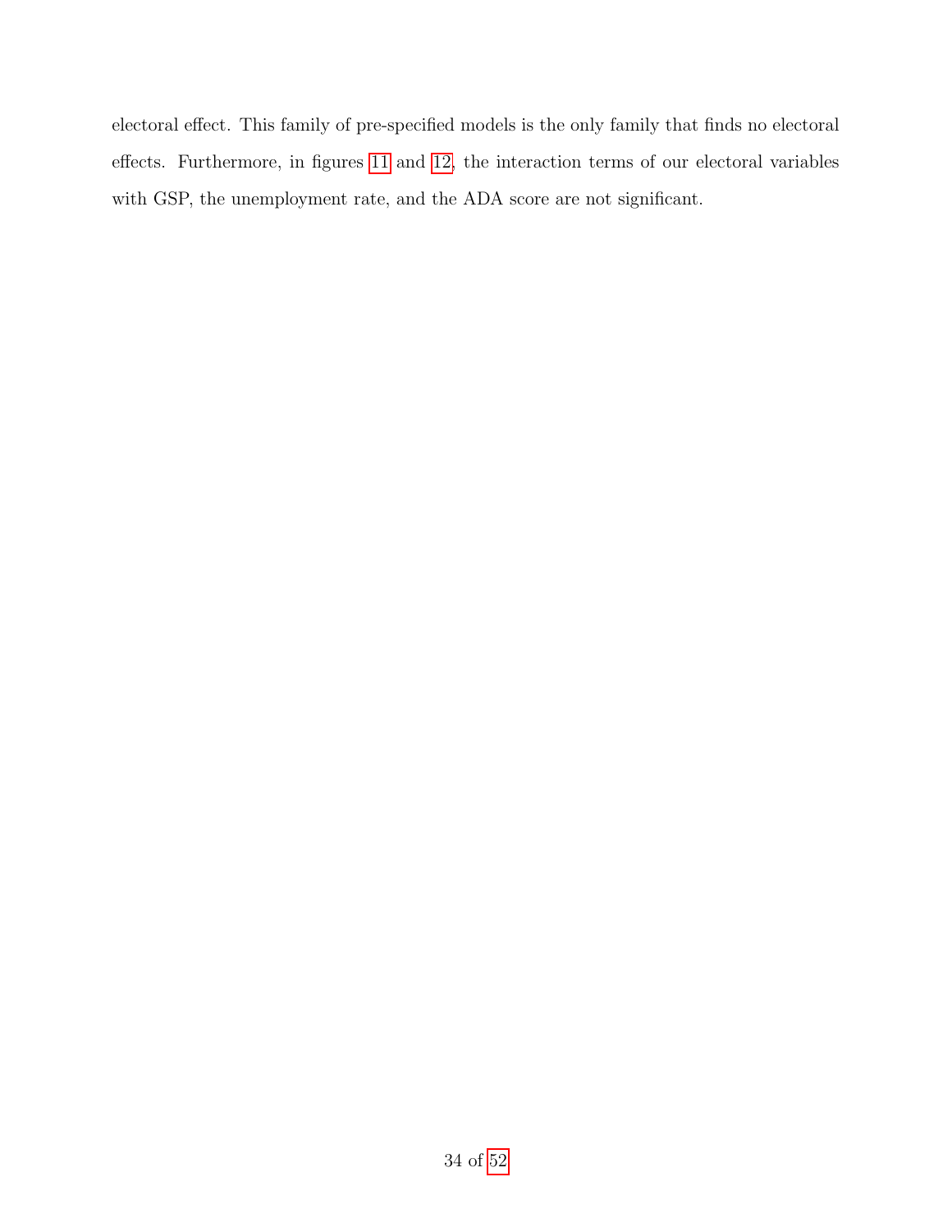electoral effect. This family of pre-specified models is the only family that finds no electoral effects. Furthermore, in figures 11 and 12, the interaction terms of our electoral variables with GSP, the unemployment rate, and the ADA score are not significant.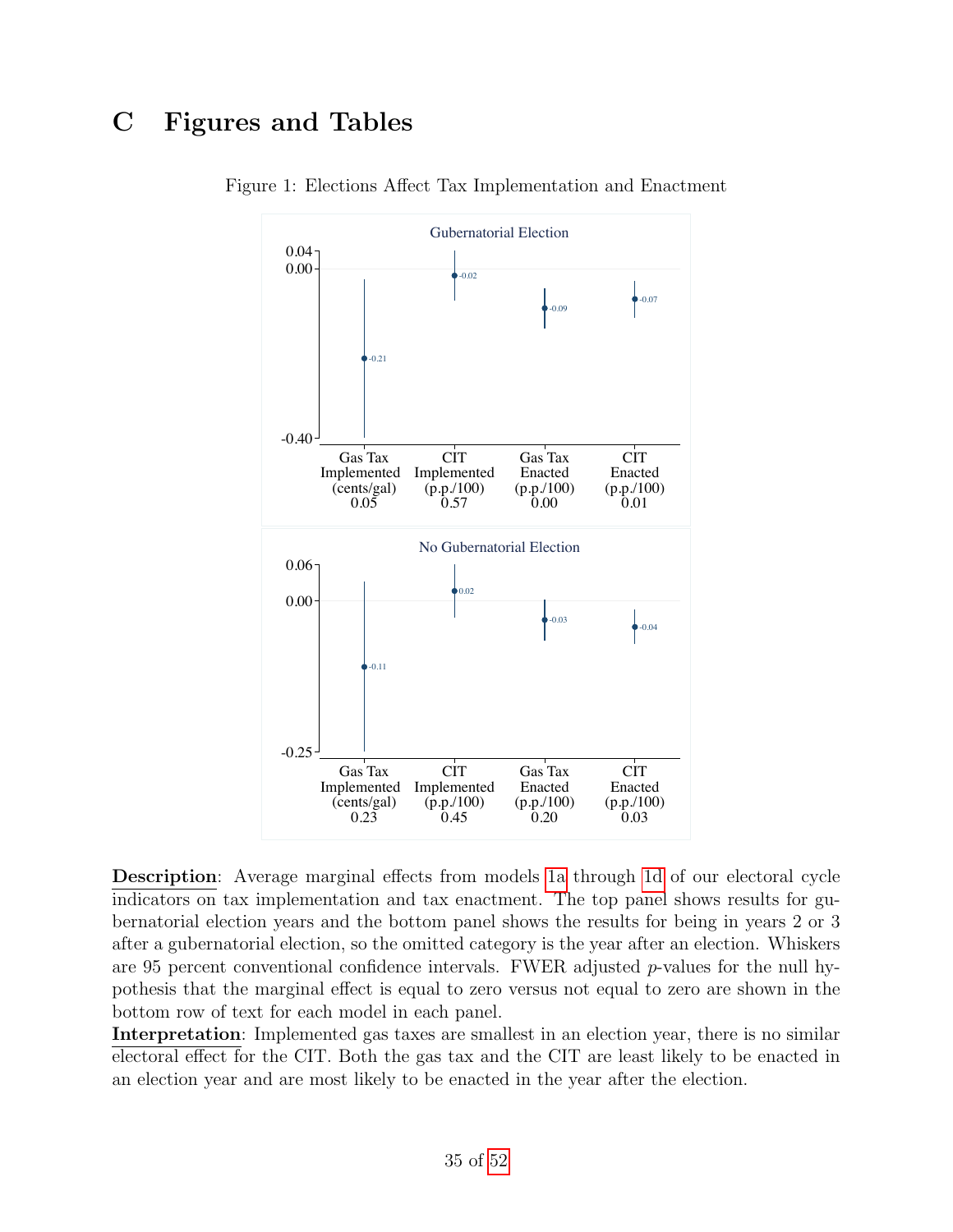# C Figures and Tables

Figure 1: Elections Affect Tax Implementation and Enactment

Gubernatorial Election

0.04
0.00
-0.40

-0.21
-0.02
-0.09
-0.07

Gas Tax Implemented (cents/gal) 0.05
CIT Implemented (p.p./100) 0.57
Gas Tax Enacted (p.p./100) 0.00
CIT Enacted (p.p./100) 0.01

No Gubernatorial Election

0.06
0.00
-0.25

-0.11
0.02
-0.03
-0.04

Gas Tax Implemented (cents/gal) 0.23
CIT Implemented (p.p./100) 0.45
Gas Tax Enacted (p.p./100) 0.20
CIT Enacted (p.p./100) 0.03

**Description**: Average marginal effects from models 1a through 1d of our electoral cycle indicators on tax implementation and tax enactment. The top panel shows results for gubernatorial election years and the bottom panel shows the results for being in years 2 or 3 after a gubernatorial election, so the omitted category is the year after an election. Whiskers are 95 percent conventional confidence intervals. FWER adjusted $p$-values for the null hypothesis that the marginal effect is equal to zero versus not equal to zero are shown in the bottom row of text for each model in each panel.

**Interpretation**: Implemented gas taxes are smallest in an election year, there is no similar electoral effect for the CIT. Both the gas tax and the CIT are least likely to be enacted in an election year and are most likely to be enacted in the year after the election.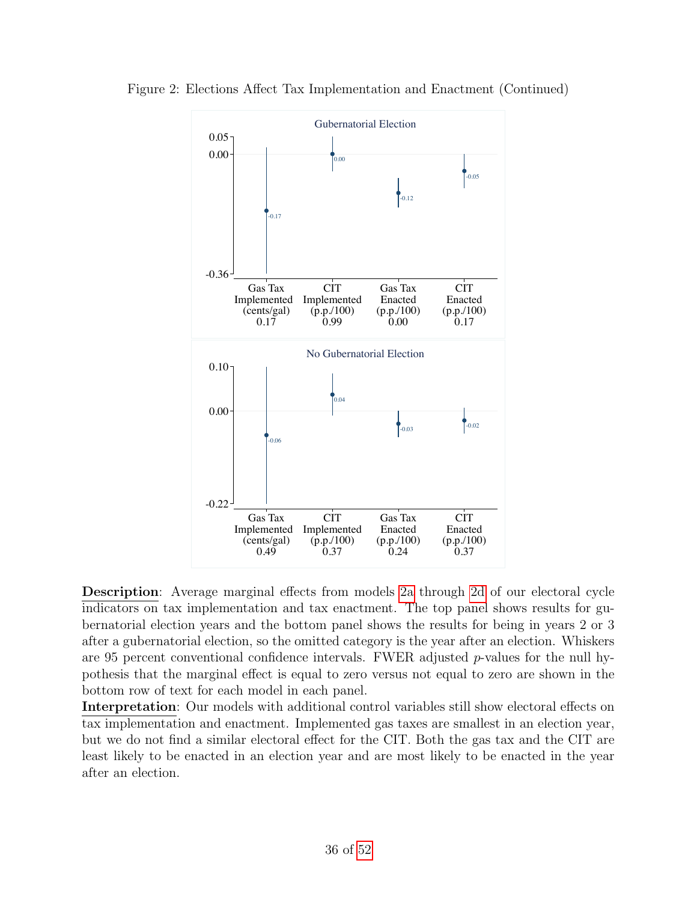Figure 2: Elections Affect Tax Implementation and Enactment (Continued)

Gubernatorial Election

0.05
0.00
-0.36

-0.17
0.00
-0.12
-0.05

Gas Tax Implemented (cents/gal) 0.17
CIT Implemented (p.p./100) 0.99
Gas Tax Enacted (p.p./100) 0.00
CIT Enacted (p.p./100) 0.17

No Gubernatorial Election

0.10
0.00
-0.22

-0.06
0.04
-0.03
-0.02

Gas Tax Implemented (cents/gal) 0.49
CIT Implemented (p.p./100) 0.37
Gas Tax Enacted (p.p./100) 0.24
CIT Enacted (p.p./100) 0.37

**Description**: Average marginal effects from models 2a through 2d of our electoral cycle indicators on tax implementation and tax enactment. The top panel shows results for gubernatorial election years and the bottom panel shows the results for being in years 2 or 3 after a gubernatorial election, so the omitted category is the year after an election. Whiskers are 95 percent conventional confidence intervals. FWER adjusted $p$-values for the null hypothesis that the marginal effect is equal to zero versus not equal to zero are shown in the bottom row of text for each model in each panel.

**Interpretation**: Our models with additional control variables still show electoral effects on tax implementation and enactment. Implemented gas taxes are smallest in an election year, but we do not find a similar electoral effect for the CIT. Both the gas tax and the CIT are least likely to be enacted in an election year and are most likely to be enacted in the year after an election.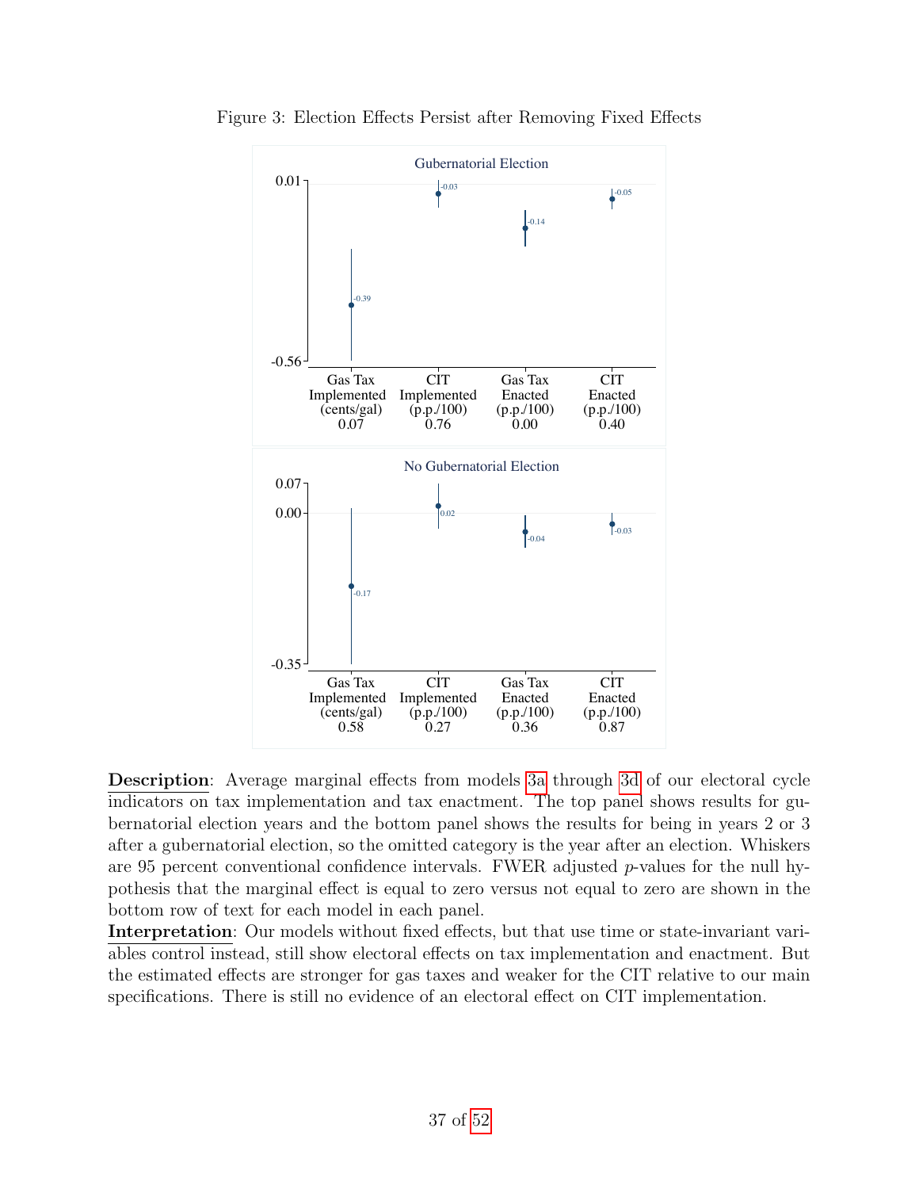Figure 3: Election Effects Persist after Removing Fixed Effects

Gubernatorial Election

0.01

-0.56

-0.39

-0.03

-0.14

-0.05

Gas Tax Implemented (cents/gal) 0.07

CIT Implemented (p.p./100) 0.76

Gas Tax Enacted (p.p./100) 0.00

CIT Enacted (p.p./100) 0.40

No Gubernatorial Election

0.07

0.00

-0.35

-0.17

0.02

-0.04

-0.03

Gas Tax Implemented (cents/gal) 0.58

CIT Implemented (p.p./100) 0.27

Gas Tax Enacted (p.p./100) 0.36

CIT Enacted (p.p./100) 0.87

**Description**: Average marginal effects from models 3a through 3d of our electoral cycle indicators on tax implementation and tax enactment. The top panel shows results for gubernatorial election years and the bottom panel shows the results for being in years 2 or 3 after a gubernatorial election, so the omitted category is the year after an election. Whiskers are 95 percent conventional confidence intervals. FWER adjusted $p$-values for the null hypothesis that the marginal effect is equal to zero versus not equal to zero are shown in the bottom row of text for each model in each panel.

**Interpretation**: Our models without fixed effects, but that use time or state-invariant variables control instead, still show electoral effects on tax implementation and enactment. But the estimated effects are stronger for gas taxes and weaker for the CIT relative to our main specifications. There is still no evidence of an electoral effect on CIT implementation.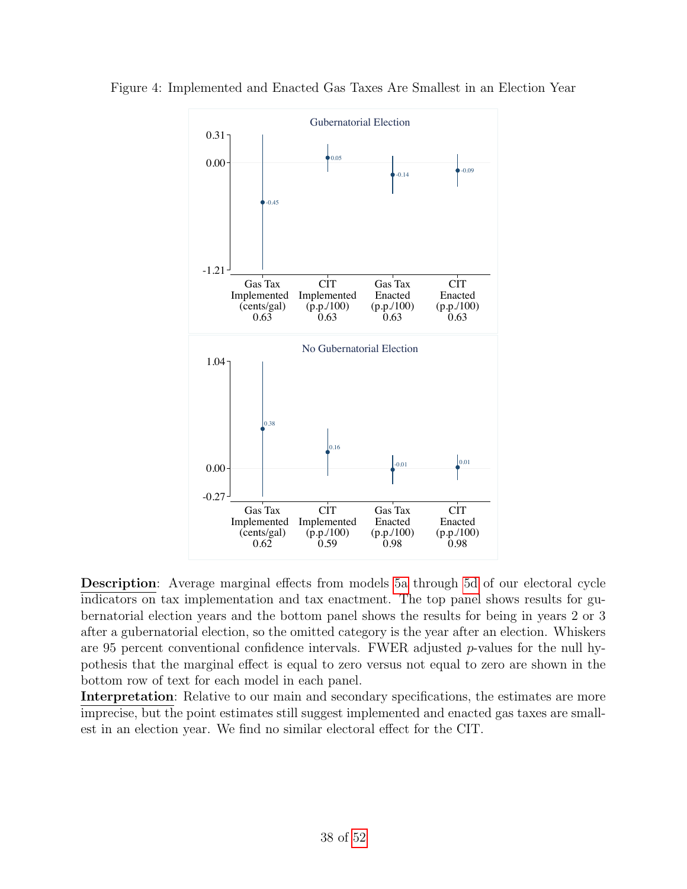Figure 4: Implemented and Enacted Gas Taxes Are Smallest in an Election Year

Gubernatorial Election

0.31
0.00
-1.21

-0.45
0.05
-0.14
-0.09

Gas Tax Implemented (cents/gal) 0.63
CIT Implemented (p.p./100) 0.63
Gas Tax Enacted (p.p./100) 0.63
CIT Enacted (p.p./100) 0.63

No Gubernatorial Election

1.04
0.00
-0.27

0.38
0.16
-0.01
0.01

Gas Tax Implemented (cents/gal) 0.62
CIT Implemented (p.p./100) 0.59
Gas Tax Enacted (p.p./100) 0.98
CIT Enacted (p.p./100) 0.98

**Description**: Average marginal effects from models 5a through 5d of our electoral cycle indicators on tax implementation and tax enactment. The top panel shows results for gubernatorial election years and the bottom panel shows the results for being in years 2 or 3 after a gubernatorial election, so the omitted category is the year after an election. Whiskers are 95 percent conventional confidence intervals. FWER adjusted $p$-values for the null hypothesis that the marginal effect is equal to zero versus not equal to zero are shown in the bottom row of text for each model in each panel.

**Interpretation**: Relative to our main and secondary specifications, the estimates are more imprecise, but the point estimates still suggest implemented and enacted gas taxes are smallest in an election year. We find no similar electoral effect for the CIT.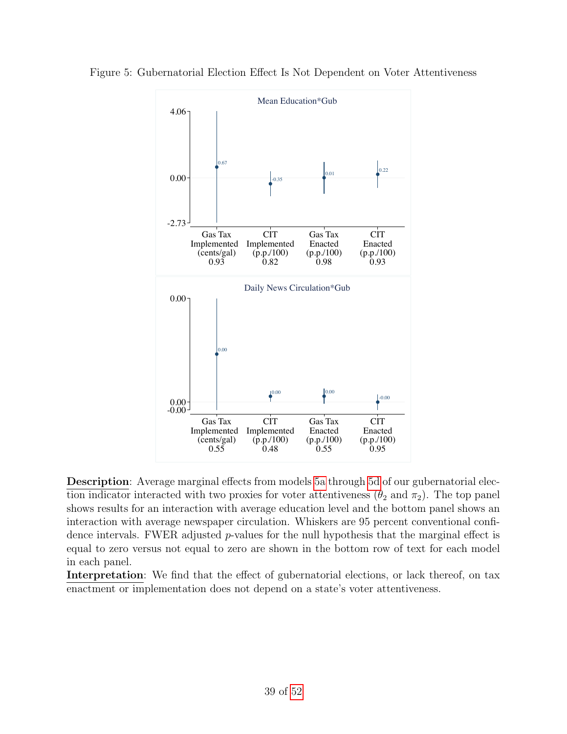Figure 5: Gubernatorial Election Effect Is Not Dependent on Voter Attentiveness

Mean Education*Gub

4.06
0.00
-2.73

0.67
-0.35
0.01
0.22

Gas Tax Implemented (cents/gal) 0.93
CIT Implemented (p.p./100) 0.82
Gas Tax Enacted (p.p./100) 0.98
CIT Enacted (p.p./100) 0.93

Daily News Circulation*Gub

0.00
0.00
-0.00

0.00
0.00
0.00
-0.00

Gas Tax Implemented (cents/gal) 0.55
CIT Implemented (p.p./100) 0.48
Gas Tax Enacted (p.p./100) 0.55
CIT Enacted (p.p./100) 0.95

**Description**: Average marginal effects from models 5a through 5d of our gubernatorial election indicator interacted with two proxies for voter attentiveness ($\theta_2$ and $\pi_2$). The top panel shows results for an interaction with average education level and the bottom panel shows an interaction with average newspaper circulation. Whiskers are 95 percent conventional confidence intervals. FWER adjusted $p$-values for the null hypothesis that the marginal effect is equal to zero versus not equal to zero are shown in the bottom row of text for each model in each panel.

**Interpretation**: We find that the effect of gubernatorial elections, or lack thereof, on tax enactment or implementation does not depend on a state's voter attentiveness.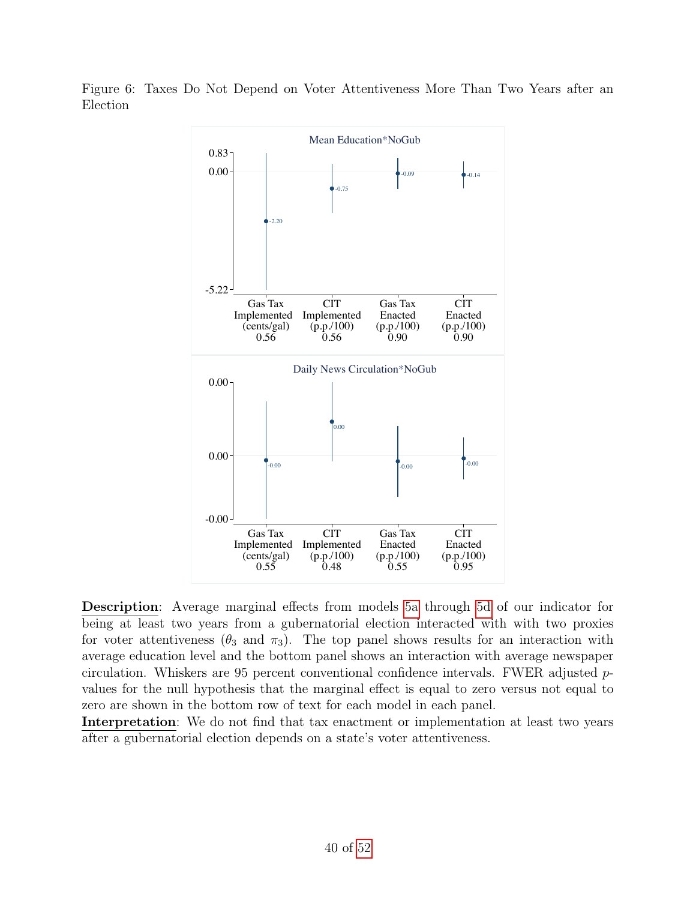Figure 6: Taxes Do Not Depend on Voter Attentiveness More Than Two Years after an Election

Mean Education*NoGub

0.83
0.00
-5.22

-2.20
-0.75
-0.09
-0.14

Gas Tax Implemented (cents/gal) 0.56
CIT Implemented (p.p./100) 0.56
Gas Tax Enacted (p.p./100) 0.90
CIT Enacted (p.p./100) 0.90

Daily News Circulation*NoGub

0.00
0.00
-0.00

-0.00
0.00
-0.00
-0.00

Gas Tax Implemented (cents/gal) 0.55
CIT Implemented (p.p./100) 0.48
Gas Tax Enacted (p.p./100) 0.55
CIT Enacted (p.p./100) 0.95

**Description**: Average marginal effects from models 5a through 5d of our indicator for being at least two years from a gubernatorial election interacted with with two proxies for voter attentiveness ($\theta_3$ and $\pi_3$). The top panel shows results for an interaction with average education level and the bottom panel shows an interaction with average newspaper circulation. Whiskers are 95 percent conventional confidence intervals. FWER adjusted $p$-values for the null hypothesis that the marginal effect is equal to zero versus not equal to zero are shown in the bottom row of text for each model in each panel.

**Interpretation**: We do not find that tax enactment or implementation at least two years after a gubernatorial election depends on a state's voter attentiveness.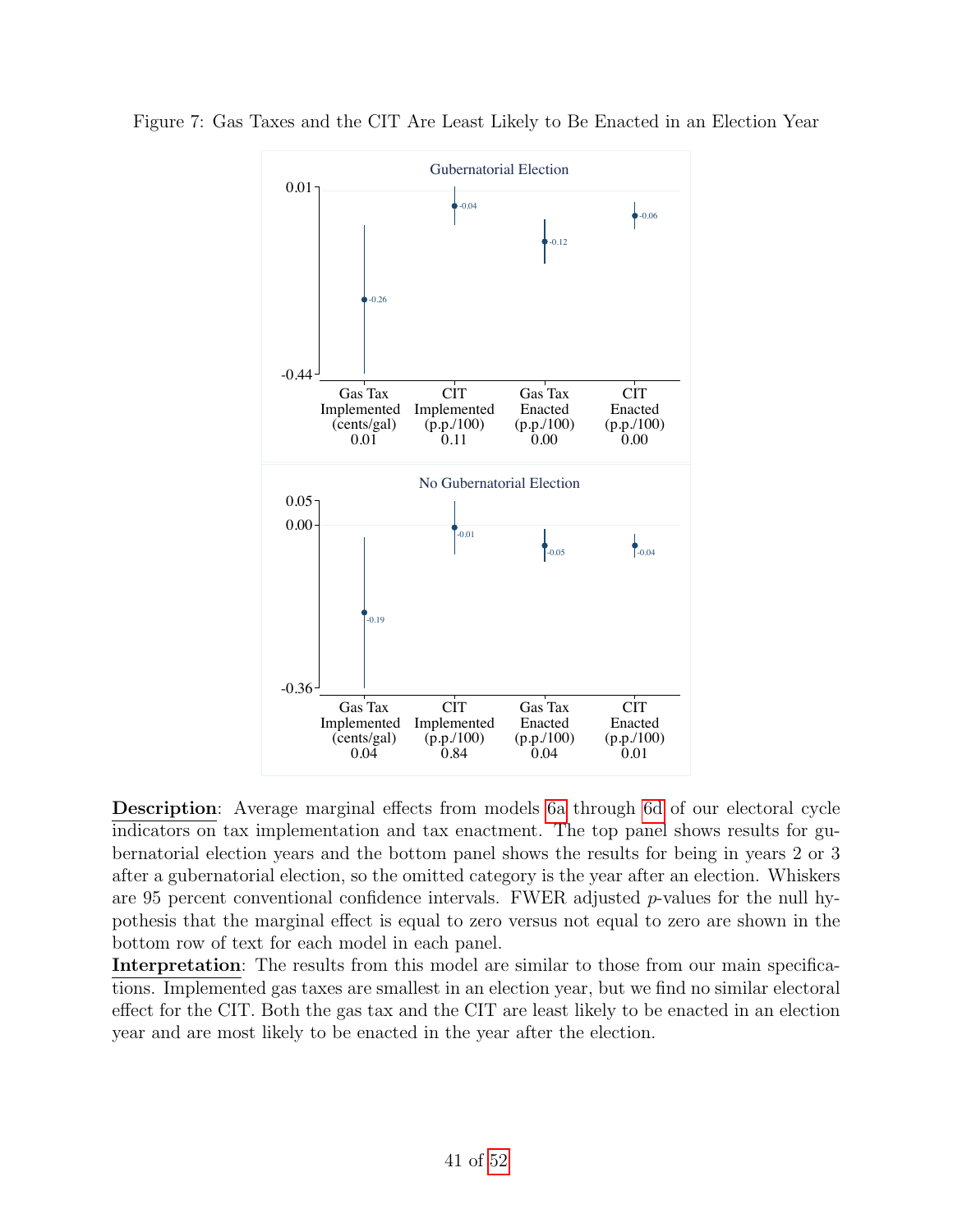Figure 7: Gas Taxes and the CIT Are Least Likely to Be Enacted in an Election Year

Gubernatorial Election

0.01

-0.44

-0.26

-0.04

-0.12

-0.06

Gas Tax Implemented (cents/gal) 0.01

CIT Implemented (p.p./100) 0.11

Gas Tax Enacted (p.p./100) 0.00

CIT Enacted (p.p./100) 0.00

No Gubernatorial Election

0.05

0.00

-0.36

-0.19

-0.01

-0.05

-0.04

Gas Tax Implemented (cents/gal) 0.04

CIT Implemented (p.p./100) 0.84

Gas Tax Enacted (p.p./100) 0.04

CIT Enacted (p.p./100) 0.01

**Description**: Average marginal effects from models 6a through 6d of our electoral cycle indicators on tax implementation and tax enactment. The top panel shows results for gubernatorial election years and the bottom panel shows the results for being in years 2 or 3 after a gubernatorial election, so the omitted category is the year after an election. Whiskers are 95 percent conventional confidence intervals. FWER adjusted $p$-values for the null hypothesis that the marginal effect is equal to zero versus not equal to zero are shown in the bottom row of text for each model in each panel.

**Interpretation**: The results from this model are similar to those from our main specifications. Implemented gas taxes are smallest in an election year, but we find no similar electoral effect for the CIT. Both the gas tax and the CIT are least likely to be enacted in an election year and are most likely to be enacted in the year after the election.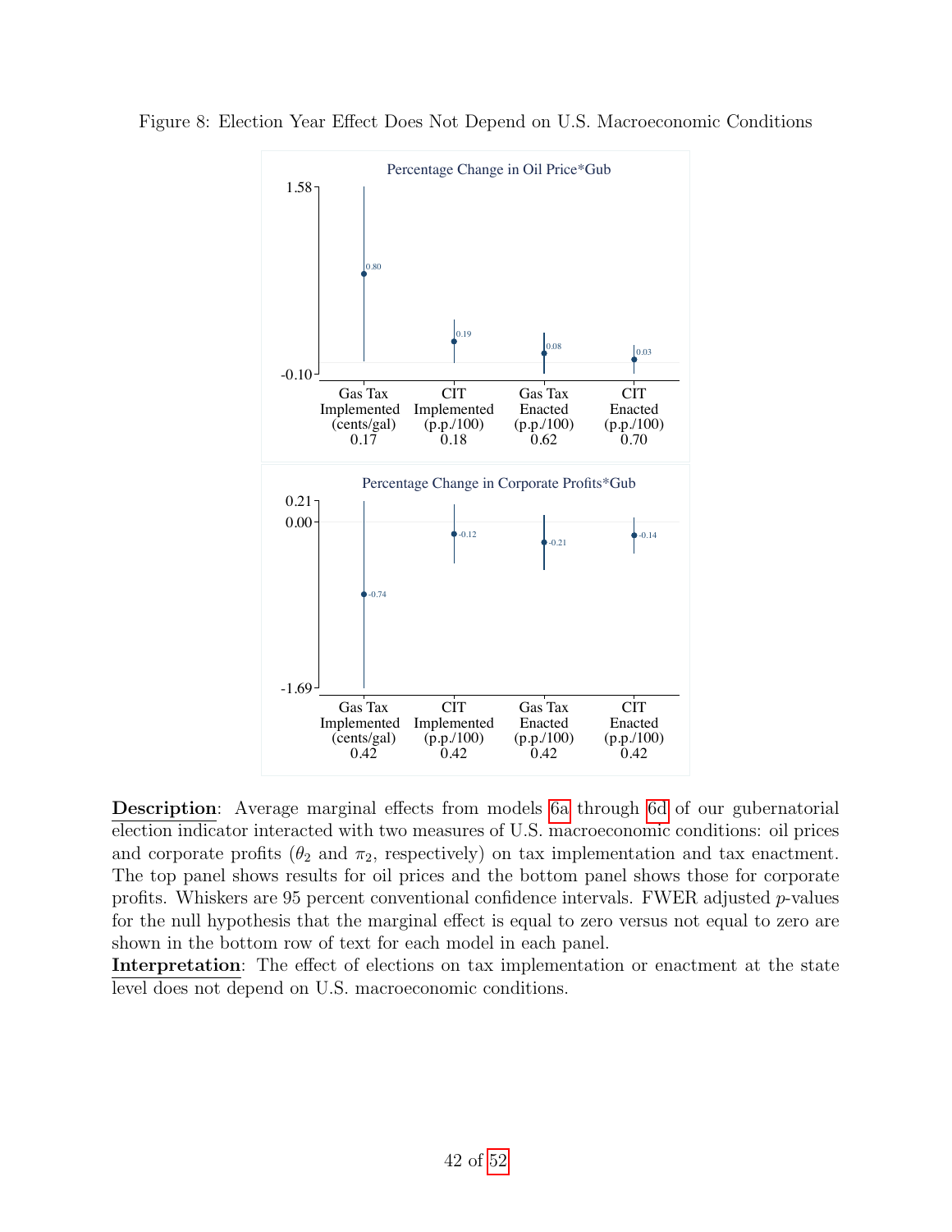Figure 8: Election Year Effect Does Not Depend on U.S. Macroeconomic Conditions

Percentage Change in Oil Price*Gub

1.58

-0.10

0.80

0.19

0.08

0.03

Gas Tax Implemented (cents/gal) 0.17

CIT Implemented (p.p./100) 0.18

Gas Tax Enacted (p.p./100) 0.62

CIT Enacted (p.p./100) 0.70

Percentage Change in Corporate Profits*Gub

0.21

0.00

-1.69

-0.74

-0.12

-0.21

-0.14

Gas Tax Implemented (cents/gal) 0.42

CIT Implemented (p.p./100) 0.42

Gas Tax Enacted (p.p./100) 0.42

CIT Enacted (p.p./100) 0.42

**Description**: Average marginal effects from models 6a through 6d of our gubernatorial election indicator interacted with two measures of U.S. macroeconomic conditions: oil prices and corporate profits ($\theta_2$ and $\pi_2$, respectively) on tax implementation and tax enactment. The top panel shows results for oil prices and the bottom panel shows those for corporate profits. Whiskers are 95 percent conventional confidence intervals. FWER adjusted $p$-values for the null hypothesis that the marginal effect is equal to zero versus not equal to zero are shown in the bottom row of text for each model in each panel.

**Interpretation**: The effect of elections on tax implementation or enactment at the state level does not depend on U.S. macroeconomic conditions.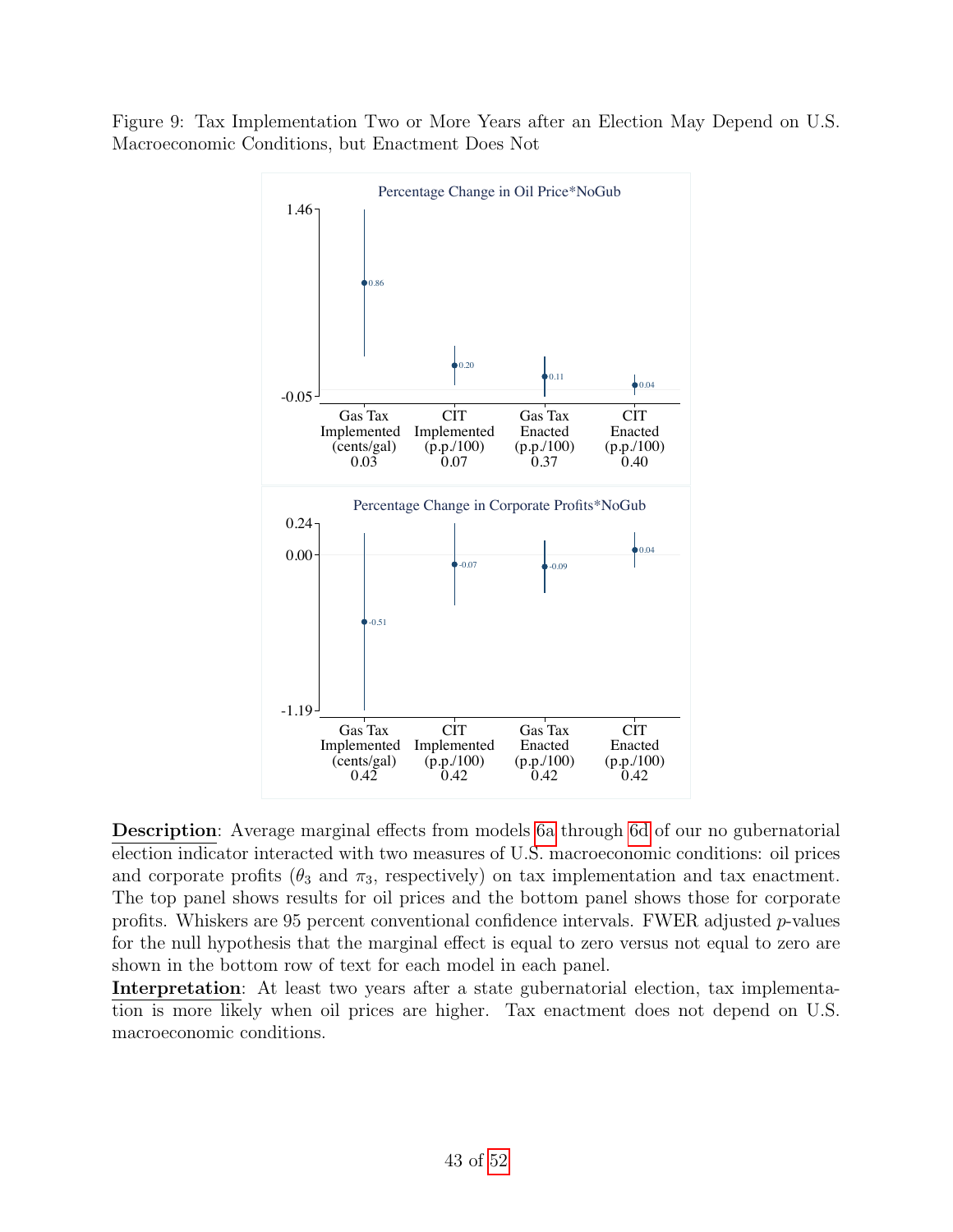Figure 9: Tax Implementation Two or More Years after an Election May Depend on U.S. Macroeconomic Conditions, but Enactment Does Not

Percentage Change in Oil Price*NoGub

1.46

-0.05

0.86

0.20

0.11

0.04

Gas Tax Implemented (cents/gal) 0.03

CIT Implemented (p.p./100) 0.07

Gas Tax Enacted (p.p./100) 0.37

CIT Enacted (p.p./100) 0.40

Percentage Change in Corporate Profits*NoGub

0.24

0.00

-1.19

-0.51

-0.07

-0.09

0.04

Gas Tax Implemented (cents/gal) 0.42

CIT Implemented (p.p./100) 0.42

Gas Tax Enacted (p.p./100) 0.42

CIT Enacted (p.p./100) 0.42

**Description**: Average marginal effects from models 6a through 6d of our no gubernatorial election indicator interacted with two measures of U.S. macroeconomic conditions: oil prices and corporate profits ($\theta_3$ and $\pi_3$, respectively) on tax implementation and tax enactment. The top panel shows results for oil prices and the bottom panel shows those for corporate profits. Whiskers are 95 percent conventional confidence intervals. FWER adjusted $p$-values for the null hypothesis that the marginal effect is equal to zero versus not equal to zero are shown in the bottom row of text for each model in each panel.

**Interpretation**: At least two years after a state gubernatorial election, tax implementation is more likely when oil prices are higher. Tax enactment does not depend on U.S. macroeconomic conditions.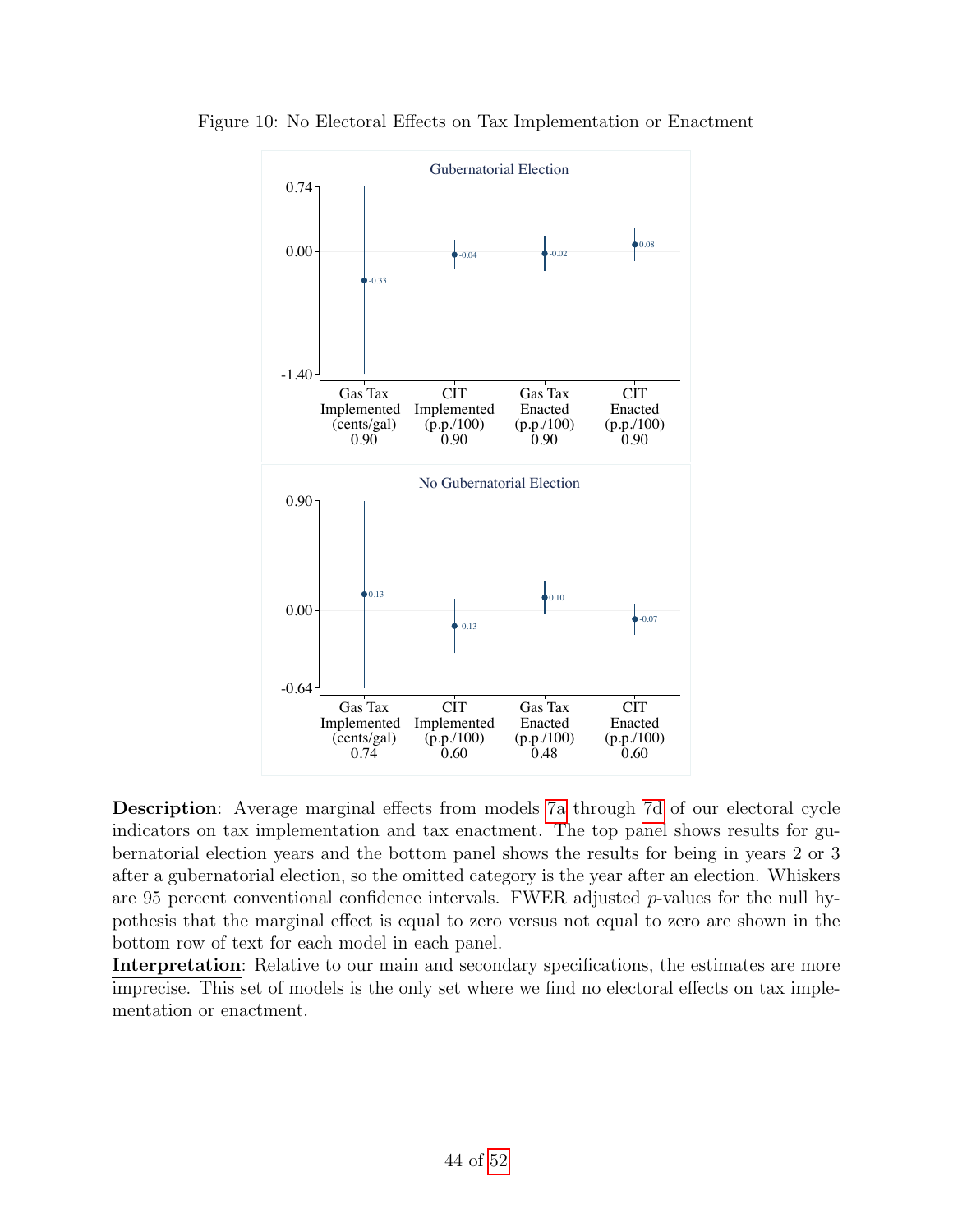Figure 10: No Electoral Effects on Tax Implementation or Enactment

Gubernatorial Election

0.74
0.00
-1.40

-0.33
-0.04
-0.02
0.08

Gas Tax Implemented (cents/gal) 0.90
CIT Implemented (p.p./100) 0.90
Gas Tax Enacted (p.p./100) 0.90
CIT Enacted (p.p./100) 0.90

No Gubernatorial Election

0.90
0.00
-0.64

0.13
-0.13
0.10
-0.07

Gas Tax Implemented (cents/gal) 0.74
CIT Implemented (p.p./100) 0.60
Gas Tax Enacted (p.p./100) 0.48
CIT Enacted (p.p./100) 0.60

**Description**: Average marginal effects from models 7a through 7d of our electoral cycle indicators on tax implementation and tax enactment. The top panel shows results for gubernatorial election years and the bottom panel shows the results for being in years 2 or 3 after a gubernatorial election, so the omitted category is the year after an election. Whiskers are 95 percent conventional confidence intervals. FWER adjusted $p$-values for the null hypothesis that the marginal effect is equal to zero versus not equal to zero are shown in the bottom row of text for each model in each panel.

**Interpretation**: Relative to our main and secondary specifications, the estimates are more imprecise. This set of models is the only set where we find no electoral effects on tax implementation or enactment.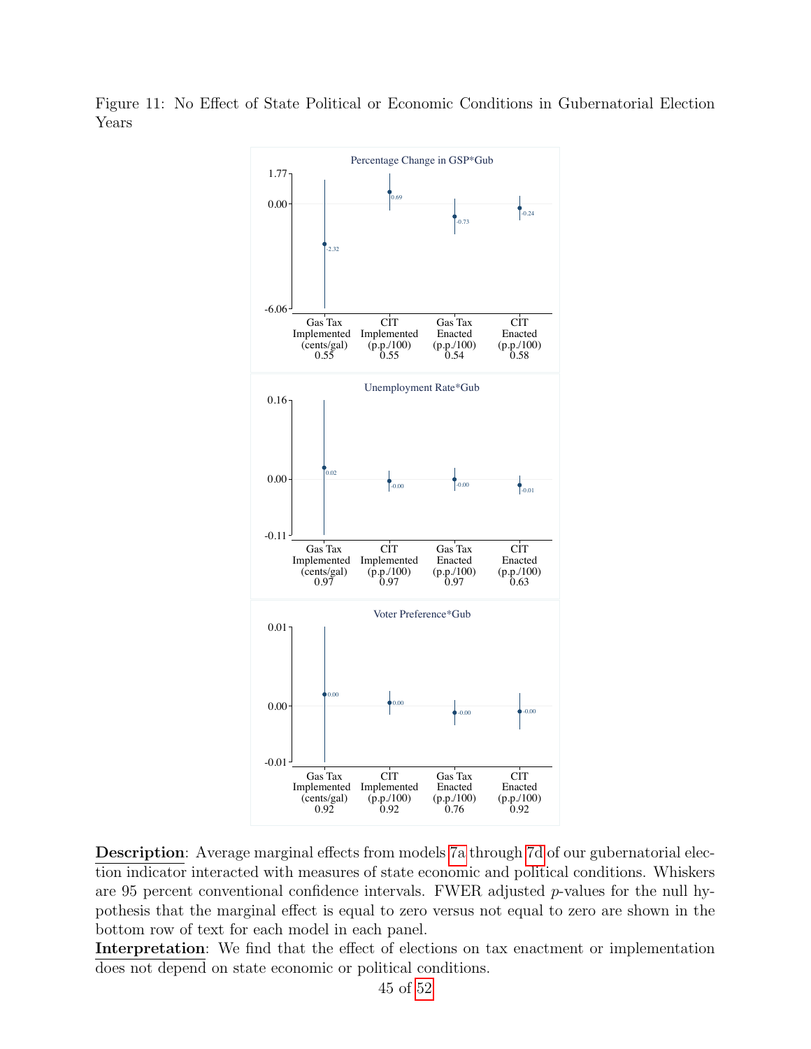Figure 11: No Effect of State Political or Economic Conditions in Gubernatorial Election Years

Percentage Change in GSP*Gub

1.77
0.00
-6.06

-2.32
0.69
-0.73
-0.24

Gas Tax Implemented (cents/gal) 0.55
CIT Implemented (p.p./100) 0.55
Gas Tax Enacted (p.p./100) 0.54
CIT Enacted (p.p./100) 0.58

Unemployment Rate*Gub

0.16
0.00
-0.11

0.02
-0.00
-0.00
-0.01

Gas Tax Implemented (cents/gal) 0.97
CIT Implemented (p.p./100) 0.97
Gas Tax Enacted (p.p./100) 0.97
CIT Enacted (p.p./100) 0.63

Voter Preference*Gub

0.01
0.00
-0.01

0.00
0.00
-0.00
-0.00

Gas Tax Implemented (cents/gal) 0.92
CIT Implemented (p.p./100) 0.92
Gas Tax Enacted (p.p./100) 0.76
CIT Enacted (p.p./100) 0.92

**Description**: Average marginal effects from models 7a through 7d of our gubernatorial election indicator interacted with measures of state economic and political conditions. Whiskers are 95 percent conventional confidence intervals. FWER adjusted $p$-values for the null hypothesis that the marginal effect is equal to zero versus not equal to zero are shown in the bottom row of text for each model in each panel.

**Interpretation**: We find that the effect of elections on tax enactment or implementation does not depend on state economic or political conditions.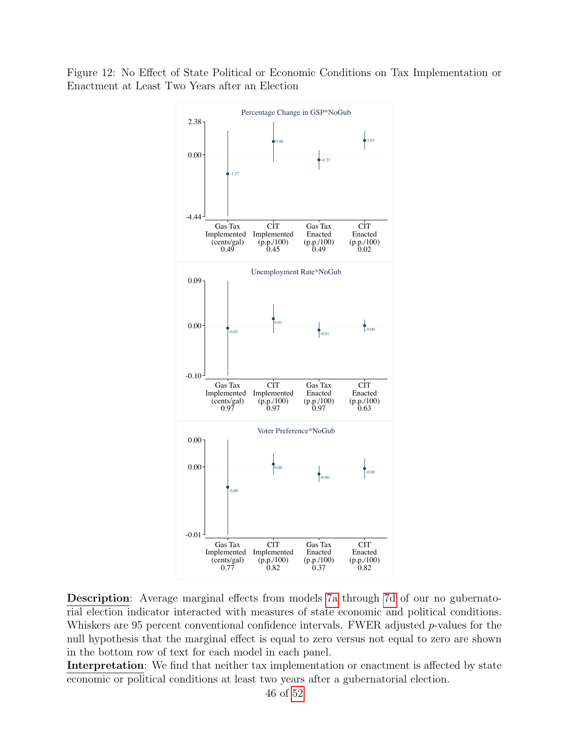Figure 12: No Effect of State Political or Economic Conditions on Tax Implementation or Enactment at Least Two Years after an Election

Percentage Change in GSP*NoGub

2.38
0.00
-4.44

-1.37
0.96
-0.37
1.03

Gas Tax Implemented (cents/gal) 0.49
CIT Implemented (p.p./100) 0.45
Gas Tax Enacted (p.p./100) 0.49
CIT Enacted (p.p./100) 0.02

Unemployment Rate*NoGub

0.09
0.00
-0.10

-0.01
0.01
-0.01
-0.00

Gas Tax Implemented (cents/gal) 0.97
CIT Implemented (p.p./100) 0.97
Gas Tax Enacted (p.p./100) 0.97
CIT Enacted (p.p./100) 0.63

Voter Preference*NoGub

0.00
0.00
-0.01

-0.00
0.00
-0.00
-0.00

Gas Tax Implemented (cents/gal) 0.77
CIT Implemented (p.p./100) 0.82
Gas Tax Enacted (p.p./100) 0.37
CIT Enacted (p.p./100) 0.82

**Description**: Average marginal effects from models 7a through 7d of our no gubernatorial election indicator interacted with measures of state economic and political conditions. Whiskers are 95 percent conventional confidence intervals. FWER adjusted $p$-values for the null hypothesis that the marginal effect is equal to zero versus not equal to zero are shown in the bottom row of text for each model in each panel.

**Interpretation**: We find that neither tax implementation or enactment is affected by state economic or political conditions at least two years after a gubernatorial election.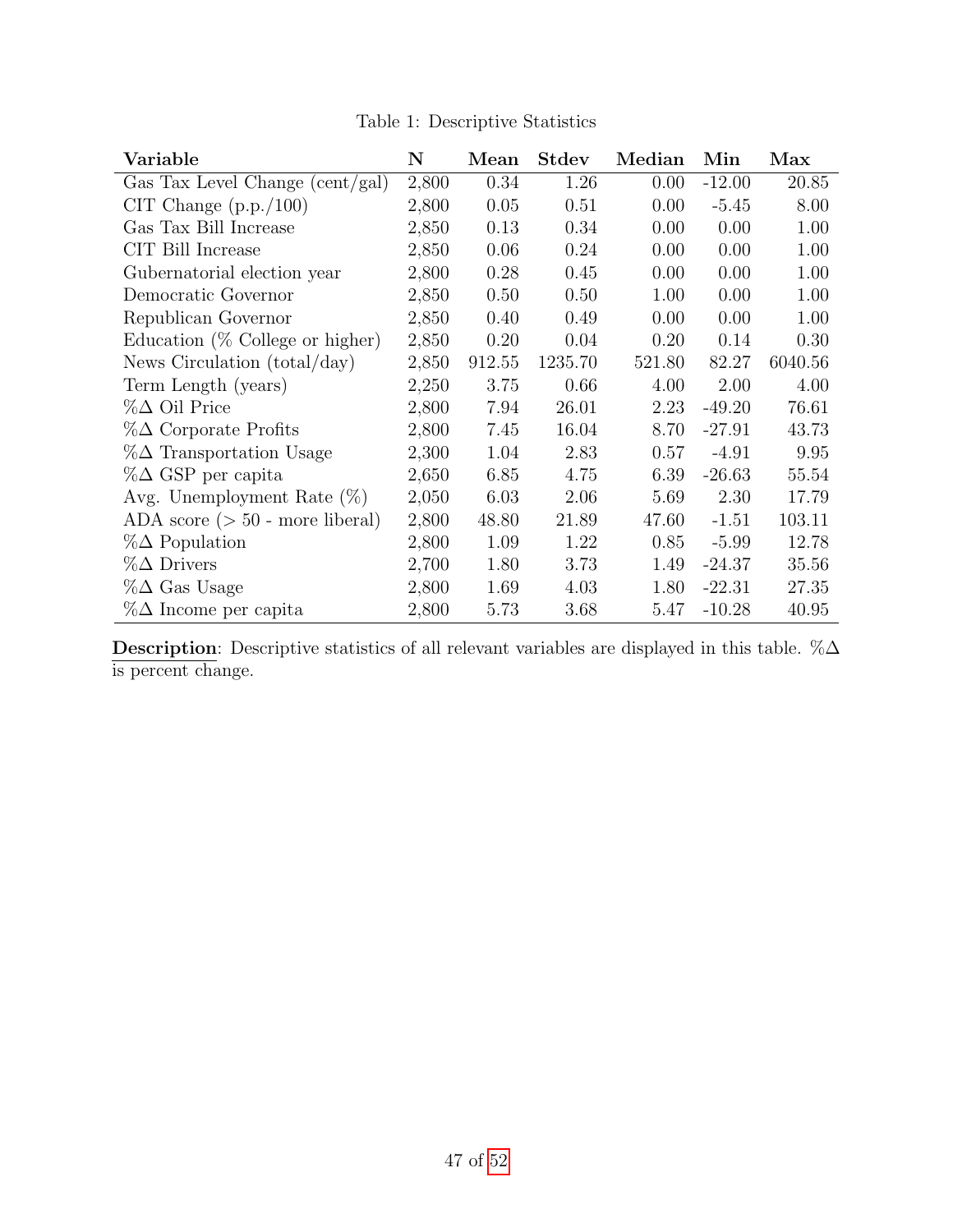Table 1: Descriptive Statistics

| Variable | N | Mean | Stdev | Median | Min | Max |
|---|---|---|---|---|---|---|
| Gas Tax Level Change (cent/gal) | 2,800 | 0.34 | 1.26 | 0.00 | -12.00 | 20.85 |
| CIT Change (p.p./100) | 2,800 | 0.05 | 0.51 | 0.00 | -5.45 | 8.00 |
| Gas Tax Bill Increase | 2,850 | 0.13 | 0.34 | 0.00 | 0.00 | 1.00 |
| CIT Bill Increase | 2,850 | 0.06 | 0.24 | 0.00 | 0.00 | 1.00 |
| Gubernatorial election year | 2,800 | 0.28 | 0.45 | 0.00 | 0.00 | 1.00 |
| Democratic Governor | 2,850 | 0.50 | 0.50 | 1.00 | 0.00 | 1.00 |
| Republican Governor | 2,850 | 0.40 | 0.49 | 0.00 | 0.00 | 1.00 |
| Education (% College or higher) | 2,850 | 0.20 | 0.04 | 0.20 | 0.14 | 0.30 |
| News Circulation (total/day) | 2,850 | 912.55 | 1235.70 | 521.80 | 82.27 | 6040.56 |
| Term Length (years) | 2,250 | 3.75 | 0.66 | 4.00 | 2.00 | 4.00 |
| %$\Delta$ Oil Price | 2,800 | 7.94 | 26.01 | 2.23 | -49.20 | 76.61 |
| %$\Delta$ Corporate Profits | 2,800 | 7.45 | 16.04 | 8.70 | -27.91 | 43.73 |
| %$\Delta$ Transportation Usage | 2,300 | 1.04 | 2.83 | 0.57 | -4.91 | 9.95 |
| %$\Delta$ GSP per capita | 2,650 | 6.85 | 4.75 | 6.39 | -26.63 | 55.54 |
| Avg. Unemployment Rate (%) | 2,050 | 6.03 | 2.06 | 5.69 | 2.30 | 17.79 |
| ADA score (> 50 - more liberal) | 2,800 | 48.80 | 21.89 | 47.60 | -1.51 | 103.11 |
| %$\Delta$ Population | 2,800 | 1.09 | 1.22 | 0.85 | -5.99 | 12.78 |
| %$\Delta$ Drivers | 2,700 | 1.80 | 3.73 | 1.49 | -24.37 | 35.56 |
| %$\Delta$ Gas Usage | 2,800 | 1.69 | 4.03 | 1.80 | -22.31 | 27.35 |
| %$\Delta$ Income per capita | 2,800 | 5.73 | 3.68 | 5.47 | -10.28 | 40.95 |

**Description**: Descriptive statistics of all relevant variables are displayed in this table. %$\Delta$ is percent change.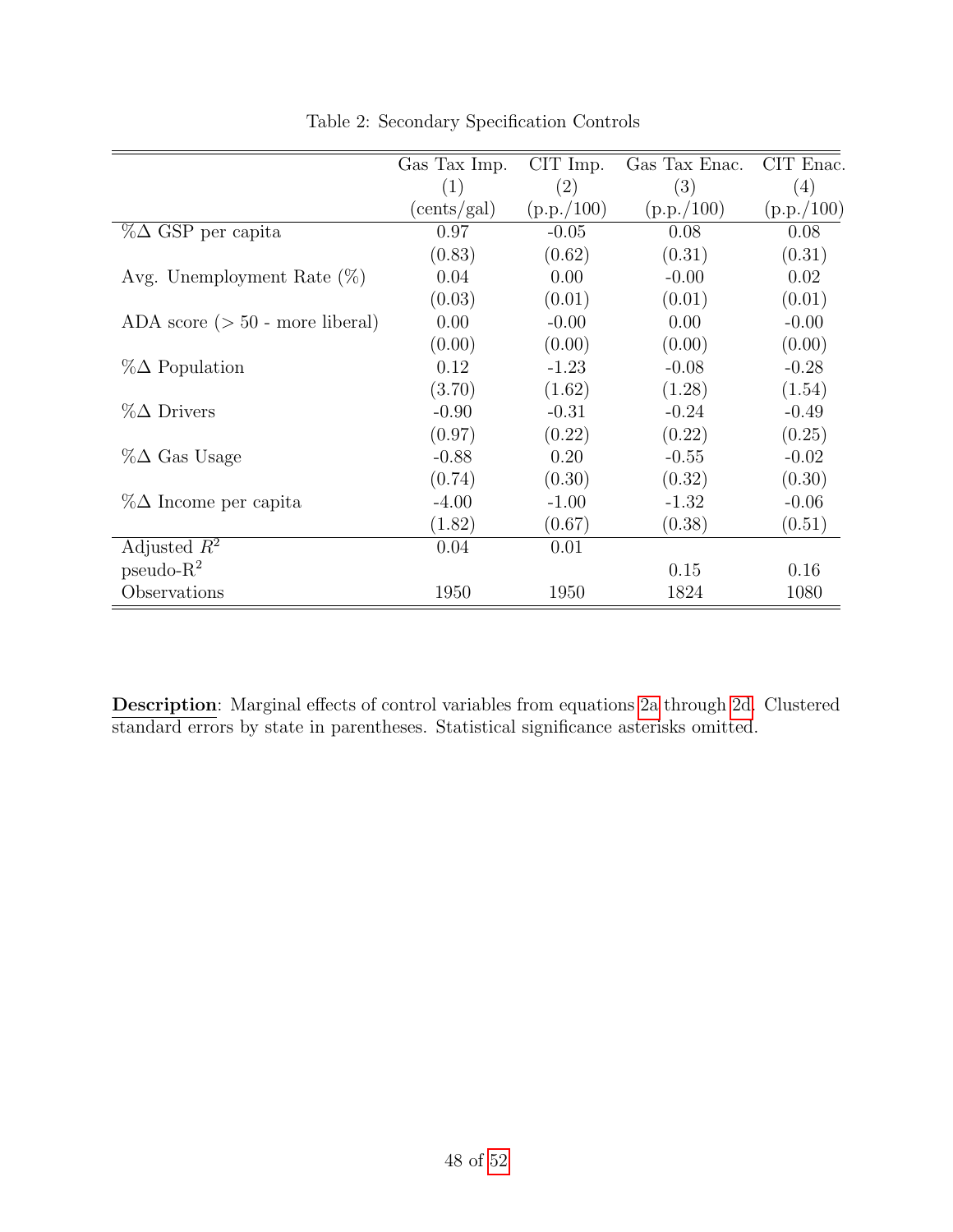Table 2: Secondary Specification Controls

| | Gas Tax Imp. (1) (cents/gal) | CIT Imp. (2) (p.p./100) | Gas Tax Enac. (3) (p.p./100) | CIT Enac. (4) (p.p./100) |
|---|---|---|---|---|
| %Δ GSP per capita | 0.97 | -0.05 | 0.08 | 0.08 |
| | (0.83) | (0.62) | (0.31) | (0.31) |
| Avg. Unemployment Rate (%) | 0.04 | 0.00 | -0.00 | 0.02 |
| | (0.03) | (0.01) | (0.01) | (0.01) |
| ADA score (> 50 - more liberal) | 0.00 | -0.00 | 0.00 | -0.00 |
| | (0.00) | (0.00) | (0.00) | (0.00) |
| %Δ Population | 0.12 | -1.23 | -0.08 | -0.28 |
| | (3.70) | (1.62) | (1.28) | (1.54) |
| %Δ Drivers | -0.90 | -0.31 | -0.24 | -0.49 |
| | (0.97) | (0.22) | (0.22) | (0.25) |
| %Δ Gas Usage | -0.88 | 0.20 | -0.55 | -0.02 |
| | (0.74) | (0.30) | (0.32) | (0.30) |
| %Δ Income per capita | -4.00 | -1.00 | -1.32 | -0.06 |
| | (1.82) | (0.67) | (0.38) | (0.51) |
| Adjusted $R^2$ | 0.04 | 0.01 | | |
| pseudo-$R^2$ | | | 0.15 | 0.16 |
| Observations | 1950 | 1950 | 1824 | 1080 |

**Description**: Marginal effects of control variables from equations 2a through 2d. Clustered standard errors by state in parentheses. Statistical significance asterisks omitted.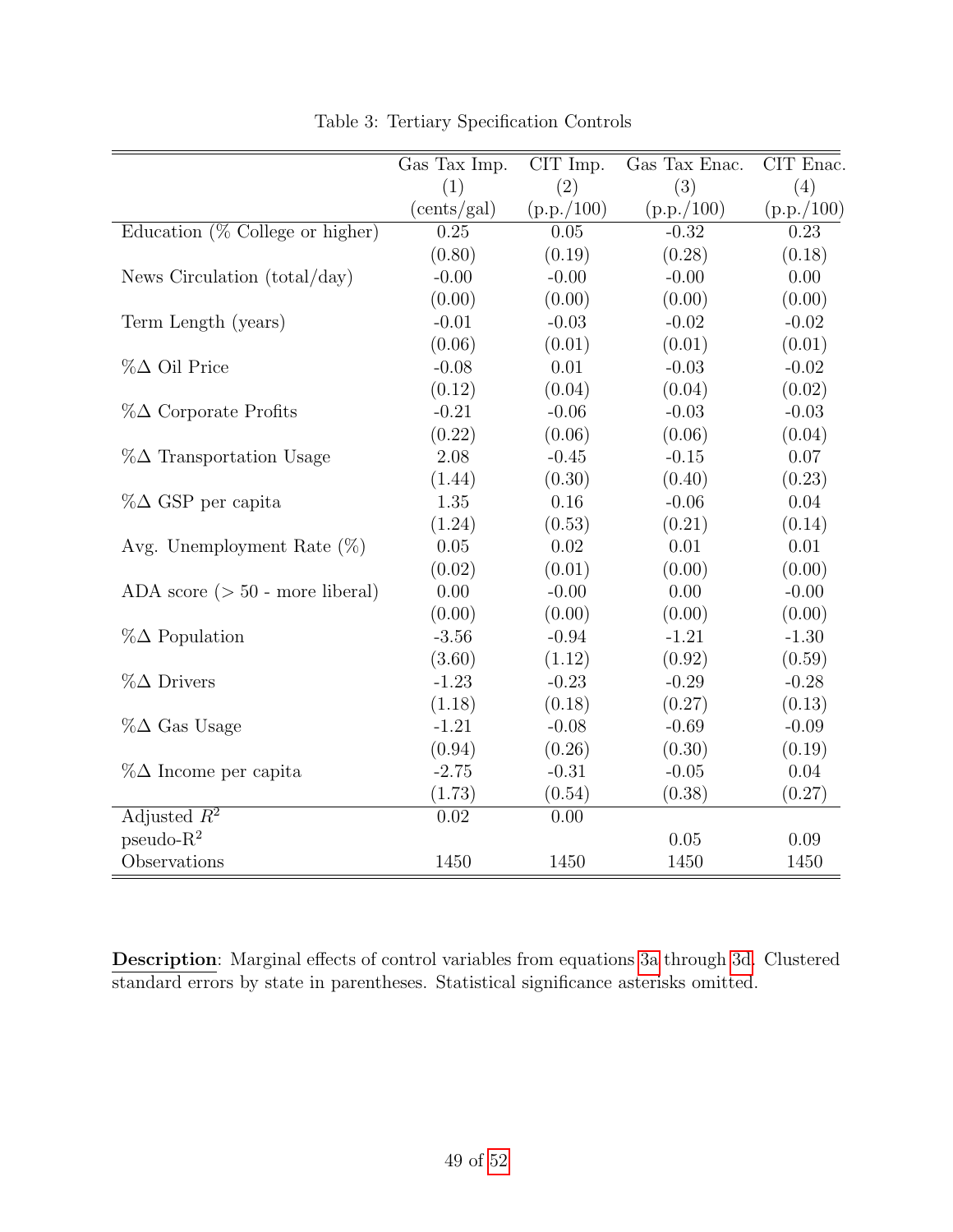Table 3: Tertiary Specification Controls

| | Gas Tax Imp. | CIT Imp. | Gas Tax Enac. | CIT Enac. |
|---|---|---|---|---|
| | (1) | (2) | (3) | (4) |
| | (cents/gal) | (p.p./100) | (p.p./100) | (p.p./100) |
| Education (% College or higher) | 0.25 | 0.05 | -0.32 | 0.23 |
| | (0.80) | (0.19) | (0.28) | (0.18) |
| News Circulation (total/day) | -0.00 | -0.00 | -0.00 | 0.00 |
| | (0.00) | (0.00) | (0.00) | (0.00) |
| Term Length (years) | -0.01 | -0.03 | -0.02 | -0.02 |
| | (0.06) | (0.01) | (0.01) | (0.01) |
| %$\Delta$ Oil Price | -0.08 | 0.01 | -0.03 | -0.02 |
| | (0.12) | (0.04) | (0.04) | (0.02) |
| %$\Delta$ Corporate Profits | -0.21 | -0.06 | -0.03 | -0.03 |
| | (0.22) | (0.06) | (0.06) | (0.04) |
| %$\Delta$ Transportation Usage | 2.08 | -0.45 | -0.15 | 0.07 |
| | (1.44) | (0.30) | (0.40) | (0.23) |
| %$\Delta$ GSP per capita | 1.35 | 0.16 | -0.06 | 0.04 |
| | (1.24) | (0.53) | (0.21) | (0.14) |
| Avg. Unemployment Rate (%) | 0.05 | 0.02 | 0.01 | 0.01 |
| | (0.02) | (0.01) | (0.00) | (0.00) |
| ADA score (> 50 - more liberal) | 0.00 | -0.00 | 0.00 | -0.00 |
| | (0.00) | (0.00) | (0.00) | (0.00) |
| %$\Delta$ Population | -3.56 | -0.94 | -1.21 | -1.30 |
| | (3.60) | (1.12) | (0.92) | (0.59) |
| %$\Delta$ Drivers | -1.23 | -0.23 | -0.29 | -0.28 |
| | (1.18) | (0.18) | (0.27) | (0.13) |
| %$\Delta$ Gas Usage | -1.21 | -0.08 | -0.69 | -0.09 |
| | (0.94) | (0.26) | (0.30) | (0.19) |
| %$\Delta$ Income per capita | -2.75 | -0.31 | -0.05 | 0.04 |
| | (1.73) | (0.54) | (0.38) | (0.27) |
| Adjusted $R^2$ | 0.02 | 0.00 | | |
| pseudo-$R^2$ | | | 0.05 | 0.09 |
| Observations | 1450 | 1450 | 1450 | 1450 |

**Description**: Marginal effects of control variables from equations 3a through 3d. Clustered standard errors by state in parentheses. Statistical significance asterisks omitted.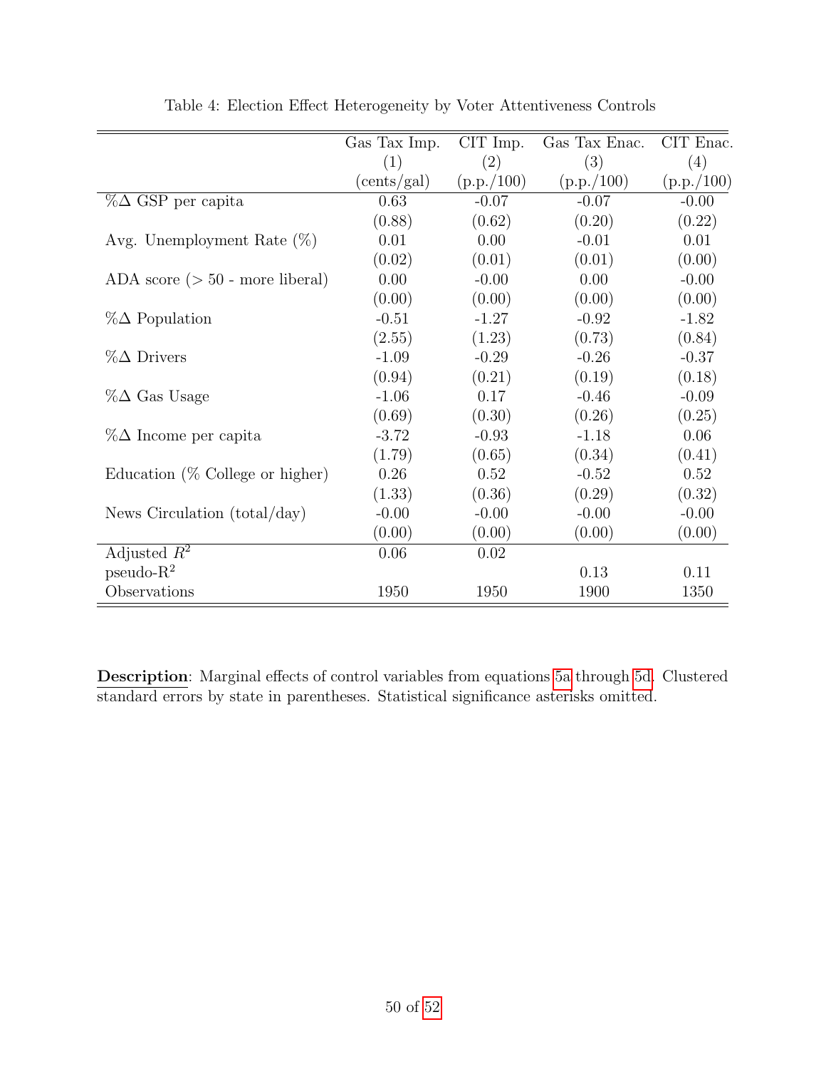Table 4: Election Effect Heterogeneity by Voter Attentiveness Controls

| | Gas Tax Imp. | CIT Imp. | Gas Tax Enac. | CIT Enac. |
|---|---|---|---|---|
| | (1) | (2) | (3) | (4) |
| | (cents/gal) | (p.p./100) | (p.p./100) | (p.p./100) |
| %Δ GSP per capita | 0.63 | -0.07 | -0.07 | -0.00 |
| | (0.88) | (0.62) | (0.20) | (0.22) |
| Avg. Unemployment Rate (%) | 0.01 | 0.00 | -0.01 | 0.01 |
| | (0.02) | (0.01) | (0.01) | (0.00) |
| ADA score (> 50 - more liberal) | 0.00 | -0.00 | 0.00 | -0.00 |
| | (0.00) | (0.00) | (0.00) | (0.00) |
| %Δ Population | -0.51 | -1.27 | -0.92 | -1.82 |
| | (2.55) | (1.23) | (0.73) | (0.84) |
| %Δ Drivers | -1.09 | -0.29 | -0.26 | -0.37 |
| | (0.94) | (0.21) | (0.19) | (0.18) |
| %Δ Gas Usage | -1.06 | 0.17 | -0.46 | -0.09 |
| | (0.69) | (0.30) | (0.26) | (0.25) |
| %Δ Income per capita | -3.72 | -0.93 | -1.18 | 0.06 |
| | (1.79) | (0.65) | (0.34) | (0.41) |
| Education (% College or higher) | 0.26 | 0.52 | -0.52 | 0.52 |
| | (1.33) | (0.36) | (0.29) | (0.32) |
| News Circulation (total/day) | -0.00 | -0.00 | -0.00 | -0.00 |
| | (0.00) | (0.00) | (0.00) | (0.00) |
| Adjusted $R^2$ | 0.06 | 0.02 | | |
| pseudo-$R^2$ | | | 0.13 | 0.11 |
| Observations | 1950 | 1950 | 1900 | 1350 |

**Description**: Marginal effects of control variables from equations 5a through 5d. Clustered standard errors by state in parentheses. Statistical significance asterisks omitted.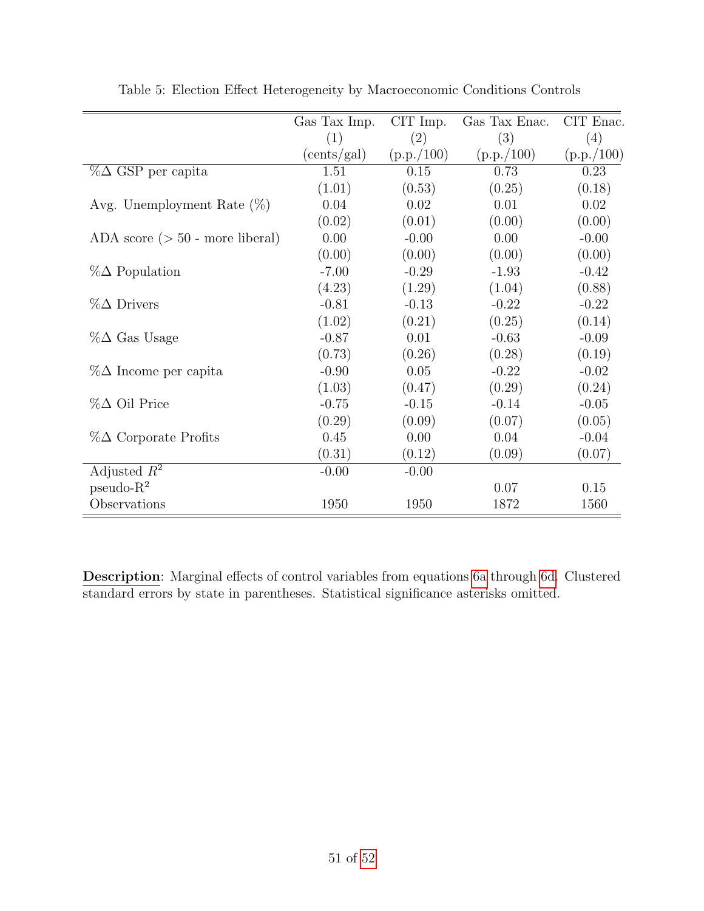Table 5: Election Effect Heterogeneity by Macroeconomic Conditions Controls

| | Gas Tax Imp. (1) (cents/gal) | CIT Imp. (2) (p.p./100) | Gas Tax Enac. (3) (p.p./100) | CIT Enac. (4) (p.p./100) |
|---|---|---|---|---|
| %$\Delta$ GSP per capita | 1.51 | 0.15 | 0.73 | 0.23 |
| | (1.01) | (0.53) | (0.25) | (0.18) |
| Avg. Unemployment Rate (%) | 0.04 | 0.02 | 0.01 | 0.02 |
| | (0.02) | (0.01) | (0.00) | (0.00) |
| ADA score (> 50 - more liberal) | 0.00 | -0.00 | 0.00 | -0.00 |
| | (0.00) | (0.00) | (0.00) | (0.00) |
| %$\Delta$ Population | -7.00 | -0.29 | -1.93 | -0.42 |
| | (4.23) | (1.29) | (1.04) | (0.88) |
| %$\Delta$ Drivers | -0.81 | -0.13 | -0.22 | -0.22 |
| | (1.02) | (0.21) | (0.25) | (0.14) |
| %$\Delta$ Gas Usage | -0.87 | 0.01 | -0.63 | -0.09 |
| | (0.73) | (0.26) | (0.28) | (0.19) |
| %$\Delta$ Income per capita | -0.90 | 0.05 | -0.22 | -0.02 |
| | (1.03) | (0.47) | (0.29) | (0.24) |
| %$\Delta$ Oil Price | -0.75 | -0.15 | -0.14 | -0.05 |
| | (0.29) | (0.09) | (0.07) | (0.05) |
| %$\Delta$ Corporate Profits | 0.45 | 0.00 | 0.04 | -0.04 |
| | (0.31) | (0.12) | (0.09) | (0.07) |
| Adjusted $R^2$ | -0.00 | -0.00 | | |
| pseudo-$R^2$ | | | 0.07 | 0.15 |
| Observations | 1950 | 1950 | 1872 | 1560 |

**Description**: Marginal effects of control variables from equations 6a through 6d. Clustered standard errors by state in parentheses. Statistical significance asterisks omitted.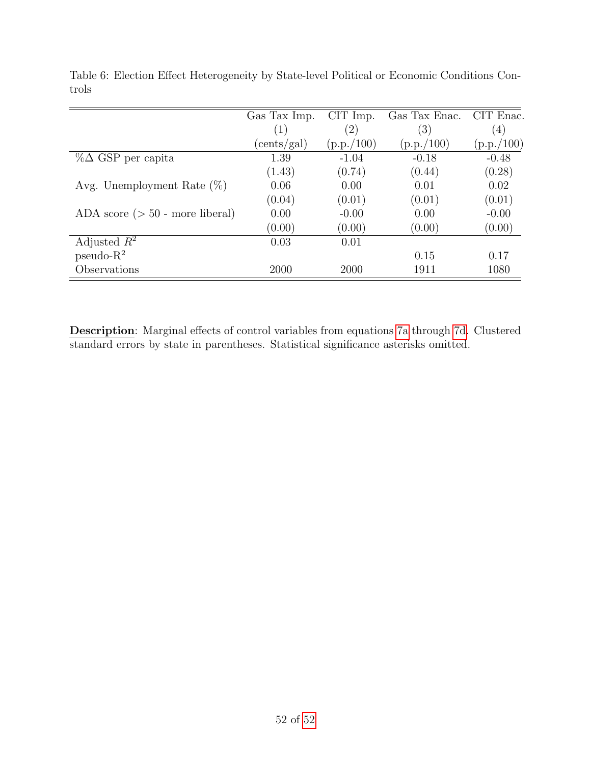Table 6: Election Effect Heterogeneity by State-level Political or Economic Conditions Controls

| | Gas Tax Imp. | CIT Imp. | Gas Tax Enac. | CIT Enac. |
|---|---|---|---|---|
| | (1) | (2) | (3) | (4) |
| | (cents/gal) | (p.p./100) | (p.p./100) | (p.p./100) |
| %Δ GSP per capita | 1.39 | -1.04 | -0.18 | -0.48 |
| | (1.43) | (0.74) | (0.44) | (0.28) |
| Avg. Unemployment Rate (%) | 0.06 | 0.00 | 0.01 | 0.02 |
| | (0.04) | (0.01) | (0.01) | (0.01) |
| ADA score (> 50 - more liberal) | 0.00 | -0.00 | 0.00 | -0.00 |
| | (0.00) | (0.00) | (0.00) | (0.00) |
| Adjusted $R^2$ | 0.03 | 0.01 | | |
| pseudo-$R^2$ | | | 0.15 | 0.17 |
| Observations | 2000 | 2000 | 1911 | 1080 |

**Description**: Marginal effects of control variables from equations 7a through 7d. Clustered standard errors by state in parentheses. Statistical significance asterisks omitted.